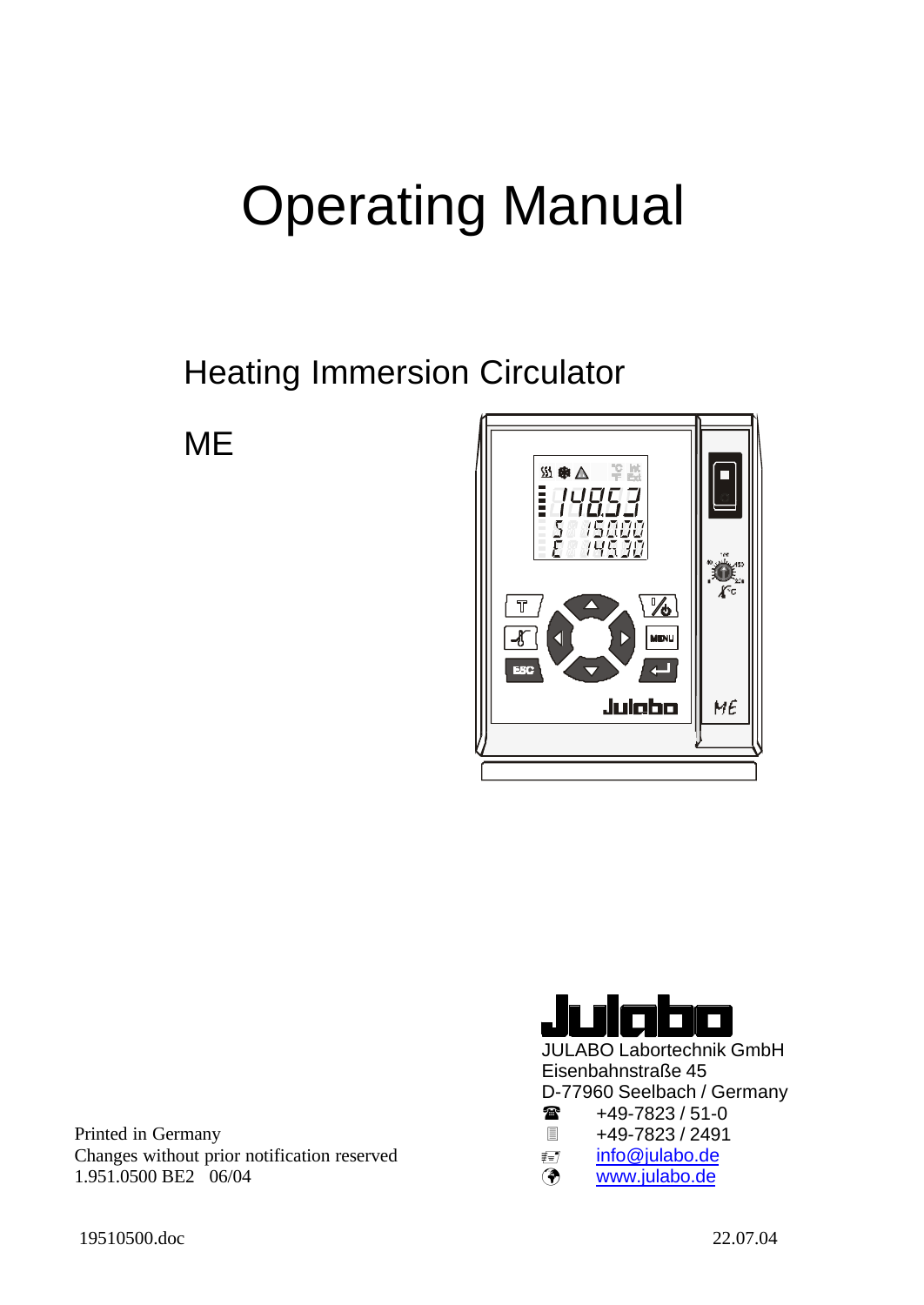# Operating Manual

## Heating Immersion Circulator

## ME

JULABO Labortechnik GmbH
Eisenbahnstraße 45
D-77960 Seelbach / Germany
☎ +49-7823 / 51-0
+49-7823 / 2491
info@julabo.de
www.julabo.de

Printed in Germany
Changes without prior notification reserved
1.951.0500 BE2 06/04

19510500.doc 22.07.04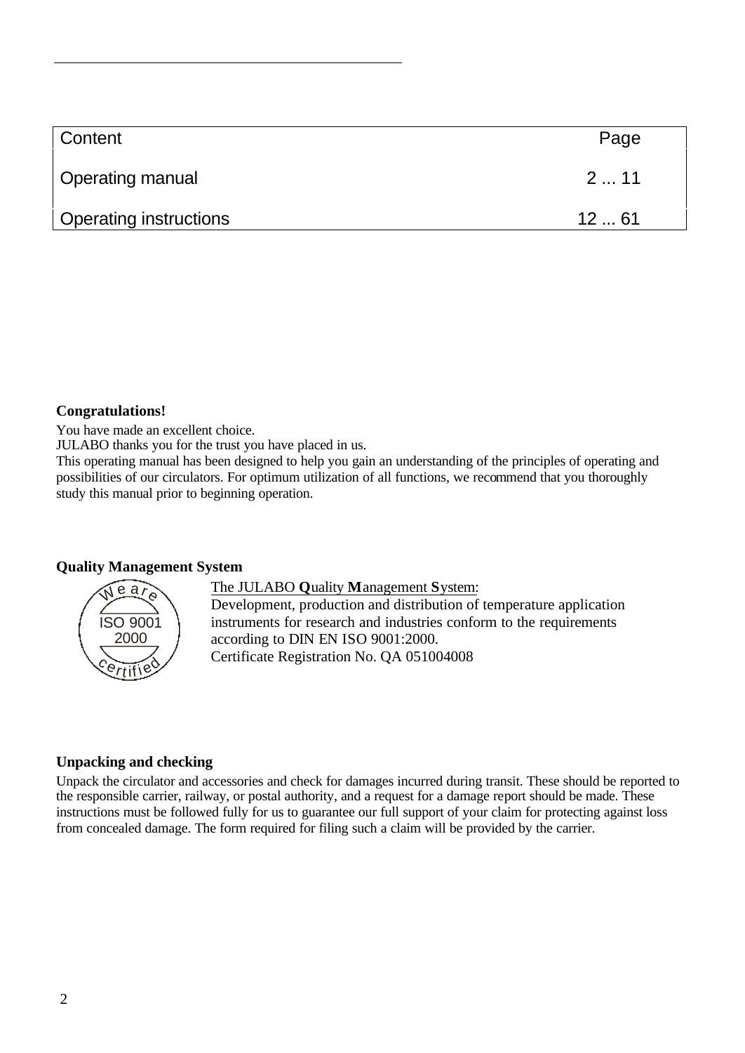| Content | Page |
|---|---|
| Operating manual | 2 ... 11 |
| Operating instructions | 12 ... 61 |

**Congratulations!**

You have made an excellent choice.
JULABO thanks you for the trust you have placed in us.
This operating manual has been designed to help you gain an understanding of the principles of operating and possibilities of our circulators. For optimum utilization of all functions, we recommend that you thoroughly study this manual prior to beginning operation.

**Quality Management System**

We are ISO 9001 2000 certified

The JULABO **Q**uality **M**anagement **S**ystem:
Development, production and distribution of temperature application instruments for research and industries conform to the requirements according to DIN EN ISO 9001:2000.
Certificate Registration No. QA 051004008

**Unpacking and checking**

Unpack the circulator and accessories and check for damages incurred during transit. These should be reported to the responsible carrier, railway, or postal authority, and a request for a damage report should be made. These instructions must be followed fully for us to guarantee our full support of your claim for protecting against loss from concealed damage. The form required for filing such a claim will be provided by the carrier.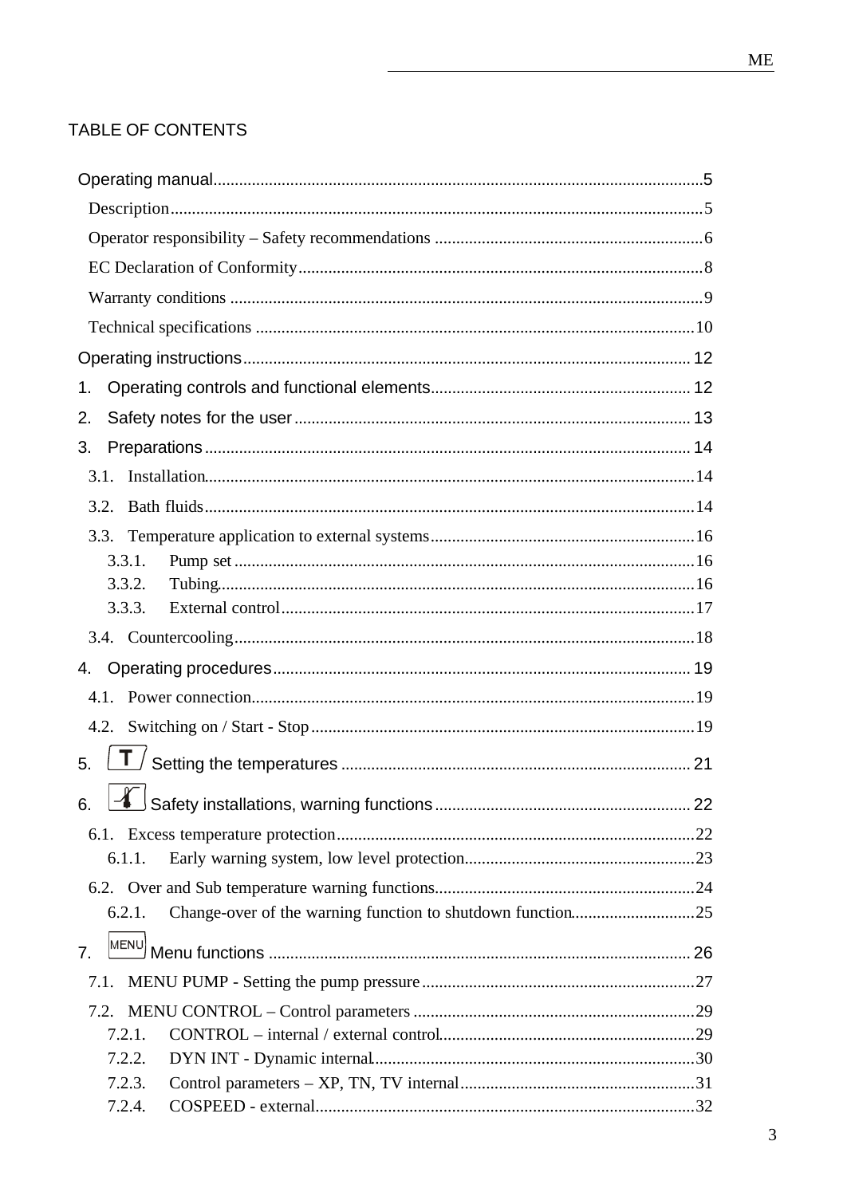# TABLE OF CONTENTS

Operating manual.........................................................................................................5

Description..........................................................................................................5

Operator responsibility – Safety recommendations ..............................................................6

EC Declaration of Conformity.............................................................................................8

Warranty conditions .............................................................................................................9

Technical specifications ......................................................................................................10

Operating instructions........................................................................................................12

1. Operating controls and functional elements..........................................................12

2. Safety notes for the user..........................................................................................13

3. Preparations.............................................................................................................14

3.1. Installation.................................................................................................................14

3.2. Bath fluids..................................................................................................................14

3.3. Temperature application to external systems.............................................................16

3.3.1. Pump set ...........................................................................................................16

3.3.2. Tubing...............................................................................................................16

3.3.3. External control................................................................................................17

3.4. Countercooling...........................................................................................................18

4. Operating procedures...............................................................................................19

4.1. Power connection.......................................................................................................19

4.2. Switching on / Start - Stop.........................................................................................19

5. T Setting the temperatures ......................................................................................21

6. Safety installations, warning functions.....................................................................22

6.1. Excess temperature protection...................................................................................22

6.1.1. Early warning system, low level protection.....................................................23

6.2. Over and Sub temperature warning functions............................................................24

6.2.1. Change-over of the warning function to shutdown function............................25

7. MENU Menu functions ................................................................................................26

7.1. MENU PUMP - Setting the pump pressure................................................................27

7.2. MENU CONTROL – Control parameters .................................................................29

7.2.1. CONTROL – internal / external control...........................................................29

7.2.2. DYN INT - Dynamic internal..........................................................................30

7.2.3. Control parameters – XP, TN, TV internal.......................................................31

7.2.4. COSPEED - external........................................................................................32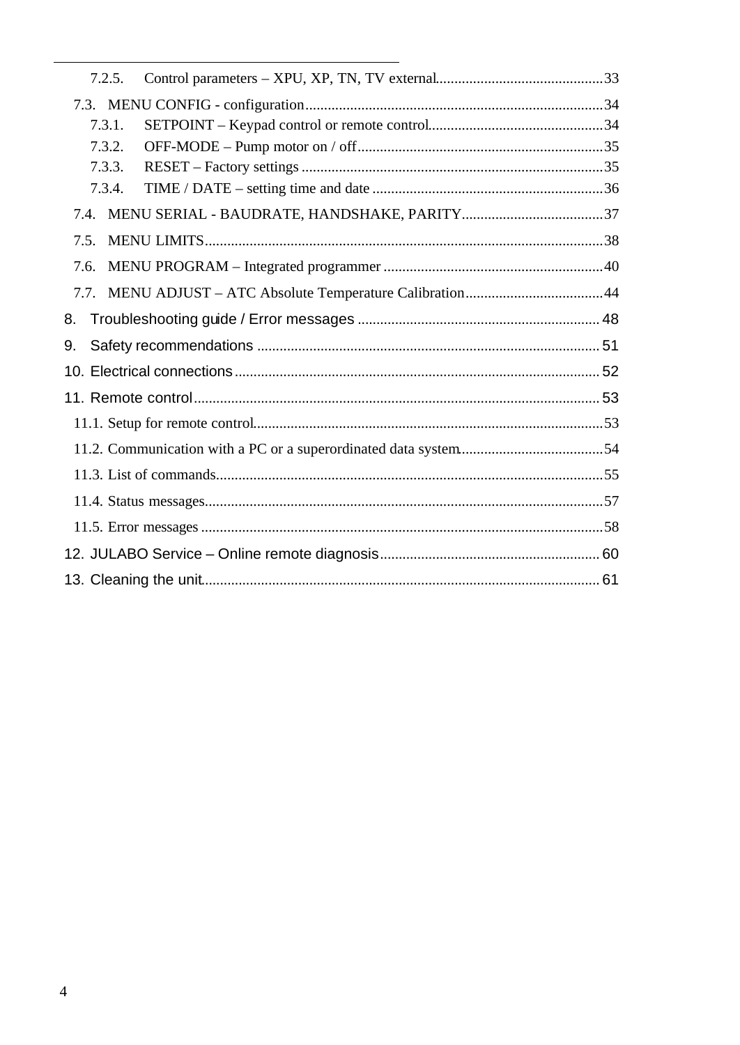7.2.5. Control parameters – XPU, XP, TN, TV external ............................................ 33

7.3. MENU CONFIG - configuration ................................................................................ 34

7.3.1. SETPOINT – Keypad control or remote control ............................................... 34

7.3.2. OFF-MODE – Pump motor on / off .................................................................. 35

7.3.3. RESET – Factory settings ................................................................................. 35

7.3.4. TIME / DATE – setting time and date .............................................................. 36

7.4. MENU SERIAL - BAUDRATE, HANDSHAKE, PARITY ...................................... 37

7.5. MENU LIMITS ........................................................................................................... 38

7.6. MENU PROGRAM – Integrated programmer ........................................................... 40

7.7. MENU ADJUST – ATC Absolute Temperature Calibration ..................................... 44

8. Troubleshooting guide / Error messages ................................................................ 48

9. Safety recommendations ........................................................................................... 51

10. Electrical connections ................................................................................................ 52

11. Remote control ........................................................................................................... 53

11.1. Setup for remote control .............................................................................................. 53

11.2. Communication with a PC or a superordinated data system ....................................... 54

11.3. List of commands ........................................................................................................ 55

11.4. Status messages ........................................................................................................... 57

11.5. Error messages ............................................................................................................ 58

12. JULABO Service – Online remote diagnosis .......................................................... 60

13. Cleaning the unit ......................................................................................................... 61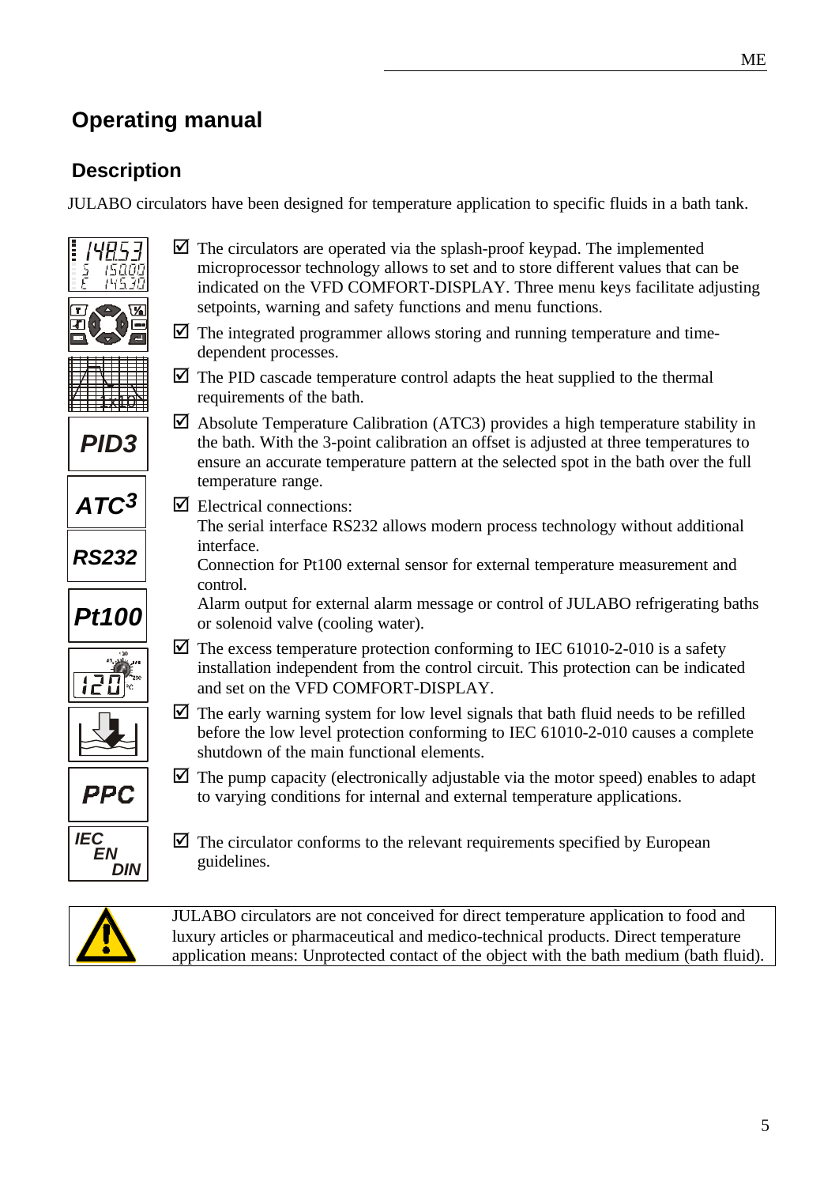# Operating manual

## Description

JULABO circulators have been designed for temperature application to specific fluids in a bath tank.

- ☑ The circulators are operated via the splash-proof keypad. The implemented microprocessor technology allows to set and to store different values that can be indicated on the VFD COMFORT-DISPLAY. Three menu keys facilitate adjusting setpoints, warning and safety functions and menu functions.
- ☑ The integrated programmer allows storing and running temperature and time-dependent processes.
- ☑ The PID cascade temperature control adapts the heat supplied to the thermal requirements of the bath.
- ☑ Absolute Temperature Calibration (ATC3) provides a high temperature stability in the bath. With the 3-point calibration an offset is adjusted at three temperatures to ensure an accurate temperature pattern at the selected spot in the bath over the full temperature range.
- ☑ Electrical connections:
  The serial interface RS232 allows modern process technology without additional interface.
  Connection for Pt100 external sensor for external temperature measurement and control.
  Alarm output for external alarm message or control of JULABO refrigerating baths or solenoid valve (cooling water).
- ☑ The excess temperature protection conforming to IEC 61010-2-010 is a safety installation independent from the control circuit. This protection can be indicated and set on the VFD COMFORT-DISPLAY.
- ☑ The early warning system for low level signals that bath fluid needs to be refilled before the low level protection conforming to IEC 61010-2-010 causes a complete shutdown of the main functional elements.
- ☑ The pump capacity (electronically adjustable via the motor speed) enables to adapt to varying conditions for internal and external temperature applications.
- ☑ The circulator conforms to the relevant requirements specified by European guidelines.

JULABO circulators are not conceived for direct temperature application to food and luxury articles or pharmaceutical and medico-technical products. Direct temperature application means: Unprotected contact of the object with the bath medium (bath fluid).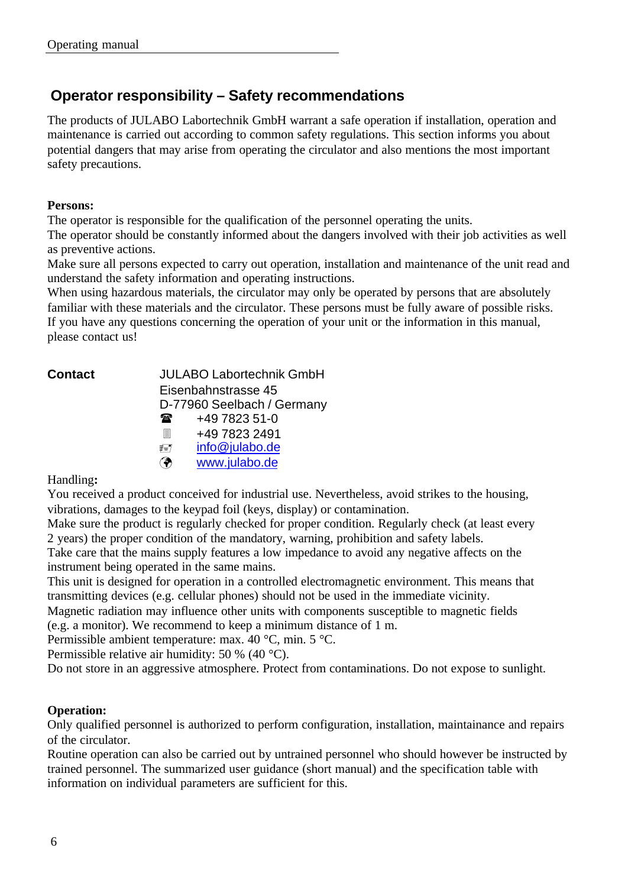## Operator responsibility – Safety recommendations

The products of JULABO Labortechnik GmbH warrant a safe operation if installation, operation and maintenance is carried out according to common safety regulations. This section informs you about potential dangers that may arise from operating the circulator and also mentions the most important safety precautions.

**Persons:**

The operator is responsible for the qualification of the personnel operating the units.
The operator should be constantly informed about the dangers involved with their job activities as well as preventive actions.
Make sure all persons expected to carry out operation, installation and maintenance of the unit read and understand the safety information and operating instructions.
When using hazardous materials, the circulator may only be operated by persons that are absolutely familiar with these materials and the circulator. These persons must be fully aware of possible risks.
If you have any questions concerning the operation of your unit or the information in this manual, please contact us!

**Contact**

JULABO Labortechnik GmbH
Eisenbahnstrasse 45
D-77960 Seelbach / Germany
☎ +49 7823 51-0
+49 7823 2491
info@julabo.de
www.julabo.de

Handling**:**

You received a product conceived for industrial use. Nevertheless, avoid strikes to the housing, vibrations, damages to the keypad foil (keys, display) or contamination.
Make sure the product is regularly checked for proper condition. Regularly check (at least every 2 years) the proper condition of the mandatory, warning, prohibition and safety labels.
Take care that the mains supply features a low impedance to avoid any negative affects on the instrument being operated in the same mains.
This unit is designed for operation in a controlled electromagnetic environment. This means that transmitting devices (e.g. cellular phones) should not be used in the immediate vicinity.
Magnetic radiation may influence other units with components susceptible to magnetic fields (e.g. a monitor). We recommend to keep a minimum distance of 1 m.
Permissible ambient temperature: max. 40 °C, min. 5 °C.
Permissible relative air humidity: 50 % (40 °C).
Do not store in an aggressive atmosphere. Protect from contaminations. Do not expose to sunlight.

**Operation:**

Only qualified personnel is authorized to perform configuration, installation, maintainance and repairs of the circulator.
Routine operation can also be carried out by untrained personnel who should however be instructed by trained personnel. The summarized user guidance (short manual) and the specification table with information on individual parameters are sufficient for this.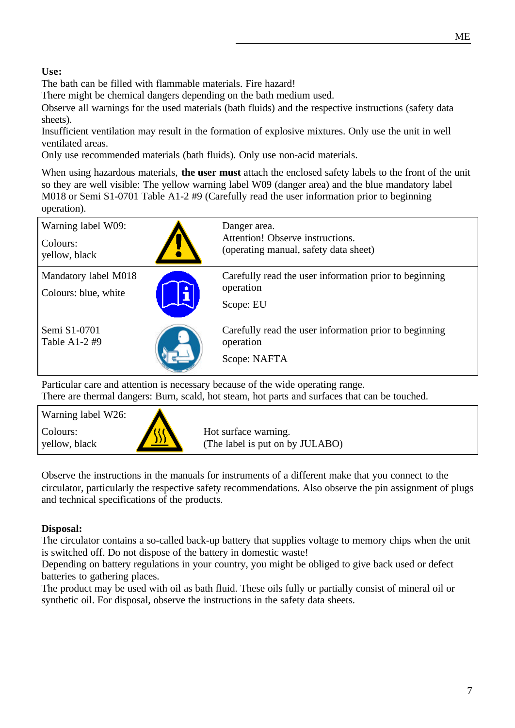**Use:**

The bath can be filled with flammable materials. Fire hazard!
There might be chemical dangers depending on the bath medium used.
Observe all warnings for the used materials (bath fluids) and the respective instructions (safety data sheets).
Insufficient ventilation may result in the formation of explosive mixtures. Only use the unit in well ventilated areas.
Only use recommended materials (bath fluids). Only use non-acid materials.

When using hazardous materials, **the user must** attach the enclosed safety labels to the front of the unit so they are well visible: The yellow warning label W09 (danger area) and the blue mandatory label M018 or Semi S1-0701 Table A1-2 #9 (Carefully read the user information prior to beginning operation).

| Label | | Description |
|---|---|---|
| Warning label W09:<br>Colours:<br>yellow, black | | Danger area.<br>Attention! Observe instructions.<br>(operating manual, safety data sheet) |
| Mandatory label M018<br>Colours: blue, white | | Carefully read the user information prior to beginning operation<br>Scope: EU |
| Semi S1-0701<br>Table A1-2 #9 | | Carefully read the user information prior to beginning operation<br>Scope: NAFTA |

Particular care and attention is necessary because of the wide operating range.
There are thermal dangers: Burn, scald, hot steam, hot parts and surfaces that can be touched.

| Label | | Description |
|---|---|---|
| Warning label W26:<br>Colours:<br>yellow, black | | Hot surface warning.<br>(The label is put on by JULABO) |

Observe the instructions in the manuals for instruments of a different make that you connect to the circulator, particularly the respective safety recommendations. Also observe the pin assignment of plugs and technical specifications of the products.

**Disposal:**

The circulator contains a so-called back-up battery that supplies voltage to memory chips when the unit is switched off. Do not dispose of the battery in domestic waste!
Depending on battery regulations in your country, you might be obliged to give back used or defect batteries to gathering places.
The product may be used with oil as bath fluid. These oils fully or partially consist of mineral oil or synthetic oil. For disposal, observe the instructions in the safety data sheets.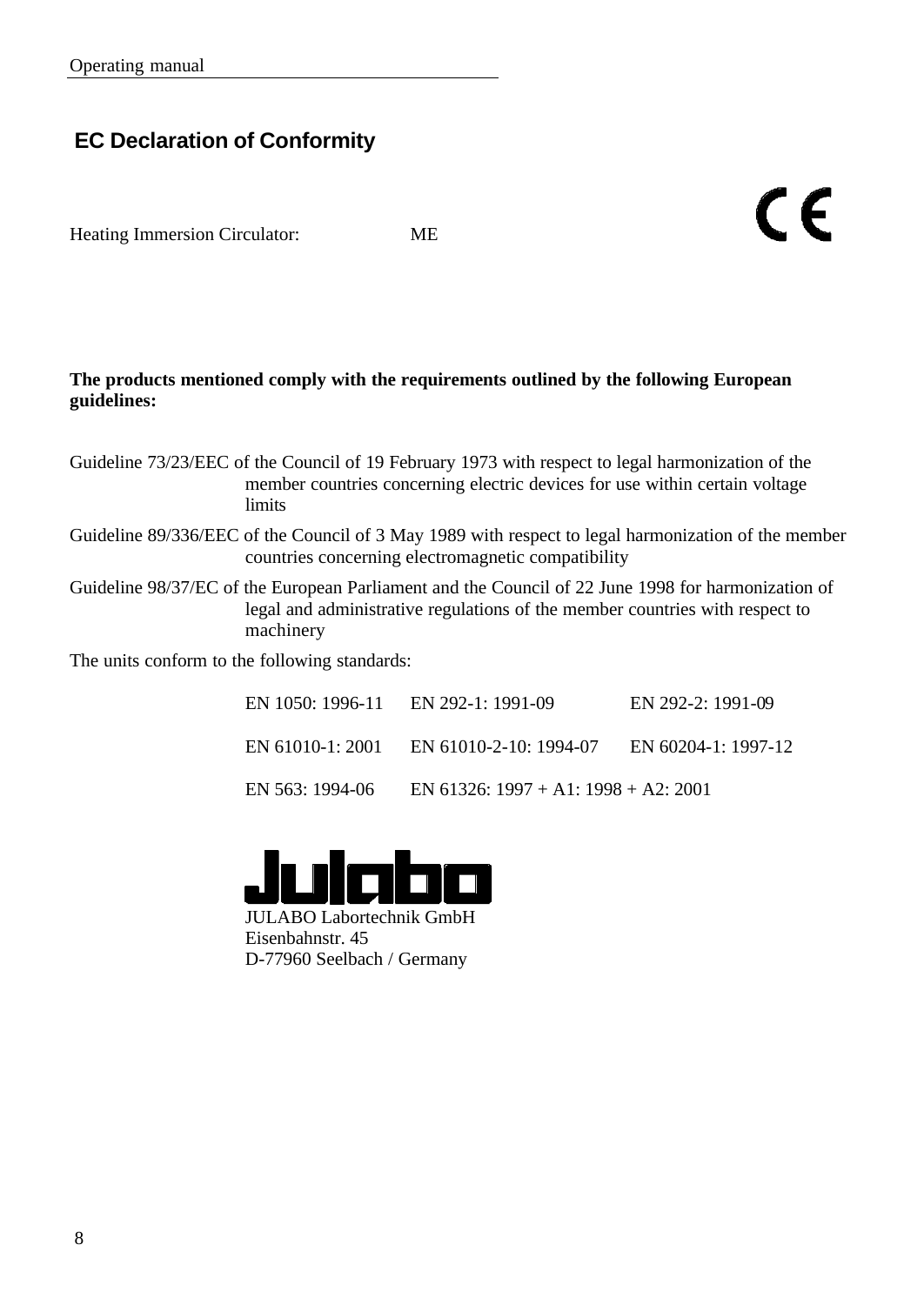## EC Declaration of Conformity

Heating Immersion Circulator: ME

**The products mentioned comply with the requirements outlined by the following European guidelines:**

Guideline 73/23/EEC of the Council of 19 February 1973 with respect to legal harmonization of the member countries concerning electric devices for use within certain voltage limits

Guideline 89/336/EEC of the Council of 3 May 1989 with respect to legal harmonization of the member countries concerning electromagnetic compatibility

Guideline 98/37/EC of the European Parliament and the Council of 22 June 1998 for harmonization of legal and administrative regulations of the member countries with respect to machinery

The units conform to the following standards:

| | | |
|---|---|---|
| EN 1050: 1996-11 | EN 292-1: 1991-09 | EN 292-2: 1991-09 |
| EN 61010-1: 2001 | EN 61010-2-10: 1994-07 | EN 60204-1: 1997-12 |
| EN 563: 1994-06 | EN 61326: 1997 + A1: 1998 + A2: 2001 | |

Julabo

JULABO Labortechnik GmbH
Eisenbahnstr. 45
D-77960 Seelbach / Germany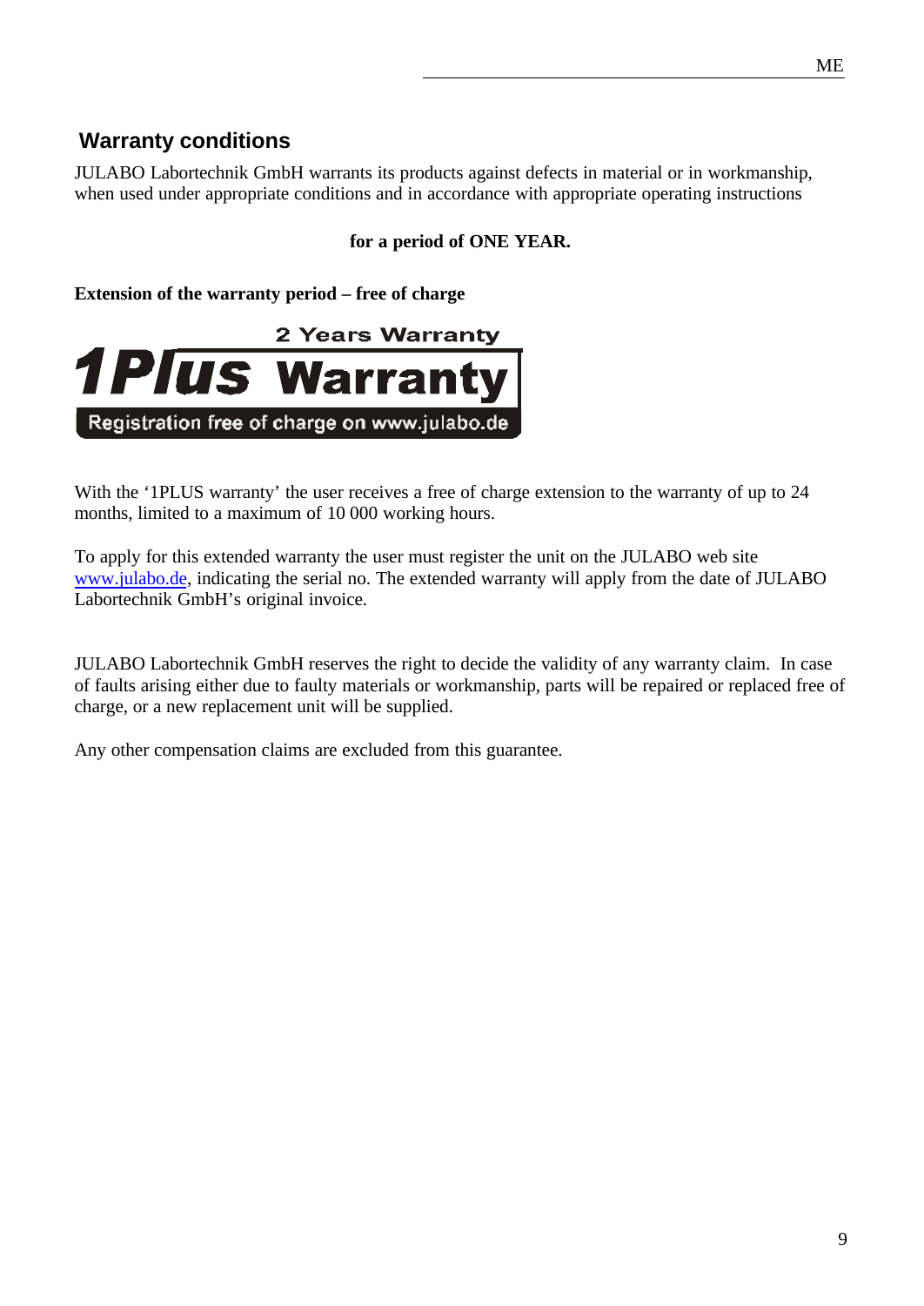## Warranty conditions

JULABO Labortechnik GmbH warrants its products against defects in material or in workmanship, when used under appropriate conditions and in accordance with appropriate operating instructions

**for a period of ONE YEAR.**

**Extension of the warranty period – free of charge**

2 Years Warranty

**1Plus Warranty**

Registration free of charge on www.julabo.de

With the '1PLUS warranty' the user receives a free of charge extension to the warranty of up to 24 months, limited to a maximum of 10 000 working hours.

To apply for this extended warranty the user must register the unit on the JULABO web site www.julabo.de, indicating the serial no. The extended warranty will apply from the date of JULABO Labortechnik GmbH's original invoice.

JULABO Labortechnik GmbH reserves the right to decide the validity of any warranty claim. In case of faults arising either due to faulty materials or workmanship, parts will be repaired or replaced free of charge, or a new replacement unit will be supplied.

Any other compensation claims are excluded from this guarantee.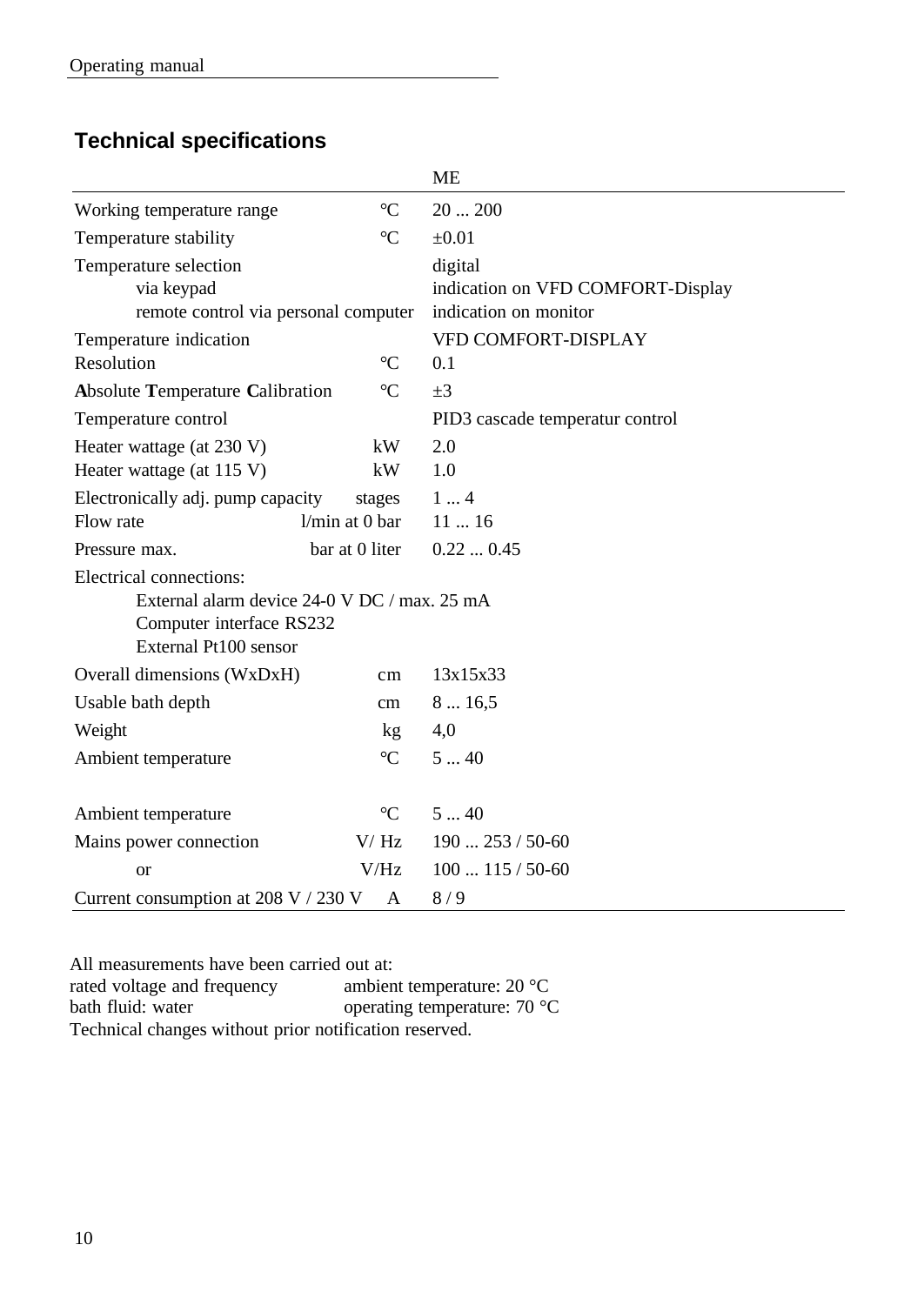## Technical specifications

| | | ME |
|---|---|---|
| Working temperature range | °C | 20 ... 200 |
| Temperature stability | °C | ±0.01 |
| Temperature selection<br>via keypad<br>remote control via personal computer | | digital<br>indication on VFD COMFORT-Display<br>indication on monitor |
| Temperature indication<br>Resolution | <br>°C | VFD COMFORT-DISPLAY<br>0.1 |
| **A**bsolute **T**emperature **C**alibration | °C | ±3 |
| Temperature control | | PID3 cascade temperatur control |
| Heater wattage (at 230 V)<br>Heater wattage (at 115 V) | kW<br>kW | 2.0<br>1.0 |
| Electronically adj. pump capacity<br>Flow rate | stages<br>l/min at 0 bar | 1 ... 4<br>11 ... 16 |
| Pressure max. | bar at 0 liter | 0.22 ... 0.45 |
| Electrical connections:<br>External alarm device 24-0 V DC / max. 25 mA<br>Computer interface RS232<br>External Pt100 sensor | | |
| Overall dimensions (WxDxH) | cm | 13x15x33 |
| Usable bath depth | cm | 8 ... 16,5 |
| Weight | kg | 4,0 |
| Ambient temperature | °C | 5 ... 40 |
| Ambient temperature | °C | 5 ... 40 |
| Mains power connection | V/ Hz | 190 ... 253 / 50-60 |
| or | V/Hz | 100 ... 115 / 50-60 |
| Current consumption at 208 V / 230 V | A | 8 / 9 |

All measurements have been carried out at:
rated voltage and frequency — ambient temperature: 20 °C
bath fluid: water — operating temperature: 70 °C
Technical changes without prior notification reserved.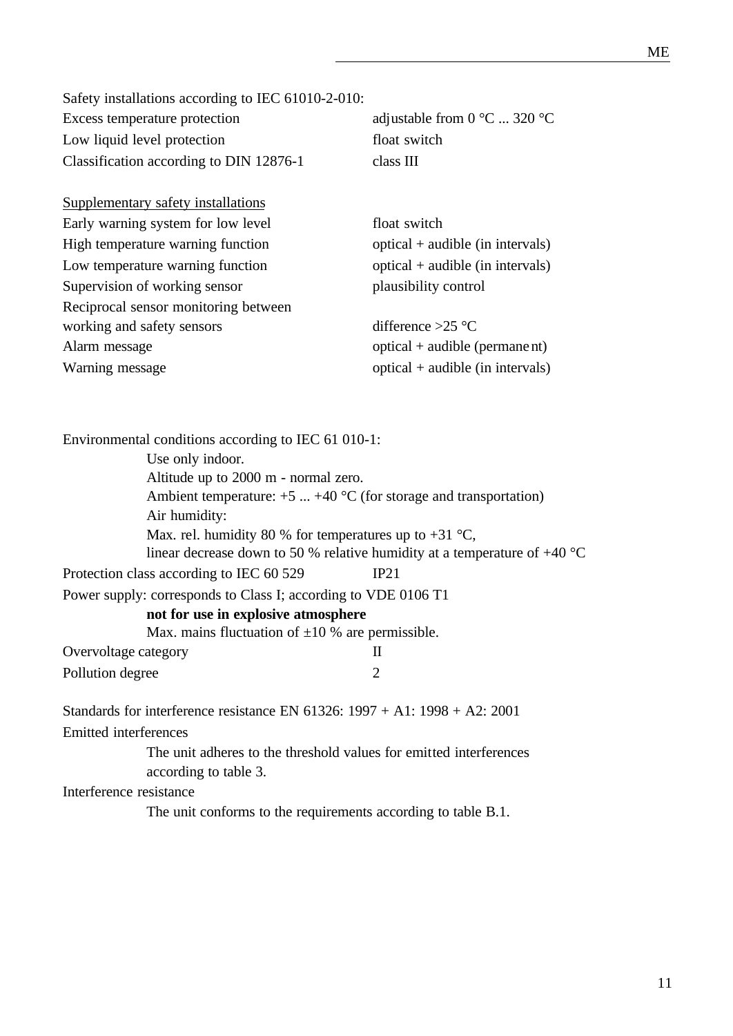Safety installations according to IEC 61010-2-010:

| | |
|---|---|
| Excess temperature protection | adjustable from 0 °C ... 320 °C |
| Low liquid level protection | float switch |
| Classification according to DIN 12876-1 | class III |

<u>Supplementary safety installations</u>

| | |
|---|---|
| Early warning system for low level | float switch |
| High temperature warning function | optical + audible (in intervals) |
| Low temperature warning function | optical + audible (in intervals) |
| Supervision of working sensor | plausibility control |
| Reciprocal sensor monitoring between working and safety sensors | difference >25 °C |
| Alarm message | optical + audible (permanent) |
| Warning message | optical + audible (in intervals) |

Environmental conditions according to IEC 61 010-1:

Use only indoor.
Altitude up to 2000 m - normal zero.
Ambient temperature: +5 ... +40 °C (for storage and transportation)
Air humidity:
Max. rel. humidity 80 % for temperatures up to +31 °C,
linear decrease down to 50 % relative humidity at a temperature of +40 °C

Protection class according to IEC 60 529 IP21

Power supply: corresponds to Class I; according to VDE 0106 T1

**not for use in explosive atmosphere**

Max. mains fluctuation of ±10 % are permissible.

| | |
|---|---|
| Overvoltage category | II |
| Pollution degree | 2 |

Standards for interference resistance EN 61326: 1997 + A1: 1998 + A2: 2001

Emitted interferences

The unit adheres to the threshold values for emitted interferences according to table 3.

Interference resistance

The unit conforms to the requirements according to table B.1.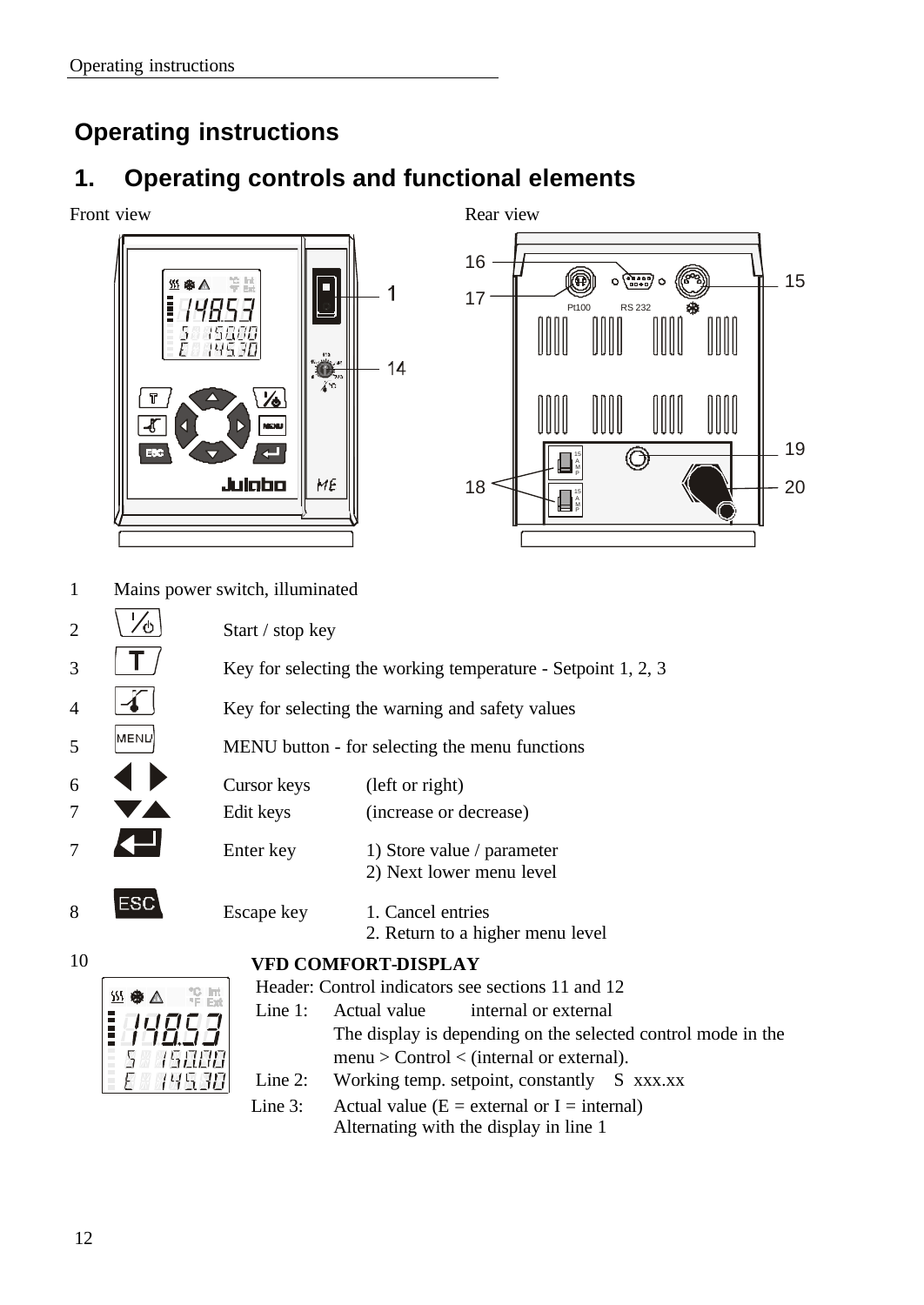# Operating instructions

## 1. Operating controls and functional elements

Front view

Rear view

1 Mains power switch, illuminated

| No. | Key | Function | |
|---|---|---|---|
| 2 | I/⏻ | Start / stop key | |
| 3 | T | Key for selecting the working temperature - Setpoint 1, 2, 3 | |
| 4 | | Key for selecting the warning and safety values | |
| 5 | MENU | MENU button - for selecting the menu functions | |
| 6 | ◀ ▶ | Cursor keys | (left or right) |
| 7 | ▼▲ | Edit keys | (increase or decrease) |
| 7 | ↵ | Enter key | 1) Store value / parameter<br>2) Next lower menu level |
| 8 | ESC | Escape key | 1. Cancel entries<br>2. Return to a higher menu level |

10

**VFD COMFORT-DISPLAY**

Header: Control indicators see sections 11 and 12

Line 1: Actual value internal or external
The display is depending on the selected control mode in the menu > Control < (internal or external).

Line 2: Working temp. setpoint, constantly S xxx.xx

Line 3: Actual value (E = external or I = internal)
Alternating with the display in line 1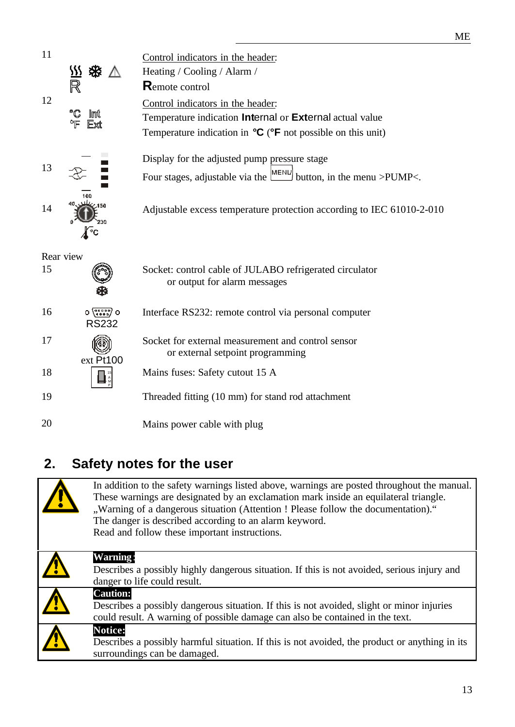| | | |
|---|---|---|
| 11 | | Control indicators in the header: Heading / Cooling / Alarm / **R**emote control |
| 12 | °C °F Int Ext | Control indicators in the header: Temperature indication **Int**ernal or **Ext**ernal actual value Temperature indication in **°C** (**°F** not possible on this unit) |
| 13 | | Display for the adjusted pump pressure stage Four stages, adjustable via the MENU button, in the menu >PUMP<. |
| 14 | | Adjustable excess temperature protection according to IEC 61010-2-010 |

Rear view

| | | |
|---|---|---|
| 15 | | Socket: control cable of JULABO refrigerated circulator or output for alarm messages |
| 16 | RS232 | Interface RS232: remote control via personal computer |
| 17 | ext Pt100 | Socket for external measurement and control sensor or external setpoint programming |
| 18 | | Mains fuses: Safety cutout 15 A |
| 19 | | Threaded fitting (10 mm) for stand rod attachment |
| 20 | | Mains power cable with plug |

## 2. Safety notes for the user

In addition to the safety warnings listed above, warnings are posted throughout the manual. These warnings are designated by an exclamation mark inside an equilateral triangle. „Warning of a dangerous situation (Attention ! Please follow the documentation).“ The danger is described according to an alarm keyword.
Read and follow these important instructions.

**Warning:**
Describes a possibly highly dangerous situation. If this is not avoided, serious injury and danger to life could result.

**Caution:**
Describes a possibly dangerous situation. If this is not avoided, slight or minor injuries could result. A warning of possible damage can also be contained in the text.

**Notice:**
Describes a possibly harmful situation. If this is not avoided, the product or anything in its surroundings can be damaged.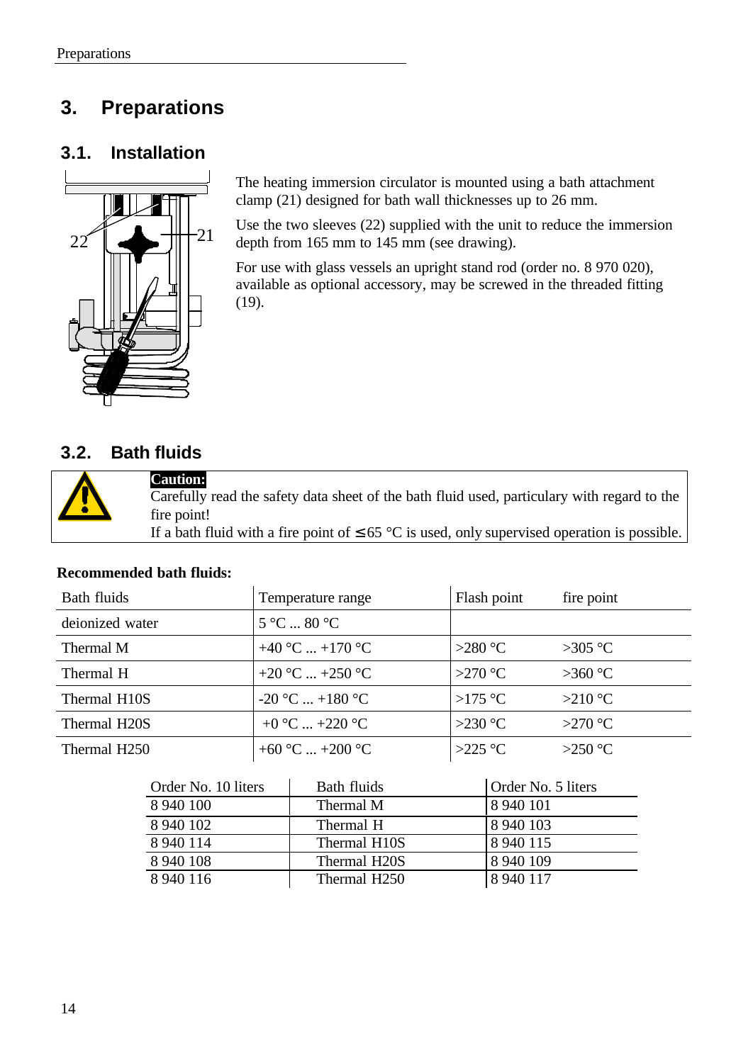# 3. Preparations

## 3.1. Installation

The heating immersion circulator is mounted using a bath attachment clamp (21) designed for bath wall thicknesses up to 26 mm.

Use the two sleeves (22) supplied with the unit to reduce the immersion depth from 165 mm to 145 mm (see drawing).

For use with glass vessels an upright stand rod (order no. 8 970 020), available as optional accessory, may be screwed in the threaded fitting (19).

## 3.2. Bath fluids

**Caution:**
Carefully read the safety data sheet of the bath fluid used, particulary with regard to the fire point!
If a bath fluid with a fire point of ≤ 65 °C is used, only supervised operation is possible.

**Recommended bath fluids:**

| Bath fluids | Temperature range | Flash point | fire point |
|---|---|---|---|
| deionized water | 5 °C ... 80 °C | | |
| Thermal M | +40 °C ... +170 °C | >280 °C | >305 °C |
| Thermal H | +20 °C ... +250 °C | >270 °C | >360 °C |
| Thermal H10S | -20 °C ... +180 °C | >175 °C | >210 °C |
| Thermal H20S | +0 °C ... +220 °C | >230 °C | >270 °C |
| Thermal H250 | +60 °C ... +200 °C | >225 °C | >250 °C |

| Order No. 10 liters | Bath fluids | Order No. 5 liters |
|---|---|---|
| 8 940 100 | Thermal M | 8 940 101 |
| 8 940 102 | Thermal H | 8 940 103 |
| 8 940 114 | Thermal H10S | 8 940 115 |
| 8 940 108 | Thermal H20S | 8 940 109 |
| 8 940 116 | Thermal H250 | 8 940 117 |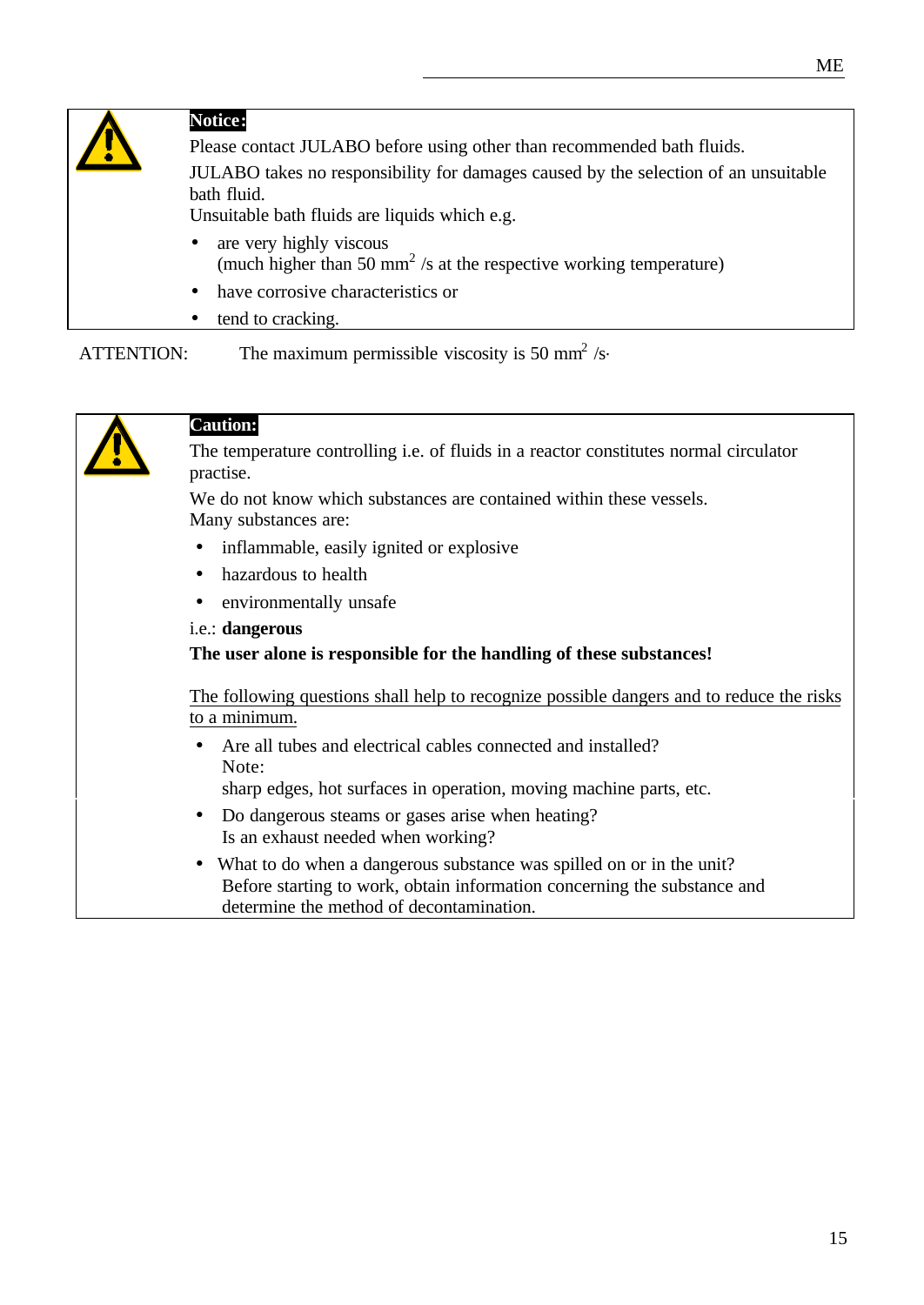**Notice:**

Please contact JULABO before using other than recommended bath fluids.

JULABO takes no responsibility for damages caused by the selection of an unsuitable bath fluid.
Unsuitable bath fluids are liquids which e.g.

- are very highly viscous
  (much higher than 50 $mm^2$ /s at the respective working temperature)
- have corrosive characteristics or
- tend to cracking.

ATTENTION: The maximum permissible viscosity is 50 $mm^2$ /s.

**Caution:**

The temperature controlling i.e. of fluids in a reactor constitutes normal circulator practise.

We do not know which substances are contained within these vessels.
Many substances are:

- inflammable, easily ignited or explosive
- hazardous to health
- environmentally unsafe

i.e.: **dangerous**

**The user alone is responsible for the handling of these substances!**

The following questions shall help to recognize possible dangers and to reduce the risks to a minimum.

- Are all tubes and electrical cables connected and installed?
  Note:
  sharp edges, hot surfaces in operation, moving machine parts, etc.
- Do dangerous steams or gases arise when heating?
  Is an exhaust needed when working?
- What to do when a dangerous substance was spilled on or in the unit?
  Before starting to work, obtain information concerning the substance and determine the method of decontamination.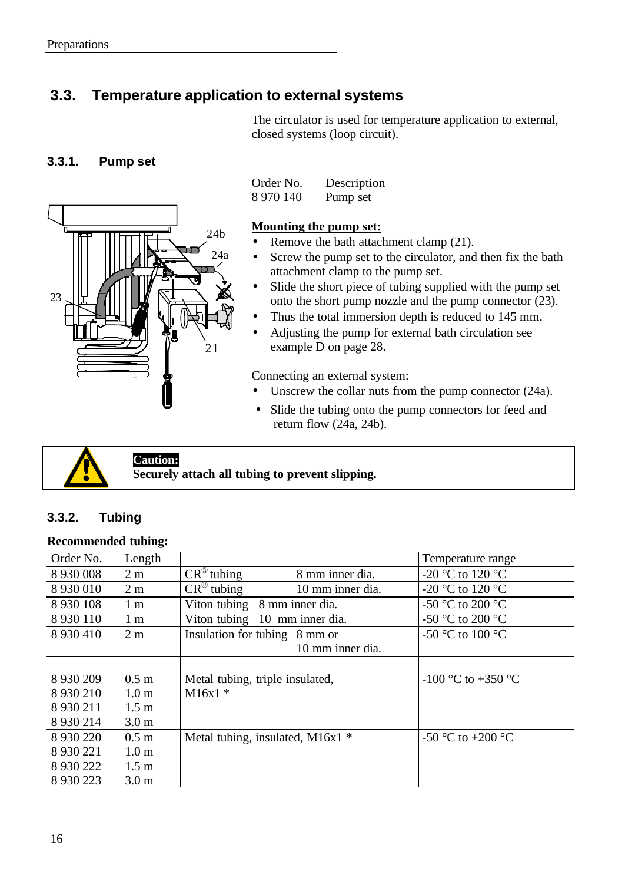## 3.3. Temperature application to external systems

The circulator is used for temperature application to external, closed systems (loop circuit).

### 3.3.1. Pump set

| Order No. | Description |
|---|---|
| 8 970 140 | Pump set |

**Mounting the pump set:**

- Remove the bath attachment clamp (21).
- Screw the pump set to the circulator, and then fix the bath attachment clamp to the pump set.
- Slide the short piece of tubing supplied with the pump set onto the short pump nozzle and the pump connector (23).
- Thus the total immersion depth is reduced to 145 mm.
- Adjusting the pump for external bath circulation see example D on page 28.

Connecting an external system:

- Unscrew the collar nuts from the pump connector (24a).
- Slide the tubing onto the pump connectors for feed and return flow (24a, 24b).

> **Caution:**
> **Securely attach all tubing to prevent slipping.**

### 3.3.2. Tubing

**Recommended tubing:**

| Order No. | Length | | Temperature range |
|---|---|---|---|
| 8 930 008 | 2 m | CR® tubing 8 mm inner dia. | -20 °C to 120 °C |
| 8 930 010 | 2 m | CR® tubing 10 mm inner dia. | -20 °C to 120 °C |
| 8 930 108 | 1 m | Viton tubing 8 mm inner dia. | -50 °C to 200 °C |
| 8 930 110 | 1 m | Viton tubing 10 mm inner dia. | -50 °C to 200 °C |
| 8 930 410 | 2 m | Insulation for tubing 8 mm or 10 mm inner dia. | -50 °C to 100 °C |
| | | | |
| 8 930 209<br>8 930 210<br>8 930 211<br>8 930 214 | 0.5 m<br>1.0 m<br>1.5 m<br>3.0 m | Metal tubing, triple insulated, M16x1 * | -100 °C to +350 °C |
| 8 930 220<br>8 930 221<br>8 930 222<br>8 930 223 | 0.5 m<br>1.0 m<br>1.5 m<br>3.0 m | Metal tubing, insulated, M16x1 * | -50 °C to +200 °C |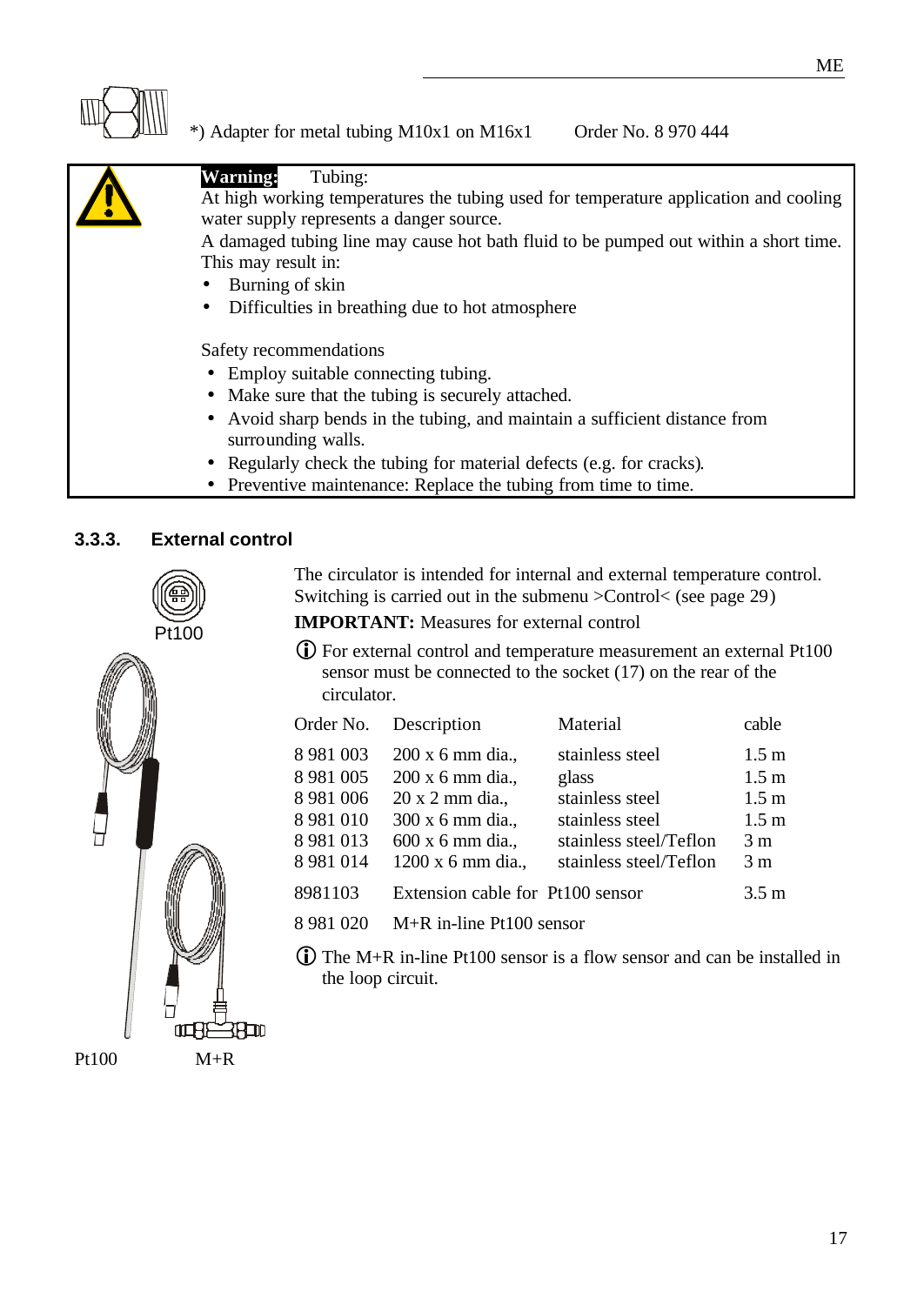*) Adapter for metal tubing M10x1 on M16x1 Order No. 8 970 444

**Warning:** Tubing:
At high working temperatures the tubing used for temperature application and cooling water supply represents a danger source.
A damaged tubing line may cause hot bath fluid to be pumped out within a short time. This may result in:

- Burning of skin
- Difficulties in breathing due to hot atmosphere

Safety recommendations

- Employ suitable connecting tubing.
- Make sure that the tubing is securely attached.
- Avoid sharp bends in the tubing, and maintain a sufficient distance from surrounding walls.
- Regularly check the tubing for material defects (e.g. for cracks).
- Preventive maintenance: Replace the tubing from time to time.

### 3.3.3. External control

Pt100

The circulator is intended for internal and external temperature control. Switching is carried out in the submenu >Control< (see page 29)

**IMPORTANT:** Measures for external control

ⓘ For external control and temperature measurement an external Pt100 sensor must be connected to the socket (17) on the rear of the circulator.

| Order No. | Description | Material | cable |
|---|---|---|---|
| 8 981 003 | 200 x 6 mm dia., | stainless steel | 1.5 m |
| 8 981 005 | 200 x 6 mm dia., | glass | 1.5 m |
| 8 981 006 | 20 x 2 mm dia., | stainless steel | 1.5 m |
| 8 981 010 | 300 x 6 mm dia., | stainless steel | 1.5 m |
| 8 981 013 | 600 x 6 mm dia., | stainless steel/Teflon | 3 m |
| 8 981 014 | 1200 x 6 mm dia., | stainless steel/Teflon | 3 m |
| 8981103 | Extension cable for Pt100 sensor | | 3.5 m |
| 8 981 020 | M+R in-line Pt100 sensor | | |

ⓘ The M+R in-line Pt100 sensor is a flow sensor and can be installed in the loop circuit.

Pt100 M+R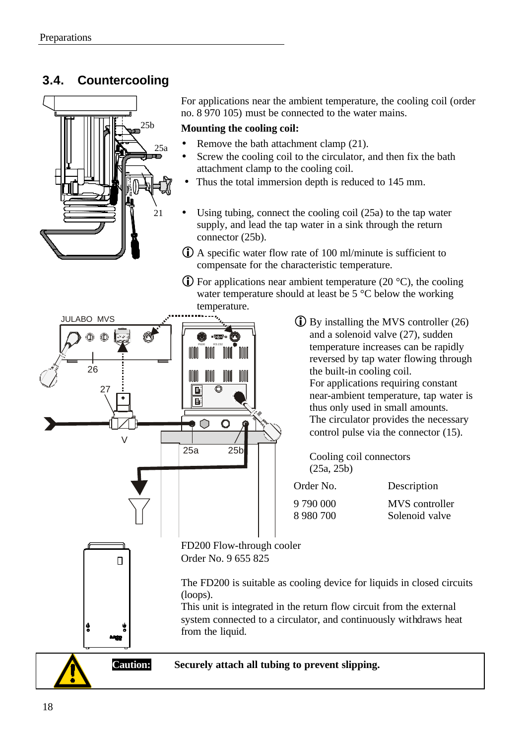## 3.4. Countercooling

For applications near the ambient temperature, the cooling coil (order no. 8 970 105) must be connected to the water mains.

**Mounting the cooling coil:**

- Remove the bath attachment clamp (21).
- Screw the cooling coil to the circulator, and then fix the bath attachment clamp to the cooling coil.
- Thus the total immersion depth is reduced to 145 mm.

- Using tubing, connect the cooling coil (25a) to the tap water supply, and lead the tap water in a sink through the return connector (25b).

ⓘ A specific water flow rate of 100 ml/minute is sufficient to compensate for the characteristic temperature.

ⓘ For applications near ambient temperature (20 °C), the cooling water temperature should at least be 5 °C below the working temperature.

ⓘ By installing the MVS controller (26) and a solenoid valve (27), sudden temperature increases can be rapidly reversed by tap water flowing through the built-in cooling coil. For applications requiring constant near-ambient temperature, tap water is thus only used in small amounts. The circulator provides the necessary control pulse via the connector (15).

Cooling coil connectors (25a, 25b)

| Order No. | Description |
|---|---|
| 9 790 000 | MVS controller |
| 8 980 700 | Solenoid valve |

FD200 Flow-through cooler
Order No. 9 655 825

The FD200 is suitable as cooling device for liquids in closed circuits (loops).
This unit is integrated in the return flow circuit from the external system connected to a circulator, and continuously withdraws heat from the liquid.

**Caution:** **Securely attach all tubing to prevent slipping.**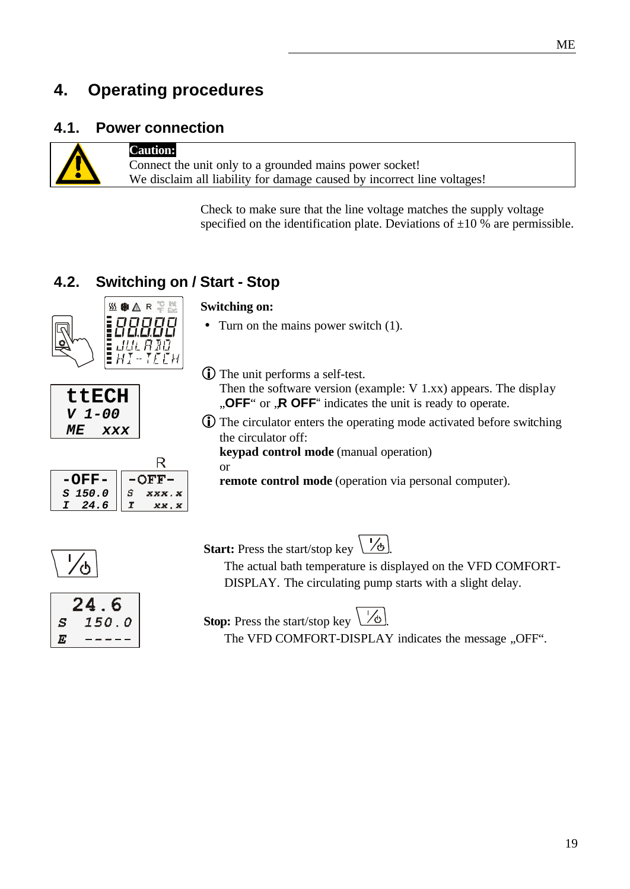# 4. Operating procedures

## 4.1. Power connection

**Caution:**
Connect the unit only to a grounded mains power socket!
We disclaim all liability for damage caused by incorrect line voltages!

Check to make sure that the line voltage matches the supply voltage specified on the identification plate. Deviations of ±10 % are permissible.

## 4.2. Switching on / Start - Stop

**Switching on:**

- Turn on the mains power switch (1).

ⓘ The unit performs a self-test.
Then the software version (example: V 1.xx) appears. The display „**OFF**“ or „**R OFF**“ indicates the unit is ready to operate.

ⓘ The circulator enters the operating mode activated before switching the circulator off:
**keypad control mode** (manual operation)
or
**remote control mode** (operation via personal computer).

**Start:** Press the start/stop key.
The actual bath temperature is displayed on the VFD COMFORT-DISPLAY. The circulating pump starts with a slight delay.

**Stop:** Press the start/stop key.
The VFD COMFORT-DISPLAY indicates the message „OFF“.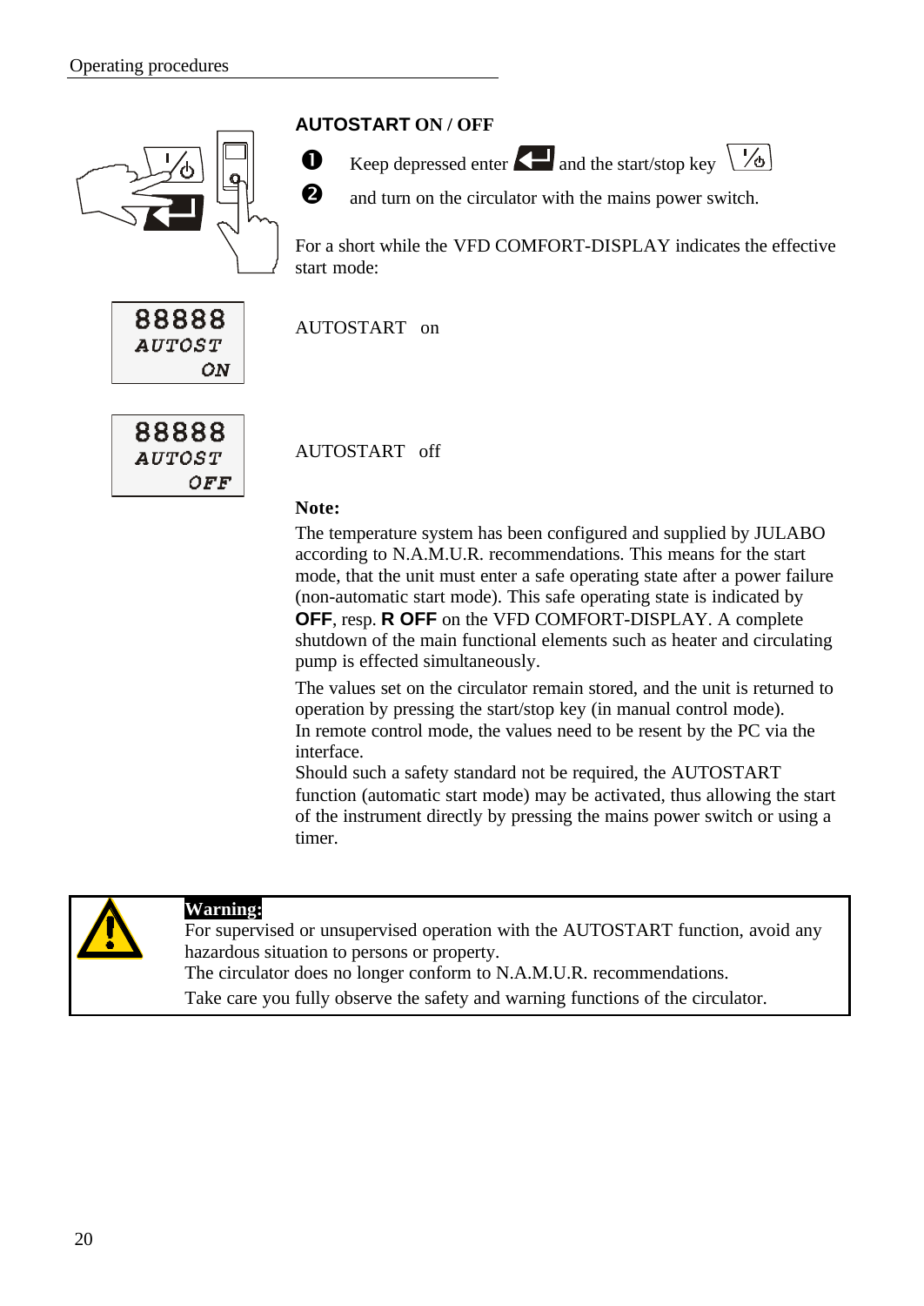## AUTOSTART ON / OFF

1. Keep depressed enter and the start/stop key
2. and turn on the circulator with the mains power switch.

For a short while the VFD COMFORT-DISPLAY indicates the effective start mode:

88888 AUTOST ON — AUTOSTART on

88888 AUTOST OFF — AUTOSTART off

**Note:**

The temperature system has been configured and supplied by JULABO according to N.A.M.U.R. recommendations. This means for the start mode, that the unit must enter a safe operating state after a power failure (non-automatic start mode). This safe operating state is indicated by **OFF**, resp. **R OFF** on the VFD COMFORT-DISPLAY. A complete shutdown of the main functional elements such as heater and circulating pump is effected simultaneously.

The values set on the circulator remain stored, and the unit is returned to operation by pressing the start/stop key (in manual control mode).
In remote control mode, the values need to be resent by the PC via the interface.
Should such a safety standard not be required, the AUTOSTART function (automatic start mode) may be activated, thus allowing the start of the instrument directly by pressing the mains power switch or using a timer.

**Warning:**
For supervised or unsupervised operation with the AUTOSTART function, avoid any hazardous situation to persons or property.
The circulator does no longer conform to N.A.M.U.R. recommendations.
Take care you fully observe the safety and warning functions of the circulator.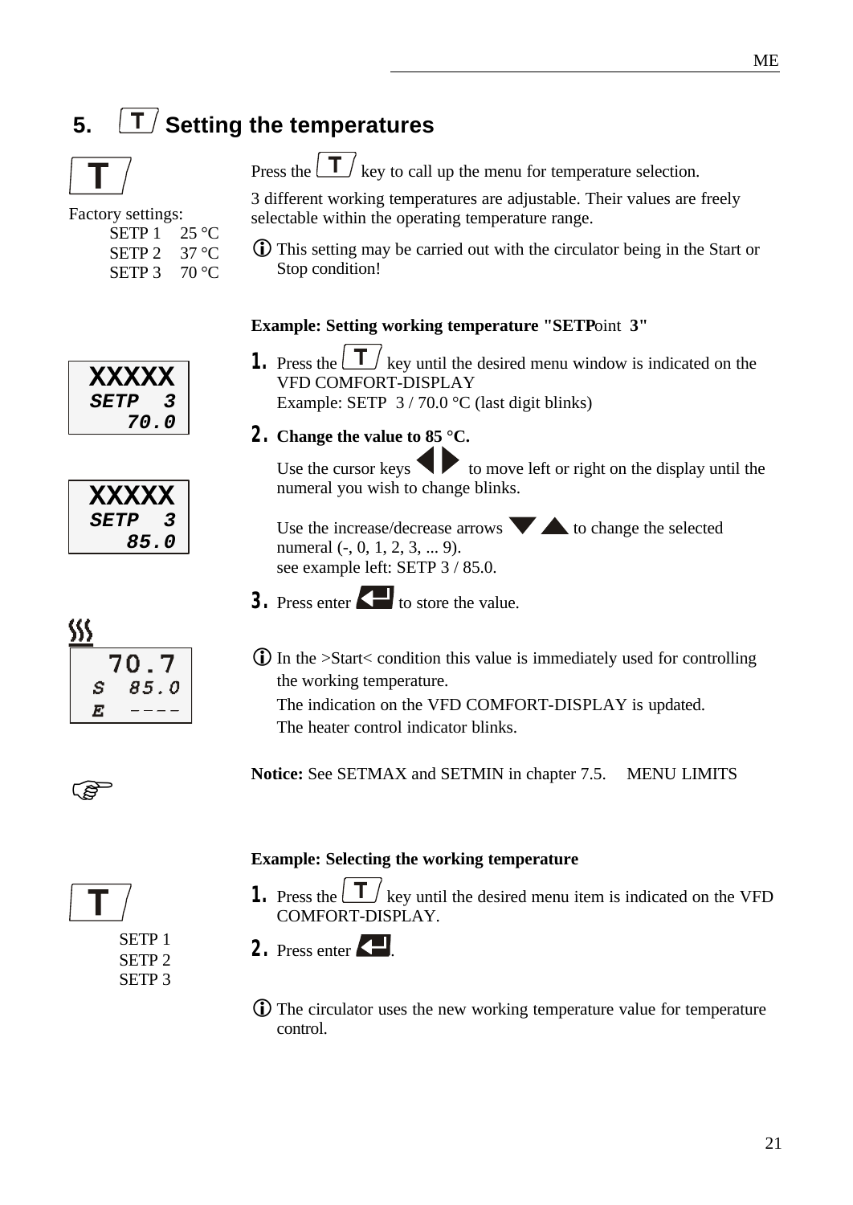# 5. T Setting the temperatures

T

Factory settings:

| | |
|---|---|
| SETP 1 | 25 °C |
| SETP 2 | 37 °C |
| SETP 3 | 70 °C |

Press the T key to call up the menu for temperature selection.

3 different working temperatures are adjustable. Their values are freely selectable within the operating temperature range.

ⓘ This setting may be carried out with the circulator being in the Start or Stop condition!

**Example: Setting working temperature "SETP**oint **3"**

XXXXX
SETP 3
70.0

1. Press the T key until the desired menu window is indicated on the VFD COMFORT-DISPLAY
   Example: SETP 3 / 70.0 °C (last digit blinks)

2. **Change the value to 85 °C.**

   Use the cursor keys ◀ ▶ to move left or right on the display until the numeral you wish to change blinks.

   Use the increase/decrease arrows ▼ ▲ to change the selected numeral (-, 0, 1, 2, 3, ... 9).
   see example left: SETP 3 / 85.0.

XXXXX
SETP 3
85.0

3. Press enter ↵ to store the value.

70.7
S 85.0
E ----

ⓘ In the >Start< condition this value is immediately used for controlling the working temperature.
The indication on the VFD COMFORT-DISPLAY is updated.
The heater control indicator blinks.

**Notice:** See SETMAX and SETMIN in chapter 7.5. MENU LIMITS

**Example: Selecting the working temperature**

T

SETP 1
SETP 2
SETP 3

1. Press the T key until the desired menu item is indicated on the VFD COMFORT-DISPLAY.

2. Press enter ↵.

ⓘ The circulator uses the new working temperature value for temperature control.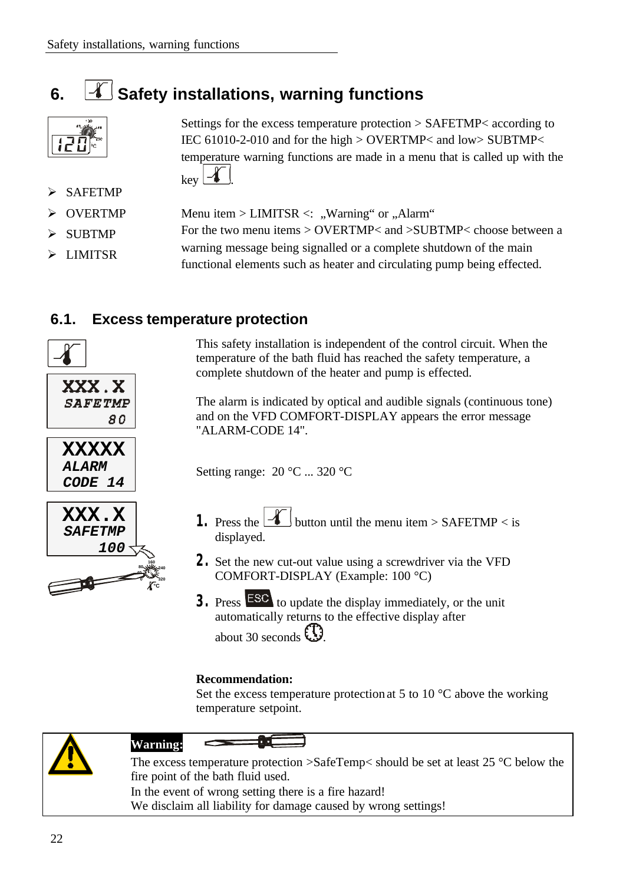# 6. Safety installations, warning functions

Settings for the excess temperature protection > SAFETMP< according to IEC 61010-2-010 and for the high > OVERTMP< and low> SUBTMP< temperature warning functions are made in a menu that is called up with the key .

- SAFETMP
- OVERTMP
- SUBTMP
- LIMITSR

Menu item > LIMITSR <: „Warning“ or „Alarm“
For the two menu items > OVERTMP< and >SUBTMP< choose between a warning message being signalled or a complete shutdown of the main functional elements such as heater and circulating pump being effected.

## 6.1. Excess temperature protection

XXX.X
SAFETMP
80

XXXXX
ALARM
CODE 14

XXX.X
SAFETMP
100

This safety installation is independent of the control circuit. When the temperature of the bath fluid has reached the safety temperature, a complete shutdown of the heater and pump is effected.

The alarm is indicated by optical and audible signals (continuous tone) and on the VFD COMFORT-DISPLAY appears the error message "ALARM-CODE 14".

Setting range: 20 °C ... 320 °C

1. Press the  button until the menu item > SAFETMP < is displayed.
2. Set the new cut-out value using a screwdriver via the VFD COMFORT-DISPLAY (Example: 100 °C)
3. Press ESC to update the display immediately, or the unit automatically returns to the effective display after about 30 seconds .

**Recommendation:**
Set the excess temperature protection at 5 to 10 °C above the working temperature setpoint.

**Warning:**
The excess temperature protection >SafeTemp< should be set at least 25 °C below the fire point of the bath fluid used.
In the event of wrong setting there is a fire hazard!
We disclaim all liability for damage caused by wrong settings!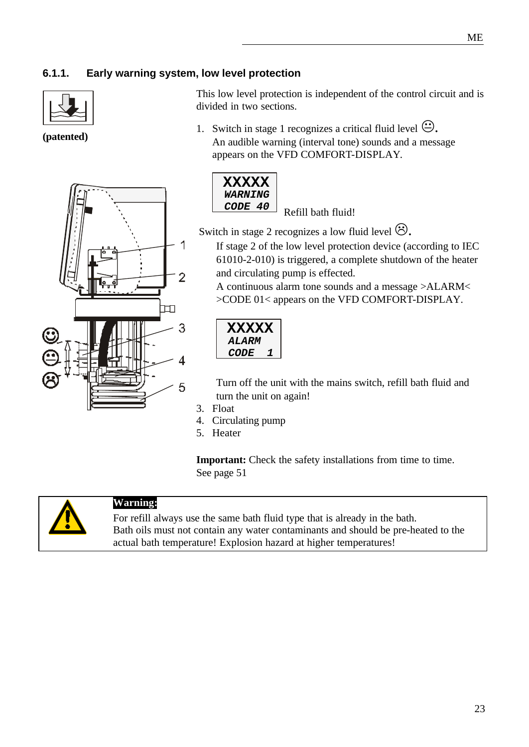### 6.1.1. Early warning system, low level protection

**(patented)**

This low level protection is independent of the control circuit and is divided in two sections.

1. Switch in stage 1 recognizes a critical fluid level 😐.
   An audible warning (interval tone) sounds and a message appears on the VFD COMFORT-DISPLAY.

```
XXXXX
WARNING
CODE 40
```

Refill bath fluid!

2. Switch in stage 2 recognizes a low fluid level ☹.
   If stage 2 of the low level protection device (according to IEC 61010-2-010) is triggered, a complete shutdown of the heater and circulating pump is effected.
   A continuous alarm tone sounds and a message >ALARM< >CODE 01< appears on the VFD COMFORT-DISPLAY.

```
XXXXX
ALARM
CODE  1
```

   Turn off the unit with the mains switch, refill bath fluid and turn the unit on again!

3. Float
4. Circulating pump
5. Heater

**Important:** Check the safety installations from time to time. See page 51

**Warning:**
For refill always use the same bath fluid type that is already in the bath.
Bath oils must not contain any water contaminants and should be pre-heated to the actual bath temperature! Explosion hazard at higher temperatures!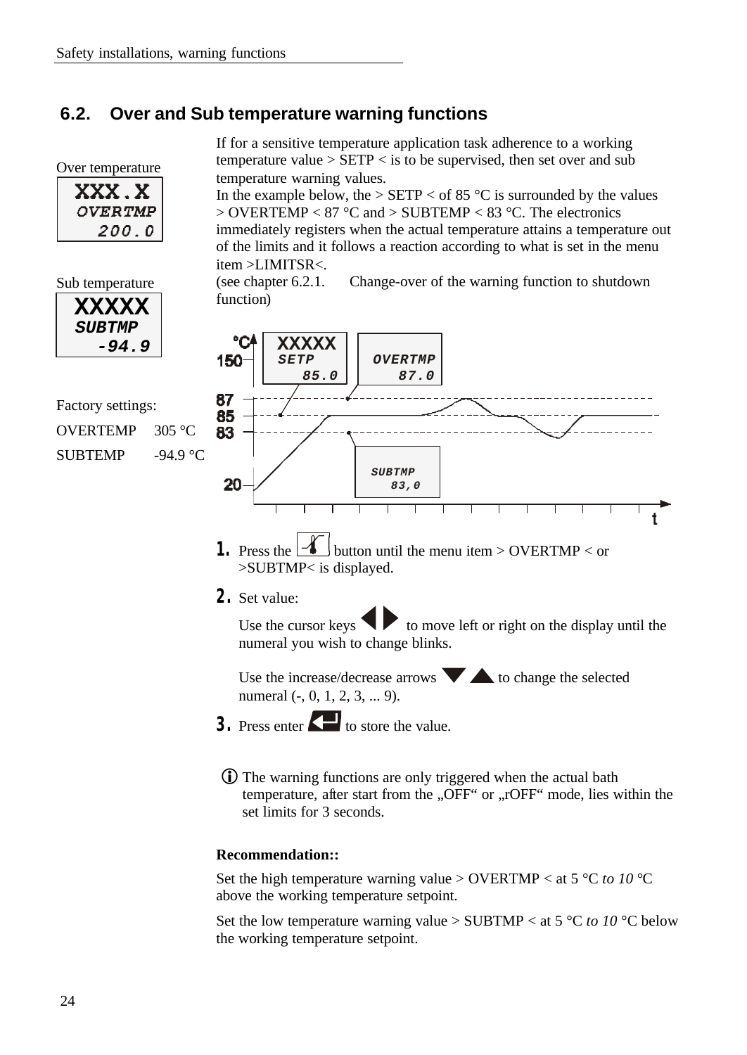## 6.2. Over and Sub temperature warning functions

Over temperature

```
XXX.X
OVERTMP
  200.0
```

Sub temperature

```
XXXXX
SUBTMP
  -94.9
```

Factory settings:

| | |
|---|---|
| OVERTEMP | 305 °C |
| SUBTEMP | -94.9 °C |

If for a sensitive temperature application task adherence to a working temperature value > SETP < is to be supervised, then set over and sub temperature warning values.
In the example below, the > SETP < of 85 °C is surrounded by the values > OVERTEMP < 87 °C and > SUBTEMP < 83 °C. The electronics immediately registers when the actual temperature attains a temperature out of the limits and it follows a reaction according to what is set in the menu item >LIMITSR<.
(see chapter 6.2.1. Change-over of the warning function to shutdown function)

1. Press the button until the menu item > OVERTMP < or >SUBTMP< is displayed.
2. Set value:

   Use the cursor keys ◀ ▶ to move left or right on the display until the numeral you wish to change blinks.

   Use the increase/decrease arrows ▼ ▲ to change the selected numeral (-, 0, 1, 2, 3, ... 9).
3. Press enter to store the value.

ⓘ The warning functions are only triggered when the actual bath temperature, after start from the „OFF“ or „rOFF“ mode, lies within the set limits for 3 seconds.

**Recommendation::**

Set the high temperature warning value > OVERTMP < at 5 °C *to 10* °C above the working temperature setpoint.

Set the low temperature warning value > SUBTMP < at 5 °C *to 10* °C below the working temperature setpoint.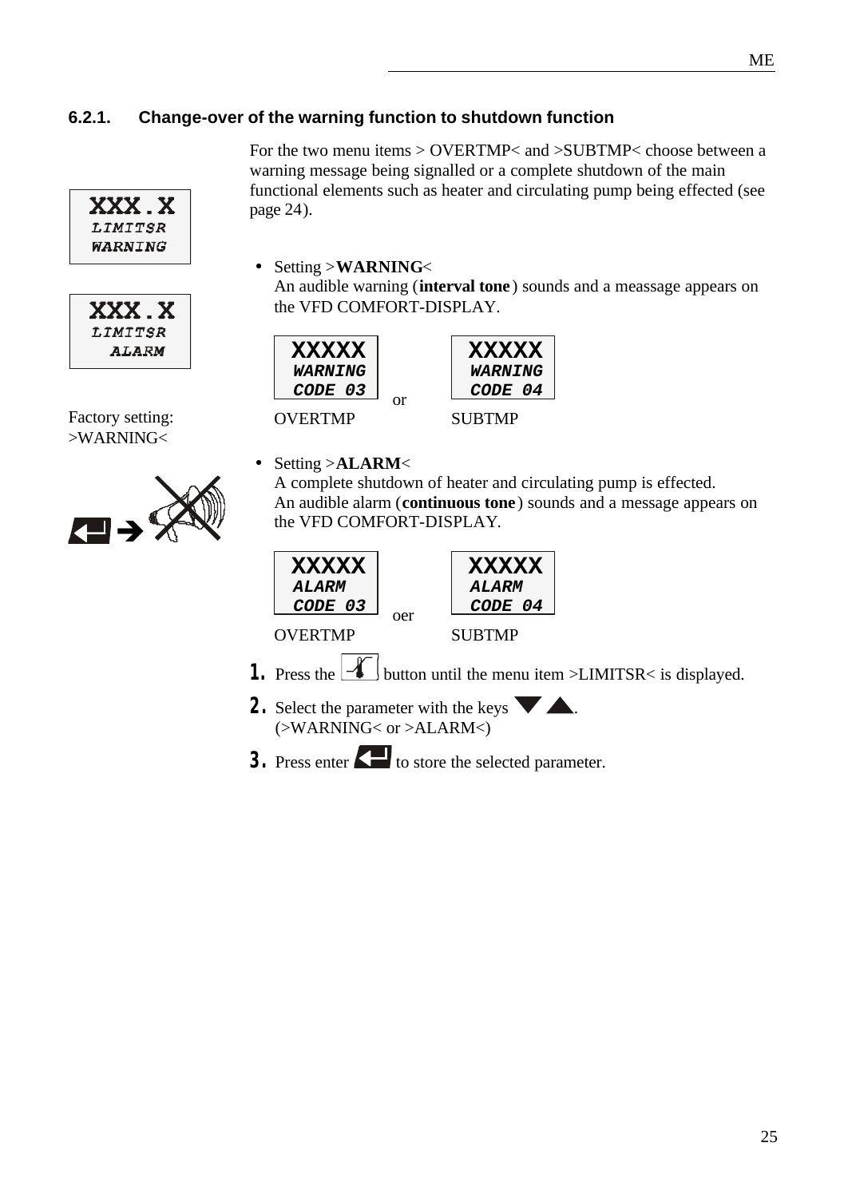### 6.2.1. Change-over of the warning function to shutdown function

```
XXX.X
LIMITSR
WARNING
```

```
XXX.X
LIMITSR
  ALARM
```

Factory setting:
>WARNING<

For the two menu items > OVERTMP< and >SUBTMP< choose between a warning message being signalled or a complete shutdown of the main functional elements such as heater and circulating pump being effected (see page 24).

- Setting >**WARNING**<
  An audible warning (**interval tone**) sounds and a meassage appears on the VFD COMFORT-DISPLAY.

```
XXXXX            XXXXX
WARNING          WARNING
CODE 03    or    CODE 04
```

OVERTMP SUBTMP

- Setting >**ALARM**<
  A complete shutdown of heater and circulating pump is effected.
  An audible alarm (**continuous tone**) sounds and a message appears on the VFD COMFORT-DISPLAY.

```
XXXXX            XXXXX
ALARM            ALARM
CODE 03    oer   CODE 04
```

OVERTMP SUBTMP

1. Press the button until the menu item >LIMITSR< is displayed.
2. Select the parameter with the keys ▼ ▲.
   (>WARNING< or >ALARM<)
3. Press enter to store the selected parameter.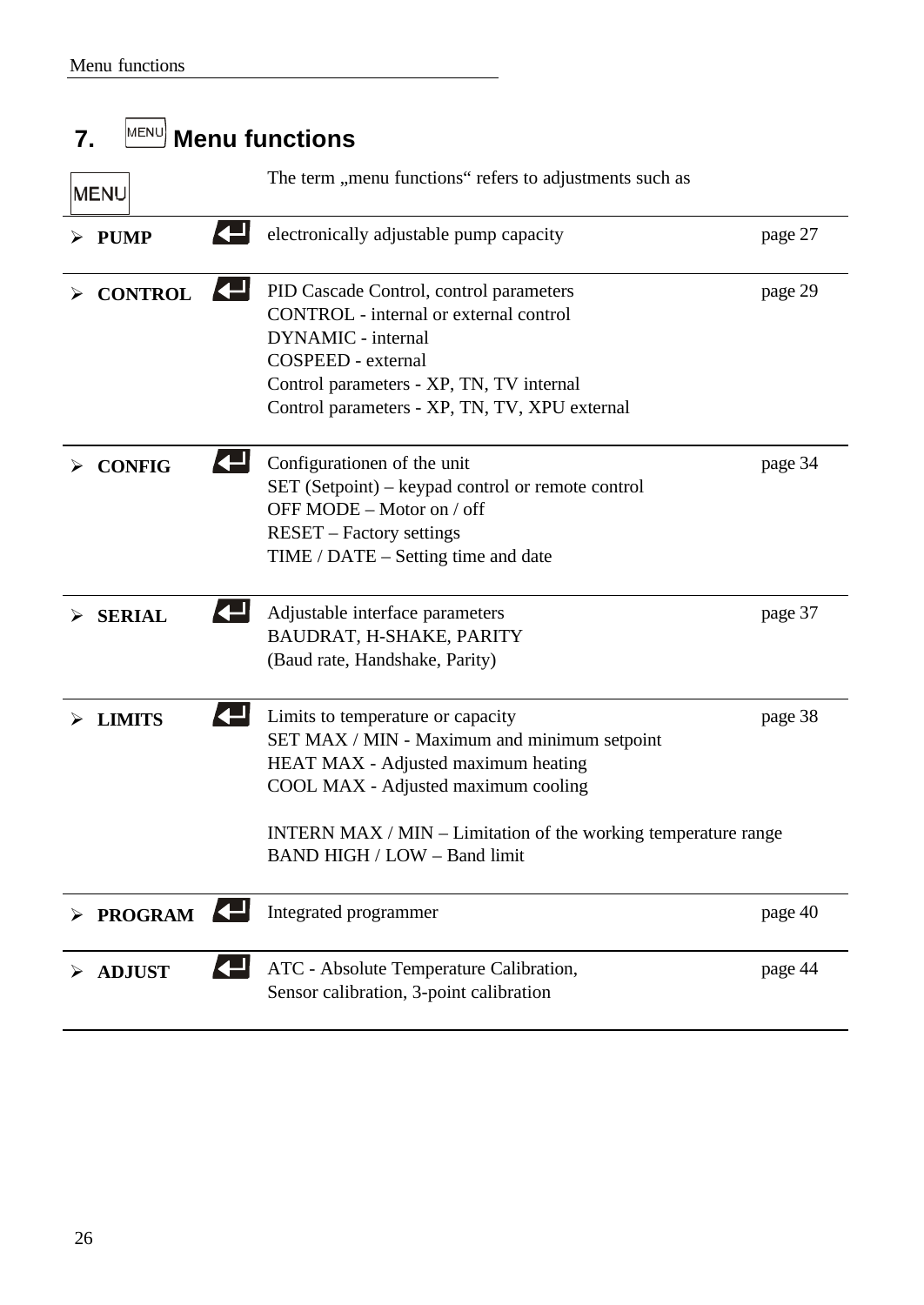# 7. MENU Menu functions

MENU The term „menu functions“ refers to adjustments such as

| Menu | | Description | Page |
|---|---|---|---|
| ➢ **PUMP** | ↵ | electronically adjustable pump capacity | page 27 |
| ➢ **CONTROL** | ↵ | PID Cascade Control, control parameters<br>CONTROL - internal or external control<br>DYNAMIC - internal<br>COSPEED - external<br>Control parameters - XP, TN, TV internal<br>Control parameters - XP, TN, TV, XPU external | page 29 |
| ➢ **CONFIG** | ↵ | Configurationen of the unit<br>SET (Setpoint) – keypad control or remote control<br>OFF MODE – Motor on / off<br>RESET – Factory settings<br>TIME / DATE – Setting time and date | page 34 |
| ➢ **SERIAL** | ↵ | Adjustable interface parameters<br>BAUDRAT, H-SHAKE, PARITY<br>(Baud rate, Handshake, Parity) | page 37 |
| ➢ **LIMITS** | ↵ | Limits to temperature or capacity<br>SET MAX / MIN - Maximum and minimum setpoint<br>HEAT MAX - Adjusted maximum heating<br>COOL MAX - Adjusted maximum cooling<br><br>INTERN MAX / MIN – Limitation of the working temperature range<br>BAND HIGH / LOW – Band limit | page 38 |
| ➢ **PROGRAM** | ↵ | Integrated programmer | page 40 |
| ➢ **ADJUST** | ↵ | ATC - Absolute Temperature Calibration,<br>Sensor calibration, 3-point calibration | page 44 |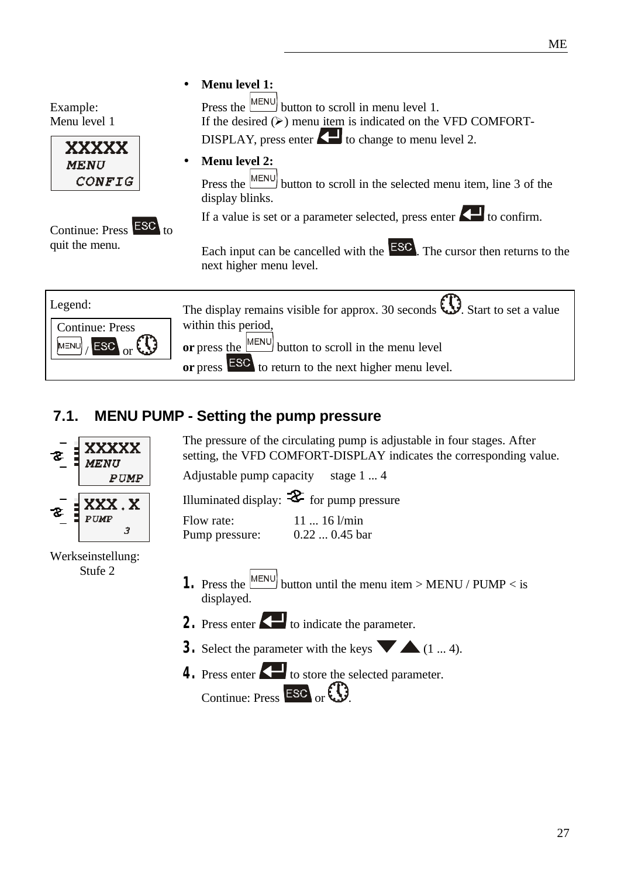Example:
Menu level 1

```
XXXXX
MENU
  CONFIG
```

Continue: Press ESC to quit the menu.

- **Menu level 1:**

  Press the MENU button to scroll in menu level 1.
  If the desired (➢) menu item is indicated on the VFD COMFORT-DISPLAY, press enter ↵ to change to menu level 2.

- **Menu level 2:**

  Press the MENU button to scroll in the selected menu item, line 3 of the display blinks.
  If a value is set or a parameter selected, press enter ↵ to confirm.

  Each input can be cancelled with the ESC. The cursor then returns to the next higher menu level.

| Legend: Continue: Press MENU / ESC or 🕓 | The display remains visible for approx. 30 seconds 🕓. Start to set a value within this period, **or** press the MENU button to scroll in the menu level **or** press ESC to return to the next higher menu level. |
|---|---|

## 7.1. MENU PUMP - Setting the pump pressure

```
XXXXX
MENU
   PUMP
```

```
XXX.X
PUMP
    3
```

Werkseinstellung:
Stufe 2

The pressure of the circulating pump is adjustable in four stages. After setting, the VFD COMFORT-DISPLAY indicates the corresponding value.

Adjustable pump capacity stage 1 ... 4

Illuminated display: for pump pressure

Flow rate: 11 ... 16 l/min
Pump pressure: 0.22 ... 0.45 bar

1. Press the MENU button until the menu item > MENU / PUMP < is displayed.
2. Press enter ↵ to indicate the parameter.
3. Select the parameter with the keys ▼ ▲ (1 ... 4).
4. Press enter ↵ to store the selected parameter.

   Continue: Press ESC or 🕓.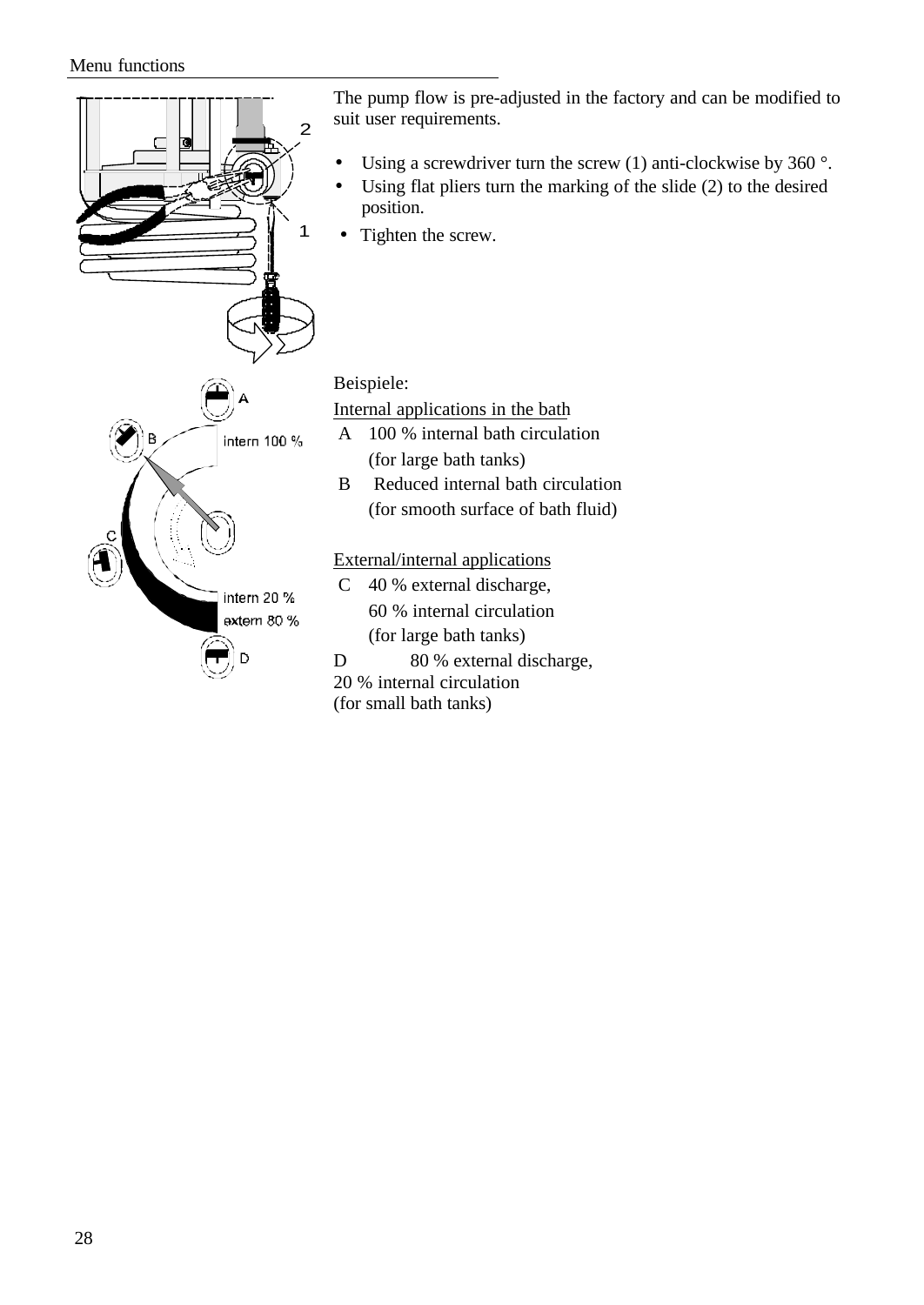The pump flow is pre-adjusted in the factory and can be modified to suit user requirements.

- Using a screwdriver turn the screw (1) anti-clockwise by 360 °.
- Using flat pliers turn the marking of the slide (2) to the desired position.
- Tighten the screw.

Beispiele:

Internal applications in the bath

A 100 % internal bath circulation (for large bath tanks)

B Reduced internal bath circulation (for smooth surface of bath fluid)

External/internal applications

C 40 % external discharge, 60 % internal circulation (for large bath tanks)

D 80 % external discharge, 20 % internal circulation (for small bath tanks)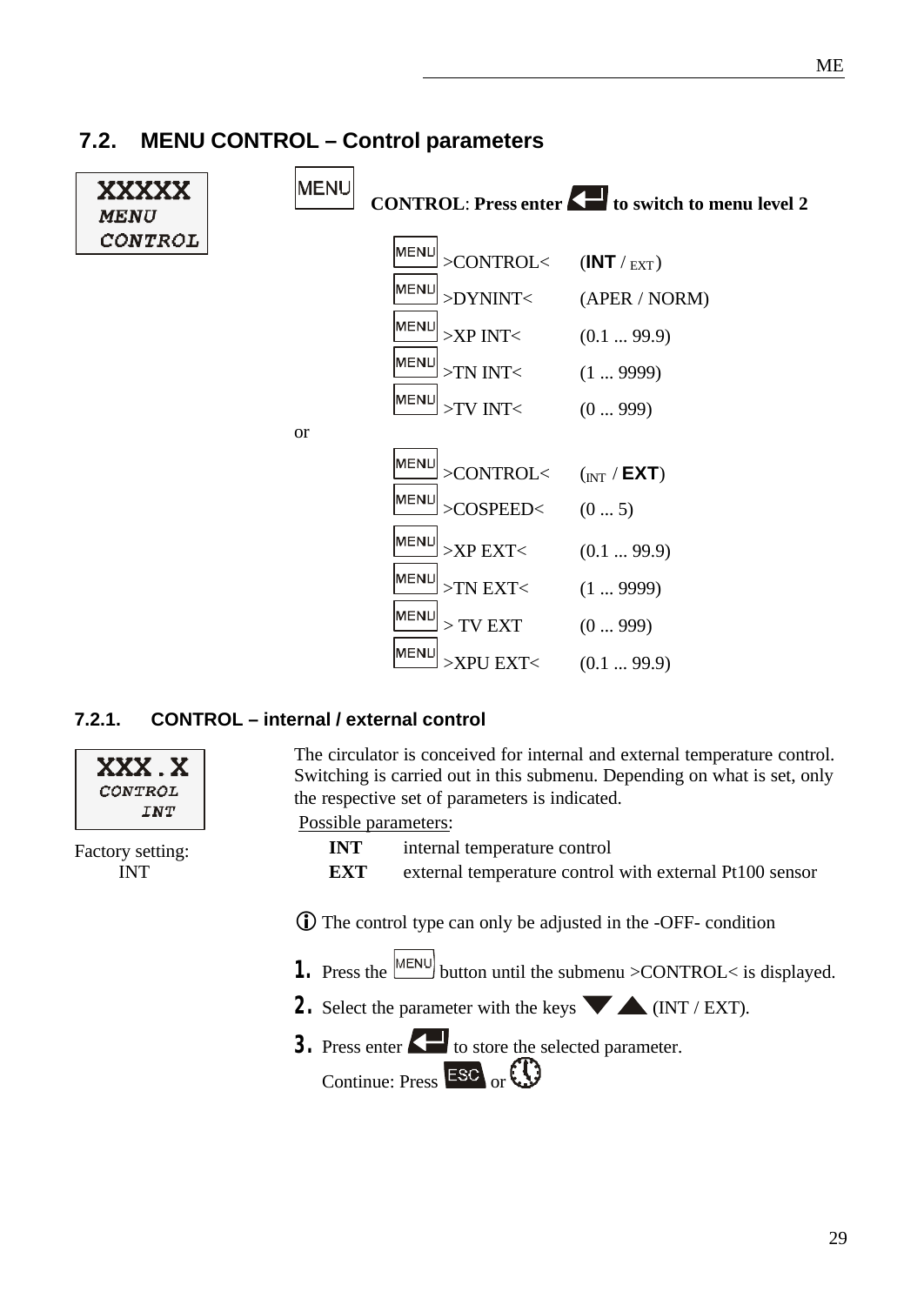## 7.2. MENU CONTROL – Control parameters

XXXXX
MENU
CONTROL

MENU **CONTROL**: **Press enter ↵ to switch to menu level 2**

| | | |
|---|---|---|
| MENU | >CONTROL< | (**INT** / EXT) |
| MENU | >DYNINT< | (APER / NORM) |
| MENU | >XP INT< | (0.1 ... 99.9) |
| MENU | >TN INT< | (1 ... 9999) |
| MENU | >TV INT< | (0 ... 999) |

or

| | | |
|---|---|---|
| MENU | >CONTROL< | (INT / **EXT**) |
| MENU | >COSPEED< | (0 ... 5) |
| MENU | >XP EXT< | (0.1 ... 99.9) |
| MENU | >TN EXT< | (1 ... 9999) |
| MENU | > TV EXT | (0 ... 999) |
| MENU | >XPU EXT< | (0.1 ... 99.9) |

### 7.2.1. CONTROL – internal / external control

XXX.X
CONTROL
INT

Factory setting:
INT

The circulator is conceived for internal and external temperature control. Switching is carried out in this submenu. Depending on what is set, only the respective set of parameters is indicated.

Possible parameters:

| | |
|---|---|
| **INT** | internal temperature control |
| **EXT** | external temperature control with external Pt100 sensor |

ⓘ The control type can only be adjusted in the -OFF- condition

1. Press the MENU button until the submenu >CONTROL< is displayed.
2. Select the parameter with the keys ▼ ▲ (INT / EXT).
3. Press enter ↵ to store the selected parameter.
   Continue: Press ESC or ⏻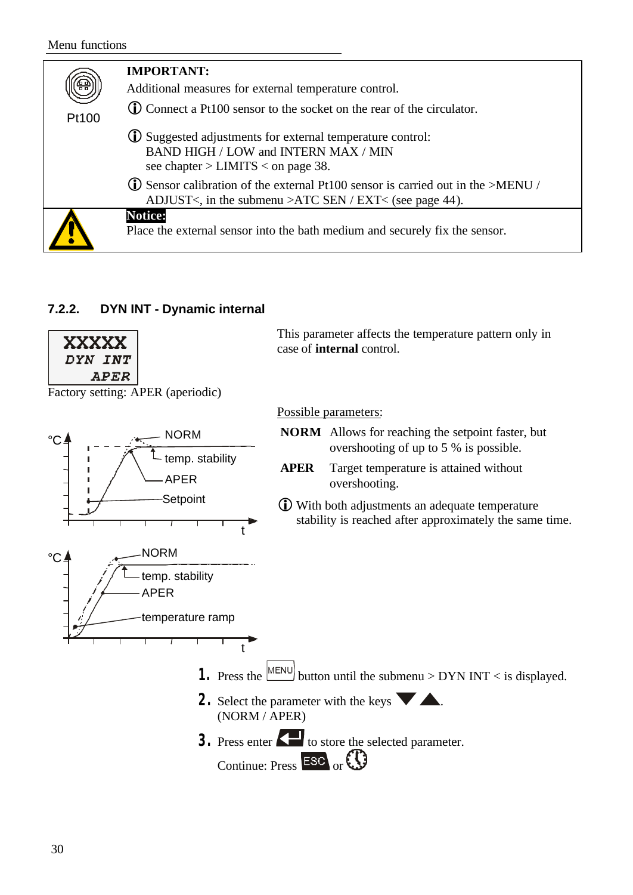**IMPORTANT:**

Pt100

Additional measures for external temperature control.

ⓘ Connect a Pt100 sensor to the socket on the rear of the circulator.

ⓘ Suggested adjustments for external temperature control:
BAND HIGH / LOW and INTERN MAX / MIN
see chapter > LIMITS < on page 38.

ⓘ Sensor calibration of the external Pt100 sensor is carried out in the >MENU / ADJUST<, in the submenu >ATC SEN / EXT< (see page 44).

**Notice:**
Place the external sensor into the bath medium and securely fix the sensor.

### 7.2.2. DYN INT - Dynamic internal

```
XXXXX
DYN INT
   APER
```

Factory setting: APER (aperiodic)

This parameter affects the temperature pattern only in case of **internal** control.

Possible parameters:

| | |
|---|---|
| **NORM** | Allows for reaching the setpoint faster, but overshooting of up to 5 % is possible. |
| **APER** | Target temperature is attained without overshooting. |

ⓘ With both adjustments an adequate temperature stability is reached after approximately the same time.

°C — NORM — temp. stability — APER — Setpoint — t

°C — NORM — temp. stability — APER — temperature ramp — t

1. Press the MENU button until the submenu > DYN INT < is displayed.
2. Select the parameter with the keys ▼ ▲. (NORM / APER)
3. Press enter ↵ to store the selected parameter.

   Continue: Press ESC or 🕒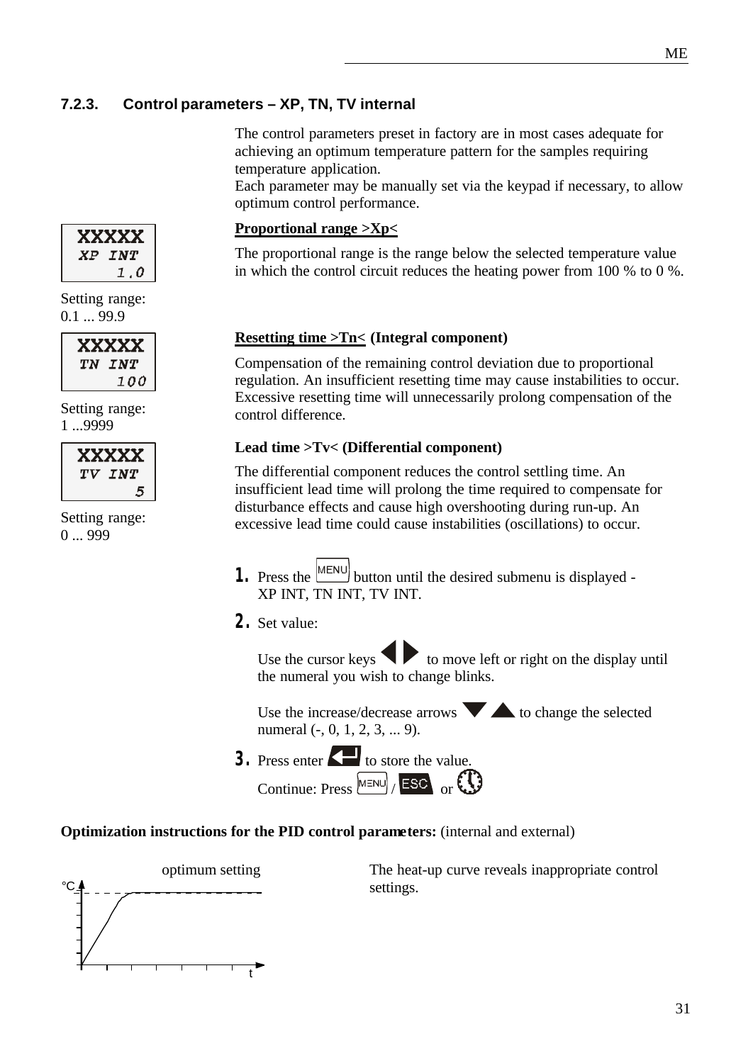### 7.2.3. Control parameters – XP, TN, TV internal

The control parameters preset in factory are in most cases adequate for achieving an optimum temperature pattern for the samples requiring temperature application.
Each parameter may be manually set via the keypad if necessary, to allow optimum control performance.

```
XXXXX
XP INT
   1.0
```

Setting range:
0.1 ... 99.9

**Proportional range >Xp<**

The proportional range is the range below the selected temperature value in which the control circuit reduces the heating power from 100 % to 0 %.

```
XXXXX
TN INT
   100
```

Setting range:
1 ...9999

**Resetting time >Tn< (Integral component)**

Compensation of the remaining control deviation due to proportional regulation. An insufficient resetting time may cause instabilities to occur. Excessive resetting time will unnecessarily prolong compensation of the control difference.

```
XXXXX
TV INT
     5
```

Setting range:
0 ... 999

**Lead time >Tv< (Differential component)**

The differential component reduces the control settling time. An insufficient lead time will prolong the time required to compensate for disturbance effects and cause high overshooting during run-up. An excessive lead time could cause instabilities (oscillations) to occur.

1. Press the MENU button until the desired submenu is displayed - XP INT, TN INT, TV INT.
2. Set value:

   Use the cursor keys ◀ ▶ to move left or right on the display until the numeral you wish to change blinks.

   Use the increase/decrease arrows ▼ ▲ to change the selected numeral (-, 0, 1, 2, 3, ... 9).
3. Press enter ↵ to store the value.
   Continue: Press MENU / ESC or 🕐

**Optimization instructions for the PID control parameters:** (internal and external)

optimum setting

°C

t

The heat-up curve reveals inappropriate control settings.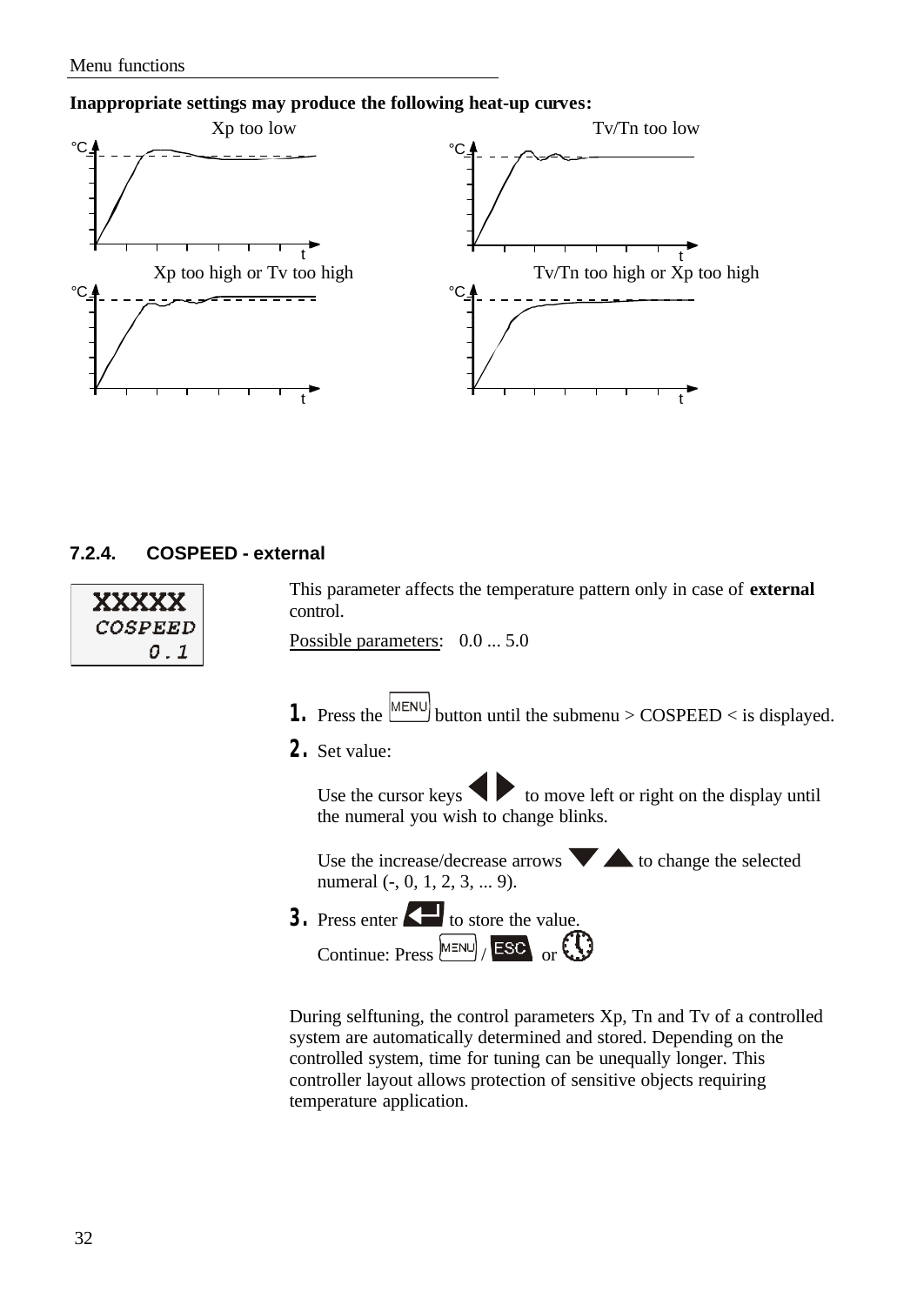**Inappropriate settings may produce the following heat-up curves:**

Xp too low

Tv/Tn too low

Xp too high or Tv too high

Tv/Tn too high or Xp too high

### 7.2.4. COSPEED - external

XXXXX
COSPEED
0.1

This parameter affects the temperature pattern only in case of **external** control.

Possible parameters: 0.0 ... 5.0

1. Press the MENU button until the submenu > COSPEED < is displayed.
2. Set value:

   Use the cursor keys ◀ ▶ to move left or right on the display until the numeral you wish to change blinks.

   Use the increase/decrease arrows ▼ ▲ to change the selected numeral (-, 0, 1, 2, 3, ... 9).
3. Press enter to store the value.
   Continue: Press MENU / ESC or 🕐

During selftuning, the control parameters Xp, Tn and Tv of a controlled system are automatically determined and stored. Depending on the controlled system, time for tuning can be unequally longer. This controller layout allows protection of sensitive objects requiring temperature application.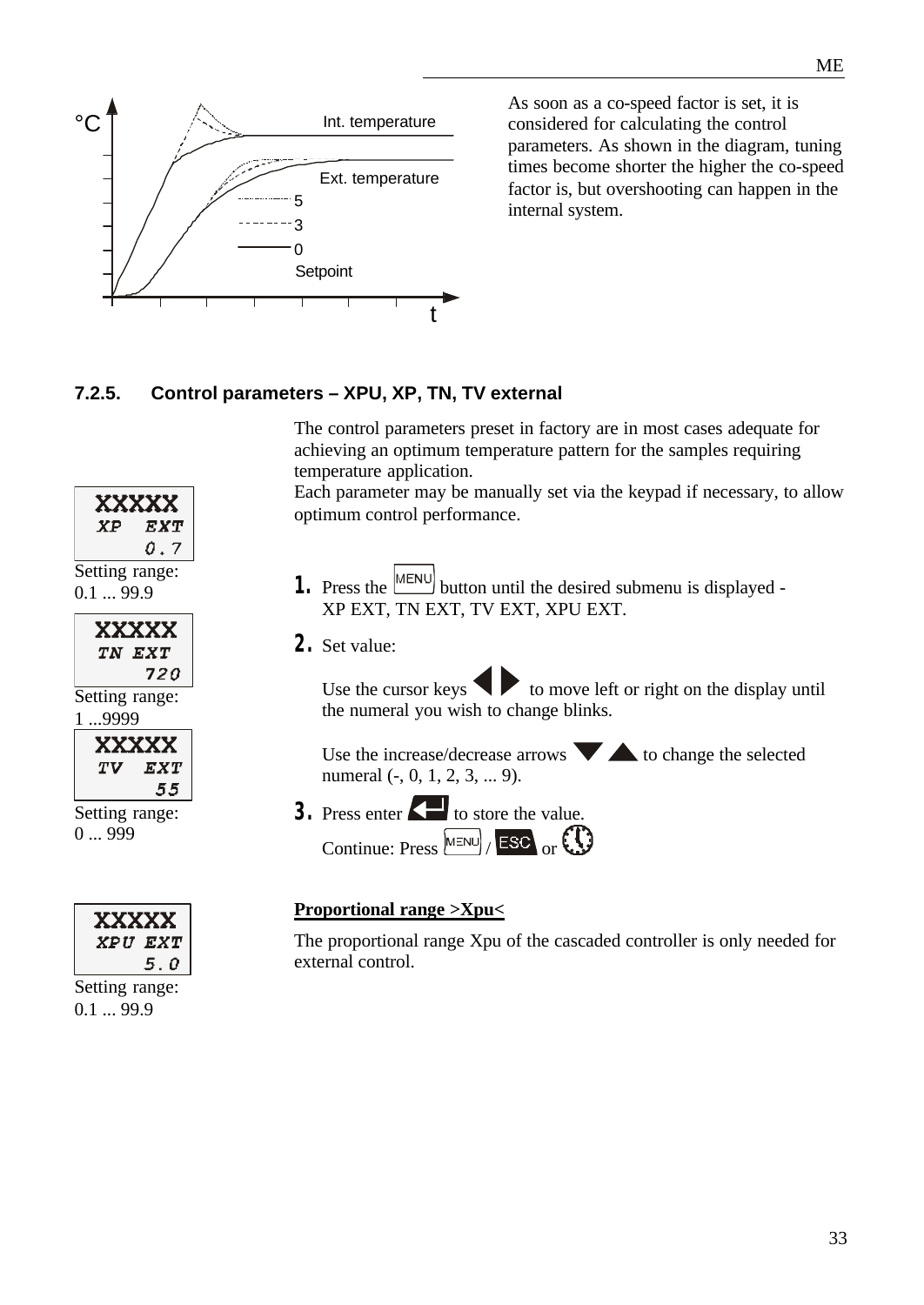As soon as a co-speed factor is set, it is considered for calculating the control parameters. As shown in the diagram, tuning times become shorter the higher the co-speed factor is, but overshooting can happen in the internal system.

### 7.2.5. Control parameters – XPU, XP, TN, TV external

The control parameters preset in factory are in most cases adequate for achieving an optimum temperature pattern for the samples requiring temperature application.
Each parameter may be manually set via the keypad if necessary, to allow optimum control performance.

```
XXXXX
XP   EXT
     0.7
```

Setting range: 0.1 ... 99.9

```
XXXXX
TN EXT
     720
```

Setting range: 1 ...9999

```
XXXXX
TV   EXT
      55
```

Setting range: 0 ... 999

1. Press the MENU button until the desired submenu is displayed - XP EXT, TN EXT, TV EXT, XPU EXT.
2. Set value:

   Use the cursor keys ◀ ▶ to move left or right on the display until the numeral you wish to change blinks.

   Use the increase/decrease arrows ▼ ▲ to change the selected numeral (-, 0, 1, 2, 3, ... 9).
3. Press enter ↵ to store the value.
   Continue: Press MENU / ESC or 🕐

**Proportional range >Xpu<**

The proportional range Xpu of the cascaded controller is only needed for external control.

```
XXXXX
XPU EXT
     5.0
```

Setting range: 0.1 ... 99.9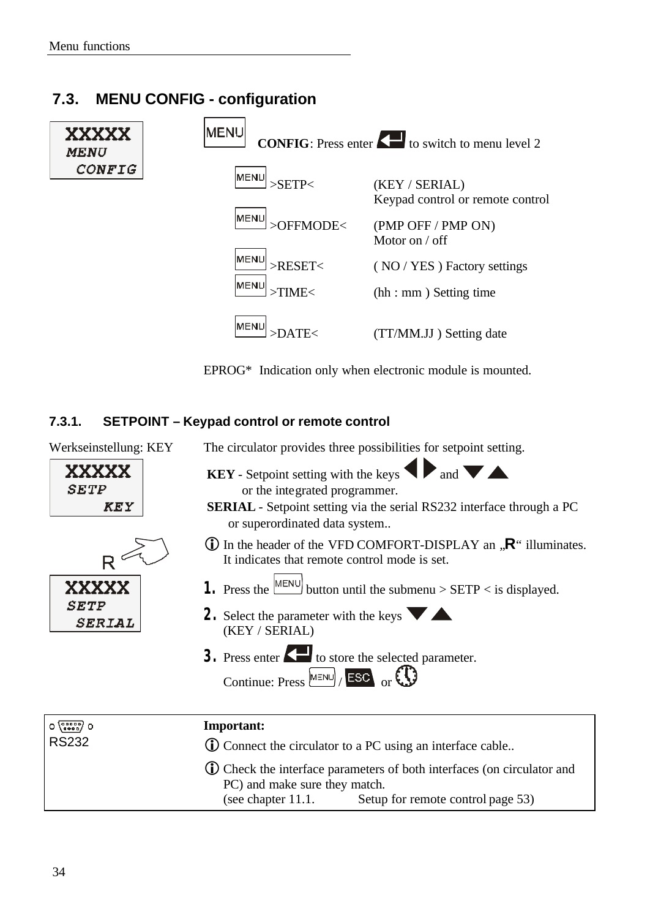## 7.3. MENU CONFIG - configuration

XXXXX
MENU
CONFIG

MENU **CONFIG**: Press enter ↵ to switch to menu level 2

| | | |
|---|---|---|
| MENU | >SETP< | (KEY / SERIAL) Keypad control or remote control |
| MENU | >OFFMODE< | (PMP OFF / PMP ON) Motor on / off |
| MENU | >RESET< | ( NO / YES ) Factory settings |
| MENU | >TIME< | (hh : mm ) Setting time |
| MENU | >DATE< | (TT/MM.JJ ) Setting date |

EPROG* Indication only when electronic module is mounted.

### 7.3.1. SETPOINT – Keypad control or remote control

Werkseinstellung: KEY

XXXXX
SETP
KEY

The circulator provides three possibilities for setpoint setting.

**KEY** - Setpoint setting with the keys ◀ ▶ and ▼ ▲ or the integrated programmer.

**SERIAL** - Setpoint setting via the serial RS232 interface through a PC or superordinated data system..

ⓘ In the header of the VFD COMFORT-DISPLAY an „**R**“ illuminates. It indicates that remote control mode is set.

R

XXXXX
SETP
SERIAL

1. Press the MENU button until the submenu > SETP < is displayed.
2. Select the parameter with the keys ▼ ▲ (KEY / SERIAL)
3. Press enter ↵ to store the selected parameter.
   Continue: Press MENU / ESC or 🕓

RS232

**Important:**

ⓘ Connect the circulator to a PC using an interface cable..

ⓘ Check the interface parameters of both interfaces (on circulator and PC) and make sure they match.
(see chapter 11.1. Setup for remote control page 53)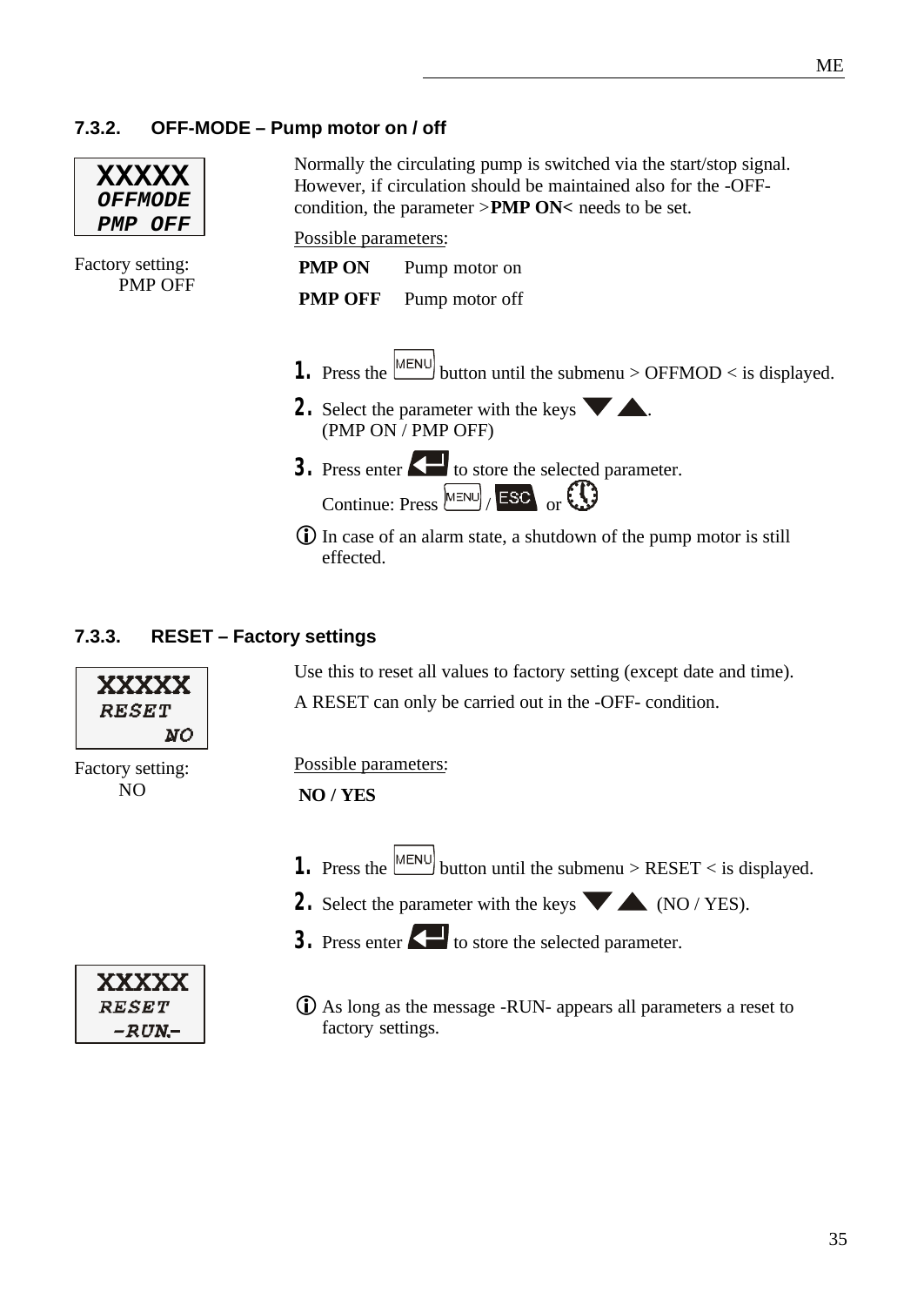### 7.3.2. OFF-MODE – Pump motor on / off

```
XXXXX
OFFMODE
PMP OFF
```

Factory setting:
PMP OFF

Normally the circulating pump is switched via the start/stop signal. However, if circulation should be maintained also for the -OFF- condition, the parameter >**PMP ON<** needs to be set.

Possible parameters:

| | |
|---|---|
| **PMP ON** | Pump motor on |
| **PMP OFF** | Pump motor off |

1. Press the MENU button until the submenu > OFFMOD < is displayed.
2. Select the parameter with the keys ▼ ▲.
   (PMP ON / PMP OFF)
3. Press enter ↵ to store the selected parameter.
   Continue: Press MENU / ESC or 🕓

ⓘ In case of an alarm state, a shutdown of the pump motor is still effected.

### 7.3.3. RESET – Factory settings

```
XXXXX
RESET
NO
```

Factory setting:
NO

Use this to reset all values to factory setting (except date and time).

A RESET can only be carried out in the -OFF- condition.

Possible parameters:

**NO / YES**

1. Press the MENU button until the submenu > RESET < is displayed.
2. Select the parameter with the keys ▼ ▲ (NO / YES).
3. Press enter ↵ to store the selected parameter.

```
XXXXX
RESET
-RUN.-
```

ⓘ As long as the message -RUN- appears all parameters a reset to factory settings.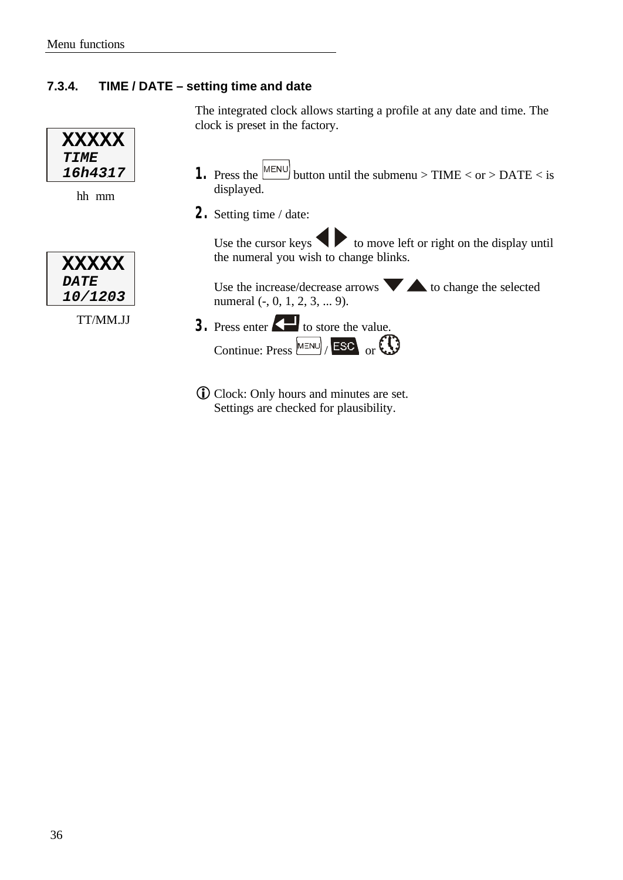### 7.3.4. TIME / DATE – setting time and date

```
XXXXX
TIME
16h4317
```

hh mm

```
XXXXX
DATE
10/1203
```

TT/MM.JJ

The integrated clock allows starting a profile at any date and time. The clock is preset in the factory.

1. Press the MENU button until the submenu > TIME < or > DATE < is displayed.
2. Setting time / date:

   Use the cursor keys ◀ ▶ to move left or right on the display until the numeral you wish to change blinks.

   Use the increase/decrease arrows ▼ ▲ to change the selected numeral (-, 0, 1, 2, 3, ... 9).
3. Press enter ↵ to store the value.
   Continue: Press MENU / ESC or 🕓

ⓘ Clock: Only hours and minutes are set.
Settings are checked for plausibility.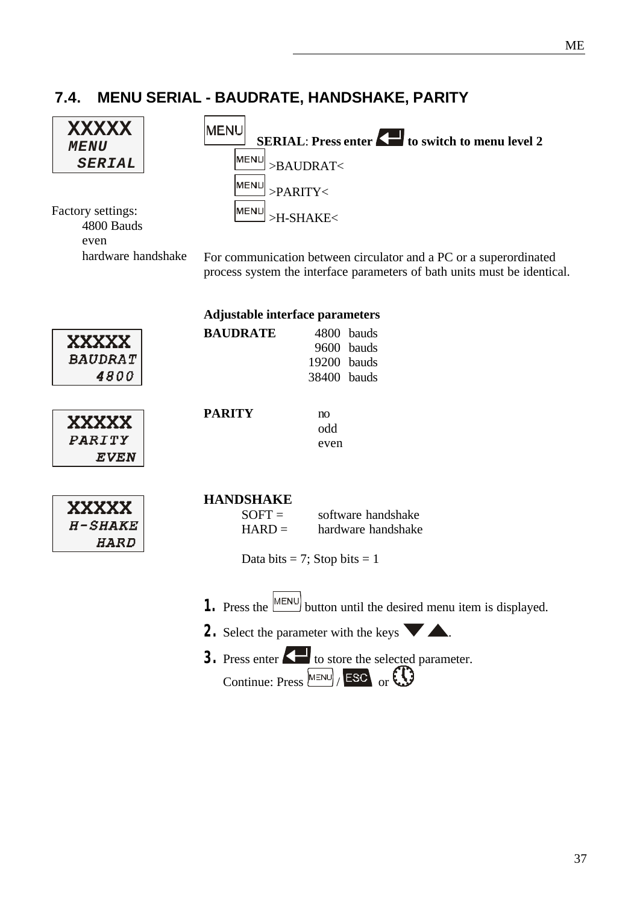## 7.4. MENU SERIAL - BAUDRATE, HANDSHAKE, PARITY

```
XXXXX
MENU
 SERIAL
```

MENU **SERIAL: Press enter to switch to menu level 2**

MENU >BAUDRAT<

MENU >PARITY<

MENU >H-SHAKE<

Factory settings:
- 4800 Bauds
- even
- hardware handshake

For communication between circulator and a PC or a superordinated process system the interface parameters of bath units must be identical.

**Adjustable interface parameters**

```
XXXXX
BAUDRAT
   4800
```

**BAUDRATE**
- 4800 bauds
- 9600 bauds
- 19200 bauds
- 38400 bauds

```
XXXXX
PARITY
   EVEN
```

**PARITY**
- no
- odd
- even

```
XXXXX
H-SHAKE
   HARD
```

**HANDSHAKE**
- SOFT = software handshake
- HARD = hardware handshake

Data bits = 7; Stop bits = 1

1. Press the MENU button until the desired menu item is displayed.
2. Select the parameter with the keys ▼ ▲.
3. Press enter to store the selected parameter.
   Continue: Press MENU / ESC or (clock symbol)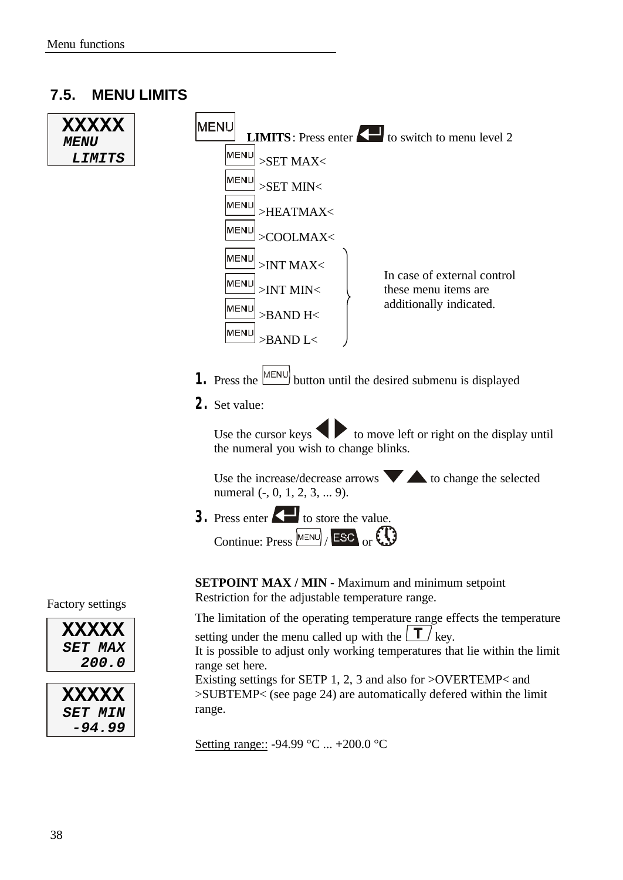## 7.5. MENU LIMITS

```
XXXXX
MENU
 LIMITS
```

MENU **LIMITS**: Press enter ↵ to switch to menu level 2

- MENU >SET MAX<
- MENU >SET MIN<
- MENU >HEATMAX<
- MENU >COOLMAX<
- MENU >INT MAX<
- MENU >INT MIN<
- MENU >BAND H<
- MENU >BAND L<

In case of external control these menu items are additionally indicated. (applies to >INT MAX<, >INT MIN<, >BAND H<, >BAND L<)

1. Press the MENU button until the desired submenu is displayed
2. Set value:

   Use the cursor keys ◀ ▶ to move left or right on the display until the numeral you wish to change blinks.

   Use the increase/decrease arrows ▼ ▲ to change the selected numeral (-, 0, 1, 2, 3, ... 9).
3. Press enter ↵ to store the value.

   Continue: Press MENU / ESC or 🕓

**SETPOINT MAX / MIN -** Maximum and minimum setpoint
Restriction for the adjustable temperature range.

The limitation of the operating temperature range effects the temperature setting under the menu called up with the T key.
It is possible to adjust only working temperatures that lie within the limit range set here.
Existing settings for SETP 1, 2, 3 and also for >OVERTEMP< and >SUBTEMP< (see page 24) are automatically defered within the limit range.

Factory settings

```
XXXXX
SET MAX
  200.0
```

```
XXXXX
SET MIN
 -94.99
```

Setting range:: -94.99 °C ... +200.0 °C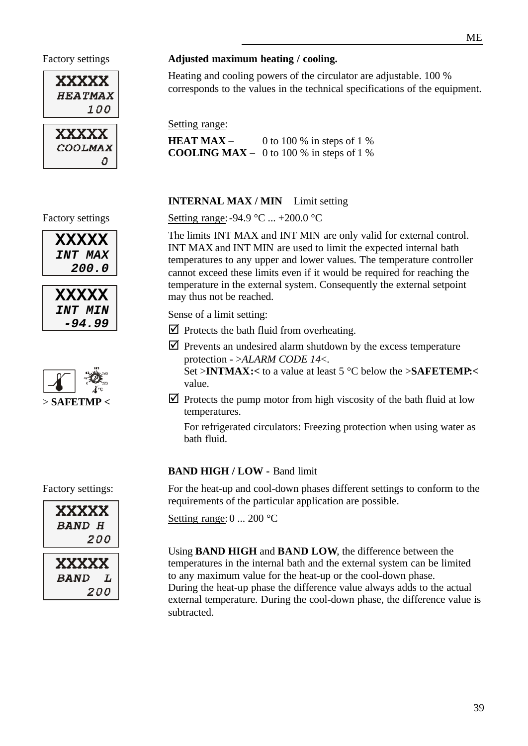Factory settings

```
XXXXX
HEATMAX
100
```

```
XXXXX
COOLMAX
0
```

**Adjusted maximum heating / cooling.**

Heating and cooling powers of the circulator are adjustable. 100 % corresponds to the values in the technical specifications of the equipment.

Setting range:

**HEAT MAX –** 0 to 100 % in steps of 1 %
**COOLING MAX –** 0 to 100 % in steps of 1 %

**INTERNAL MAX / MIN** Limit setting

Factory settings

```
XXXXX
INT MAX
200.0
```

```
XXXXX
INT MIN
-94.99
```

Setting range: -94.9 °C ... +200.0 °C

The limits INT MAX and INT MIN are only valid for external control. INT MAX and INT MIN are used to limit the expected internal bath temperatures to any upper and lower values. The temperature controller cannot exceed these limits even if it would be required for reaching the temperature in the external system. Consequently the external setpoint may thus not be reached.

Sense of a limit setting:

- ☑ Protects the bath fluid from overheating.
- ☑ Prevents an undesired alarm shutdown by the excess temperature protection - >*ALARM CODE 14*<.
  Set >**INTMAX:<** to a value at least 5 °C below the >**SAFETEMP:<** value.
- ☑ Protects the pump motor from high viscosity of the bath fluid at low temperatures.

  For refrigerated circulators: Freezing protection when using water as bath fluid.

> **SAFETMP <**

**BAND HIGH / LOW -** Band limit

Factory settings:

```
XXXXX
BAND H
200
```

```
XXXXX
BAND  L
200
```

For the heat-up and cool-down phases different settings to conform to the requirements of the particular application are possible.

Setting range: 0 ... 200 °C

Using **BAND HIGH** and **BAND LOW**, the difference between the temperatures in the internal bath and the external system can be limited to any maximum value for the heat-up or the cool-down phase.
During the heat-up phase the difference value always adds to the actual external temperature. During the cool-down phase, the difference value is subtracted.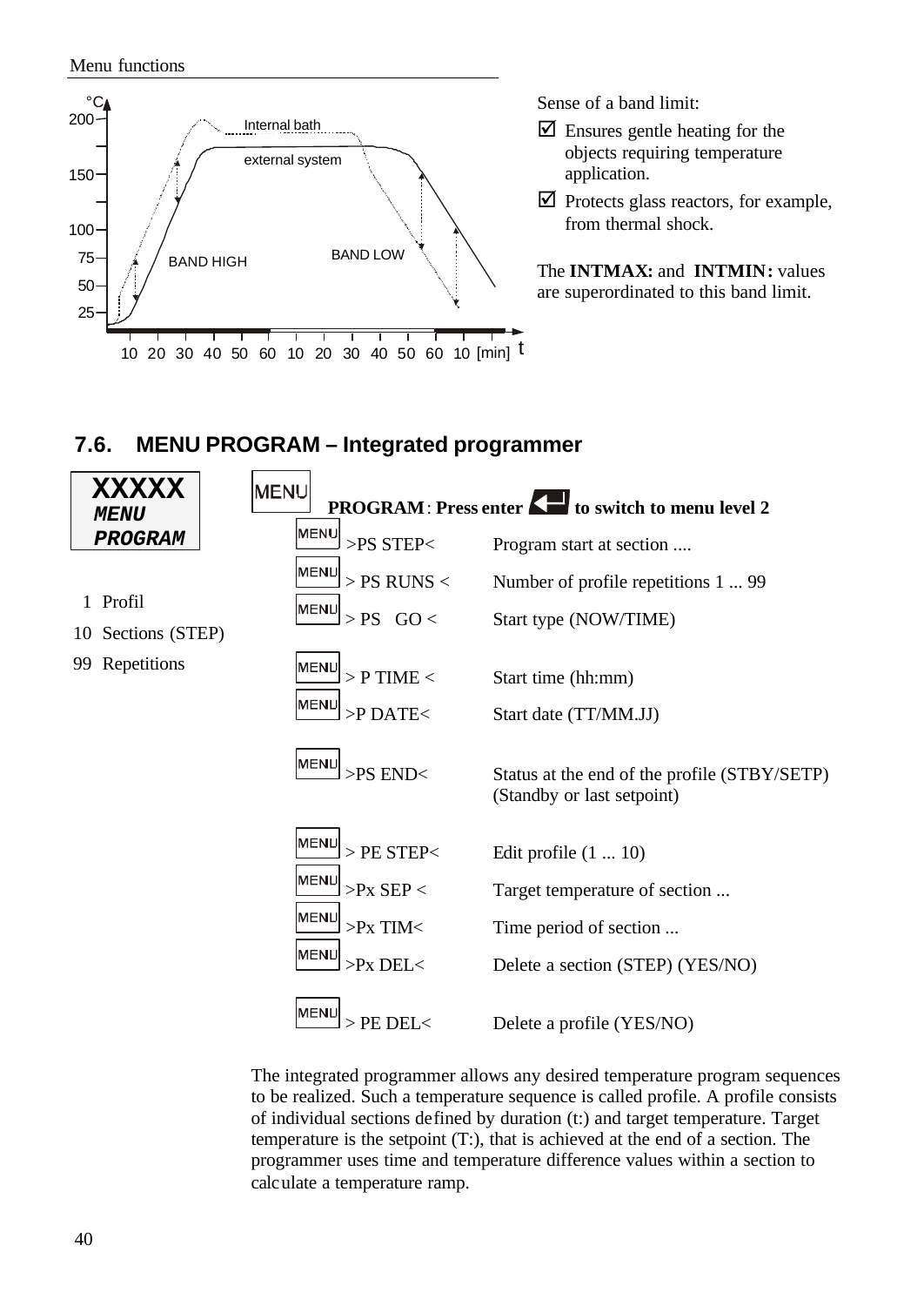Sense of a band limit:

- ☑ Ensures gentle heating for the objects requiring temperature application.
- ☑ Protects glass reactors, for example, from thermal shock.

The **INTMAX:** and **INTMIN:** values are superordinated to this band limit.

## 7.6. MENU PROGRAM – Integrated programmer

**XXXXX**
***MENU PROGRAM***

1 Profil
10 Sections (STEP)
99 Repetitions

MENU **PROGRAM**: **Press enter** ↵ **to switch to menu level 2**

| | |
|---|---|
| MENU >PS STEP< | Program start at section .... |
| MENU > PS RUNS < | Number of profile repetitions 1 ... 99 |
| MENU > PS GO < | Start type (NOW/TIME) |
| MENU > P TIME < | Start time (hh:mm) |
| MENU >P DATE< | Start date (TT/MM.JJ) |
| MENU >PS END< | Status at the end of the profile (STBY/SETP) (Standby or last setpoint) |
| MENU > PE STEP< | Edit profile (1 ... 10) |
| MENU >Px SEP < | Target temperature of section ... |
| MENU >Px TIM< | Time period of section ... |
| MENU >Px DEL< | Delete a section (STEP) (YES/NO) |
| MENU > PE DEL< | Delete a profile (YES/NO) |

The integrated programmer allows any desired temperature program sequences to be realized. Such a temperature sequence is called profile. A profile consists of individual sections defined by duration (t:) and target temperature. Target temperature is the setpoint (T:), that is achieved at the end of a section. The programmer uses time and temperature difference values within a section to calculate a temperature ramp.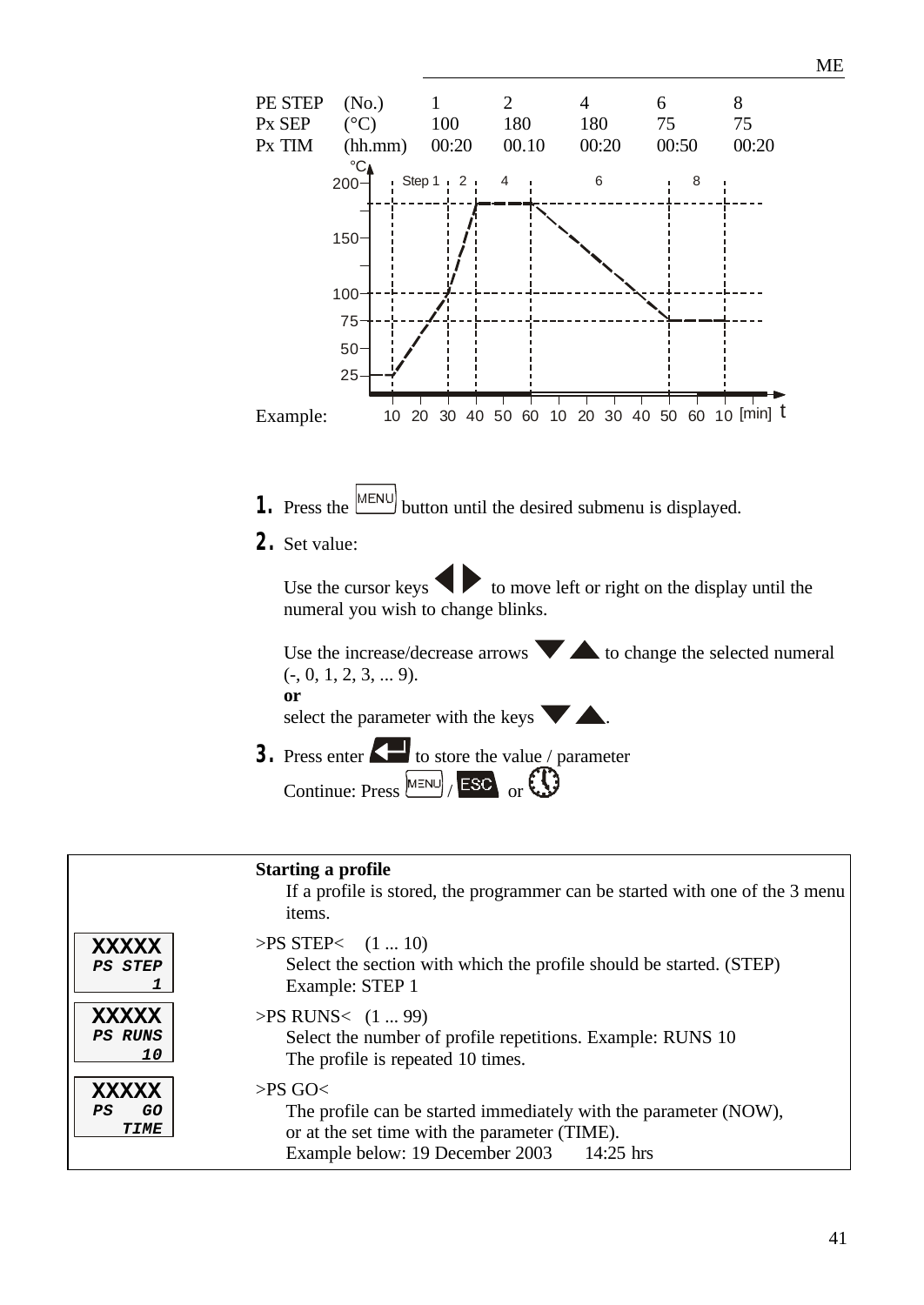| PE STEP | (No.) | 1 | 2 | 4 | 6 | 8 |
|---|---|---|---|---|---|---|
| Px SEP | (°C) | 100 | 180 | 180 | 75 | 75 |
| Px TIM | (hh.mm) | 00:20 | 00.10 | 00:20 | 00:50 | 00:20 |

Example:

1. Press the MENU button until the desired submenu is displayed.
2. Set value:

   Use the cursor keys ◀ ▶ to move left or right on the display until the numeral you wish to change blinks.

   Use the increase/decrease arrows ▼ ▲ to change the selected numeral (-, 0, 1, 2, 3, ... 9).
   **or**
   select the parameter with the keys ▼ ▲.
3. Press enter ↵ to store the value / parameter
   Continue: Press MENU / ESC or 🕓

**Starting a profile**

If a profile is stored, the programmer can be started with one of the 3 menu items.

| Display | Description |
|---|---|
| XXXXX PS STEP 1 | >PS STEP< (1 ... 10) Select the section with which the profile should be started. (STEP) Example: STEP 1 |
| XXXXX PS RUNS 10 | >PS RUNS< (1 ... 99) Select the number of profile repetitions. Example: RUNS 10 The profile is repeated 10 times. |
| XXXXX PS GO TIME | >PS GO< The profile can be started immediately with the parameter (NOW), or at the set time with the parameter (TIME). Example below: 19 December 2003 14:25 hrs |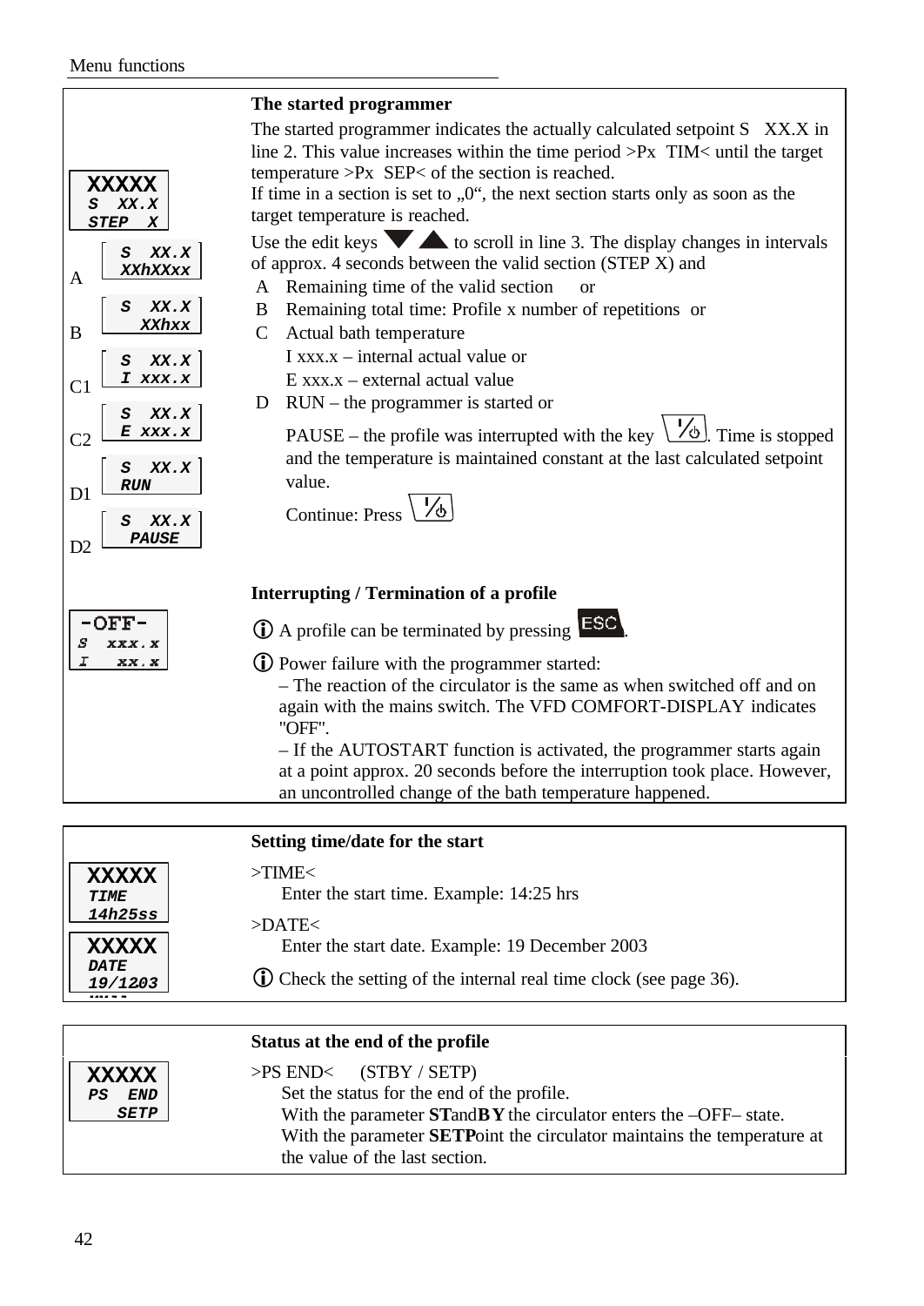Menu functions

### The started programmer

```
XXXXX
S  XX.X
STEP  X
```

The started programmer indicates the actually calculated setpoint S XX.X in line 2. This value increases within the time period >Px TIM< until the target temperature >Px SEP< of the section is reached.
If time in a section is set to „0“, the next section starts only as soon as the target temperature is reached.

Use the edit keys ▼ ▲ to scroll in line 3. The display changes in intervals of approx. 4 seconds between the valid section (STEP X) and

- A Remaining time of the valid section or
- B Remaining total time: Profile x number of repetitions or
- C Actual bath temperature
  I xxx.x – internal actual value or
  E xxx.x – external actual value
- D RUN – the programmer is started or
  PAUSE – the profile was interrupted with the key [I/⏻]. Time is stopped and the temperature is maintained constant at the last calculated setpoint value.
  Continue: Press [I/⏻]

| Display | Line 2 | Line 3 |
| --- | --- | --- |
| A | S XX.X | XXhXXxx |
| B | S XX.X | XXhxx |
| C1 | S XX.X | I xxx.x |
| C2 | S XX.X | E xxx.x |
| D1 | S XX.X | RUN |
| D2 | S XX.X | PAUSE |

### Interrupting / Termination of a profile

```
-OFF-
S  xxx.x
I   xx.x
```

ⓘ A profile can be terminated by pressing [ESC].

ⓘ Power failure with the programmer started:
– The reaction of the circulator is the same as when switched off and on again with the mains switch. The VFD COMFORT-DISPLAY indicates "OFF".
– If the AUTOSTART function is activated, the programmer starts again at a point approx. 20 seconds before the interruption took place. However, an uncontrolled change of the bath temperature happened.

### Setting time/date for the start

```
XXXXX
TIME
14h25ss
```

```
XXXXX
DATE
19/1203
```

>TIME<
Enter the start time. Example: 14:25 hrs

>DATE<
Enter the start date. Example: 19 December 2003

ⓘ Check the setting of the internal real time clock (see page 36).

### Status at the end of the profile

```
XXXXX
PS  END
   SETP
```

>PS END< (STBY / SETP)
Set the status for the end of the profile.
With the parameter **ST**and**BY** the circulator enters the –OFF– state.
With the parameter **SETP**oint the circulator maintains the temperature at the value of the last section.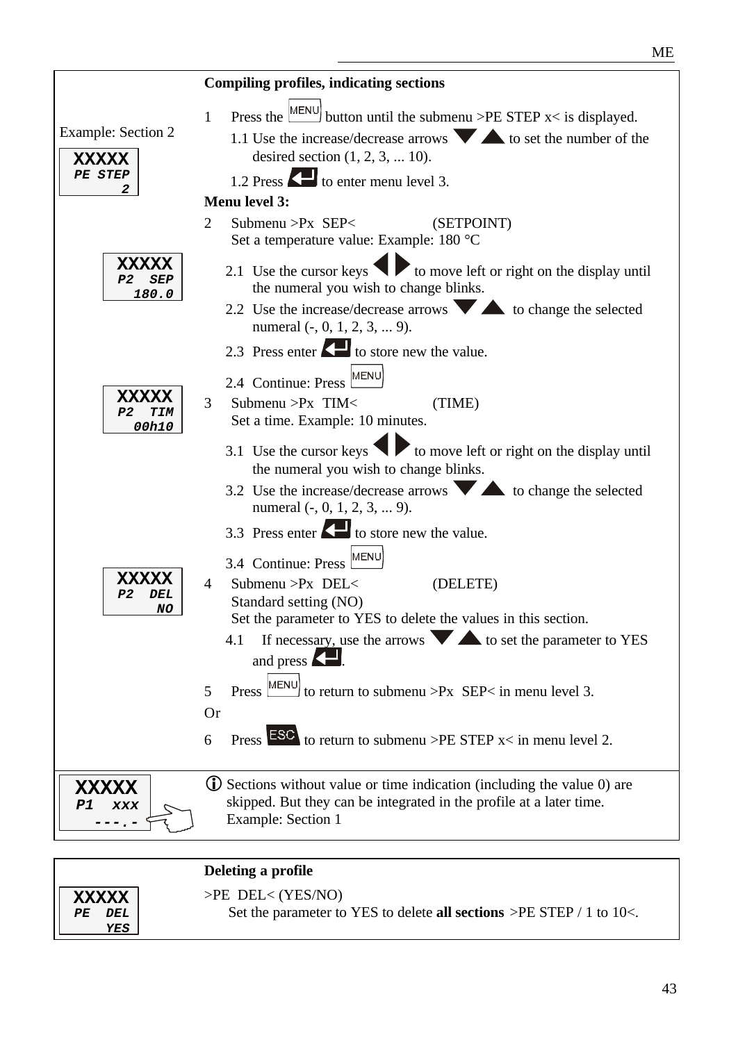## Compiling profiles, indicating sections

Example: Section 2

```
XXXXX
PE STEP
      2
```

1 Press the MENU button until the submenu >PE STEP x< is displayed.
   1.1 Use the increase/decrease arrows ▼ ▲ to set the number of the desired section (1, 2, 3, ... 10).
   1.2 Press ↵ to enter menu level 3.

**Menu level 3:**

2 Submenu >Px SEP< (SETPOINT)
   Set a temperature value: Example: 180 °C

```
XXXXX
P2  SEP
  180.0
```

   2.1 Use the cursor keys ◀ ▶ to move left or right on the display until the numeral you wish to change blinks.
   2.2 Use the increase/decrease arrows ▼ ▲ to change the selected numeral (-, 0, 1, 2, 3, ... 9).
   2.3 Press enter ↵ to store new the value.
   2.4 Continue: Press MENU

3 Submenu >Px TIM< (TIME)
   Set a time. Example: 10 minutes.

```
XXXXX
P2  TIM
  00h10
```

   3.1 Use the cursor keys ◀ ▶ to move left or right on the display until the numeral you wish to change blinks.
   3.2 Use the increase/decrease arrows ▼ ▲ to change the selected numeral (-, 0, 1, 2, 3, ... 9).
   3.3 Press enter ↵ to store new the value.
   3.4 Continue: Press MENU

4 Submenu >Px DEL< (DELETE)
   Standard setting (NO)
   Set the parameter to YES to delete the values in this section.

```
XXXXX
P2  DEL
     NO
```

   4.1 If necessary, use the arrows ▼ ▲ to set the parameter to YES and press ↵.

5 Press MENU to return to submenu >Px SEP< in menu level 3.

Or

6 Press ESC to return to submenu >PE STEP x< in menu level 2.

```
XXXXX
P1  XXX
  ---.-
```

ⓘ Sections without value or time indication (including the value 0) are skipped. But they can be integrated in the profile at a later time. Example: Section 1

## Deleting a profile

```
XXXXX
PE  DEL
    YES
```

>PE DEL< (YES/NO)
   Set the parameter to YES to delete **all sections** >PE STEP / 1 to 10<.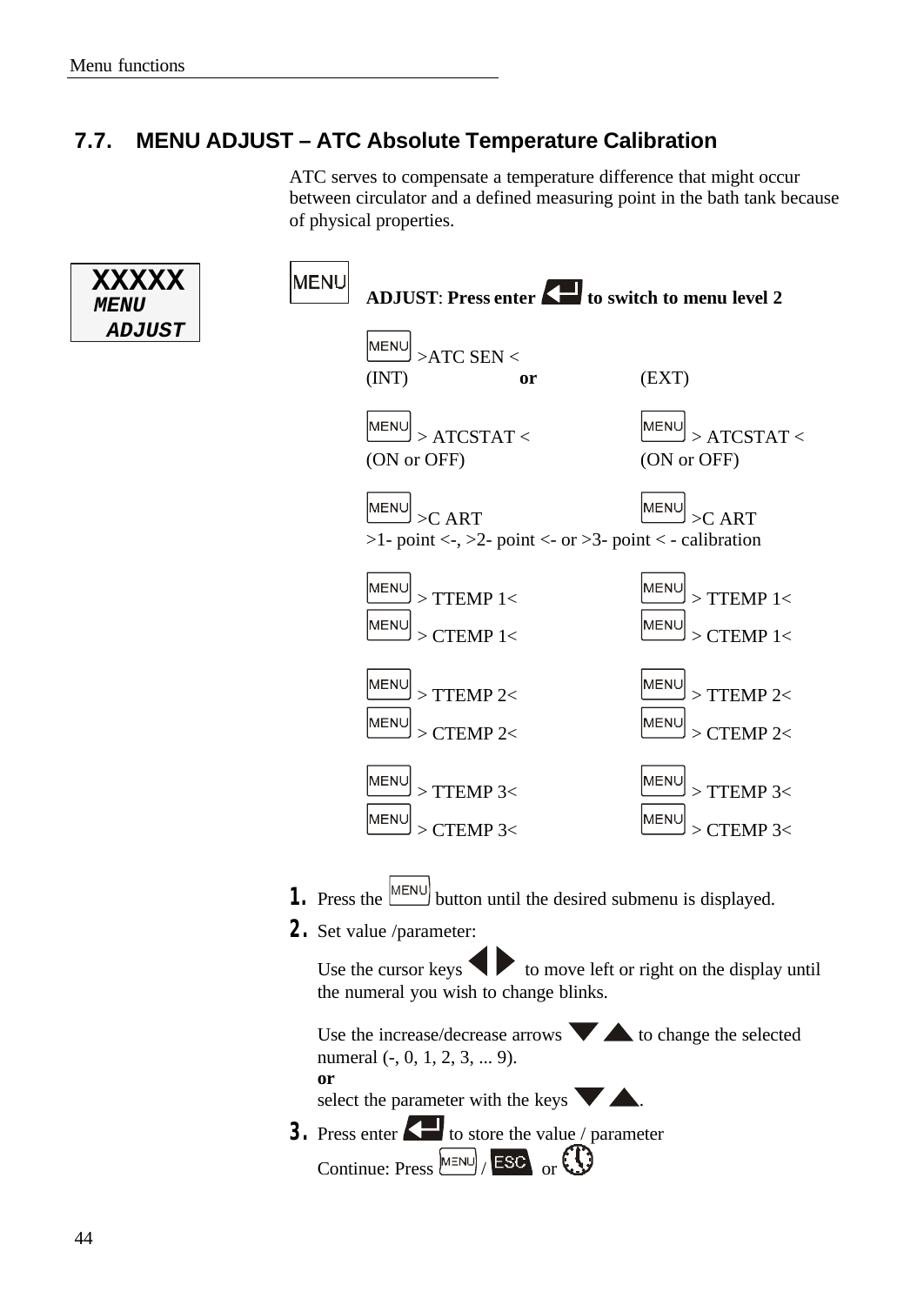## 7.7. MENU ADJUST – ATC Absolute Temperature Calibration

ATC serves to compensate a temperature difference that might occur between circulator and a defined measuring point in the bath tank because of physical properties.

XXXXX
MENU
ADJUST

MENU **ADJUST: Press enter ↵ to switch to menu level 2**

MENU >ATC SEN <

| (INT) | **or** | (EXT) |
|---|---|---|
| MENU > ATCSTAT < (ON or OFF) | | MENU > ATCSTAT < (ON or OFF) |
| MENU >C ART | | MENU >C ART |

>1- point <-, >2- point <- or >3- point < - calibration

| (INT) | (EXT) |
|---|---|
| MENU > TTEMP 1< | MENU > TTEMP 1< |
| MENU > CTEMP 1< | MENU > CTEMP 1< |
| MENU > TTEMP 2< | MENU > TTEMP 2< |
| MENU > CTEMP 2< | MENU > CTEMP 2< |
| MENU > TTEMP 3< | MENU > TTEMP 3< |
| MENU > CTEMP 3< | MENU > CTEMP 3< |

1. Press the MENU button until the desired submenu is displayed.
2. Set value /parameter:

   Use the cursor keys ◀ ▶ to move left or right on the display until the numeral you wish to change blinks.

   Use the increase/decrease arrows ▼ ▲ to change the selected numeral (-, 0, 1, 2, 3, ... 9).
   **or**
   select the parameter with the keys ▼ ▲.
3. Press enter ↵ to store the value / parameter

   Continue: Press MENU / ESC or 🕔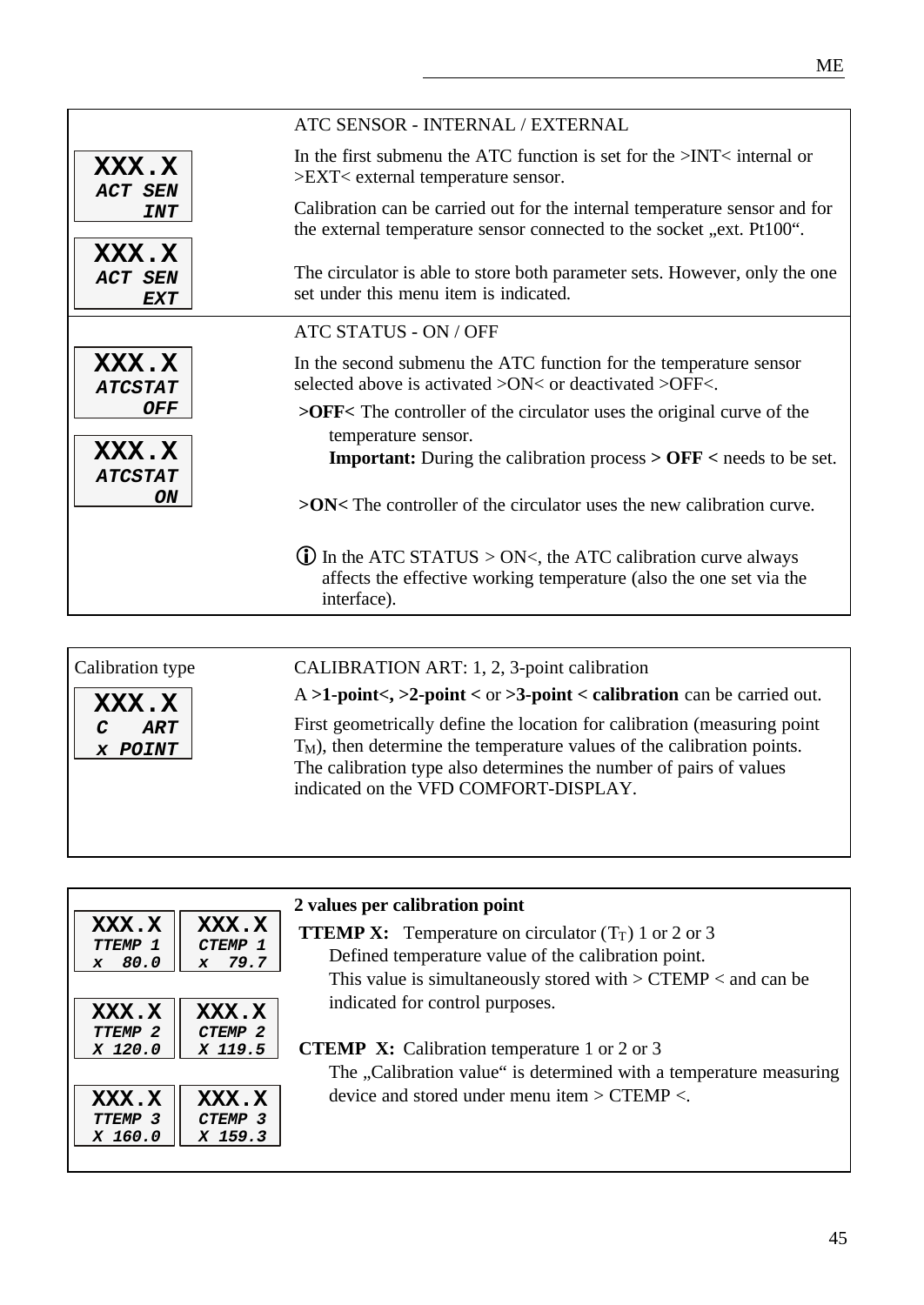| | |
|---|---|
| **XXX.X**<br>*ACT SEN*<br>*INT*<br><br>**XXX.X**<br>*ACT SEN*<br>*EXT* | ATC SENSOR - INTERNAL / EXTERNAL<br><br>In the first submenu the ATC function is set for the >INT< internal or >EXT< external temperature sensor.<br><br>Calibration can be carried out for the internal temperature sensor and for the external temperature sensor connected to the socket „ext. Pt100“.<br><br>The circulator is able to store both parameter sets. However, only the one set under this menu item is indicated. |
| **XXX.X**<br>*ATCSTAT*<br>*OFF*<br><br>**XXX.X**<br>*ATCSTAT*<br>*ON* | ATC STATUS - ON / OFF<br><br>In the second submenu the ATC function for the temperature sensor selected above is activated >ON< or deactivated >OFF<.<br><br>**>OFF<** The controller of the circulator uses the original curve of the temperature sensor.<br>**Important:** During the calibration process **> OFF <** needs to be set.<br><br>**>ON<** The controller of the circulator uses the new calibration curve.<br><br>ⓘ In the ATC STATUS > ON<, the ATC calibration curve always affects the effective working temperature (also the one set via the interface). |

| | |
|---|---|
| Calibration type<br><br>**XXX.X**<br>*C ART*<br>*x POINT* | CALIBRATION ART: 1, 2, 3-point calibration<br><br>A **>1-point<, >2-point <** or **>3-point < calibration** can be carried out.<br><br>First geometrically define the location for calibration (measuring point $T_M$), then determine the temperature values of the calibration points. The calibration type also determines the number of pairs of values indicated on the VFD COMFORT-DISPLAY. |

| | | |
|---|---|---|
| **XXX.X**<br>*TTEMP 1*<br>*x 80.0* | **XXX.X**<br>*CTEMP 1*<br>*x 79.7* | **2 values per calibration point**<br><br>**TTEMP X:** Temperature on circulator ($T_T$) 1 or 2 or 3<br>Defined temperature value of the calibration point.<br>This value is simultaneously stored with > CTEMP < and can be indicated for control purposes.<br><br>**CTEMP X:** Calibration temperature 1 or 2 or 3<br>The „Calibration value“ is determined with a temperature measuring device and stored under menu item > CTEMP <. |
| **XXX.X**<br>*TTEMP 2*<br>*X 120.0* | **XXX.X**<br>*CTEMP 2*<br>*X 119.5* | |
| **XXX.X**<br>*TTEMP 3*<br>*X 160.0* | **XXX.X**<br>*CTEMP 3*<br>*X 159.3* | |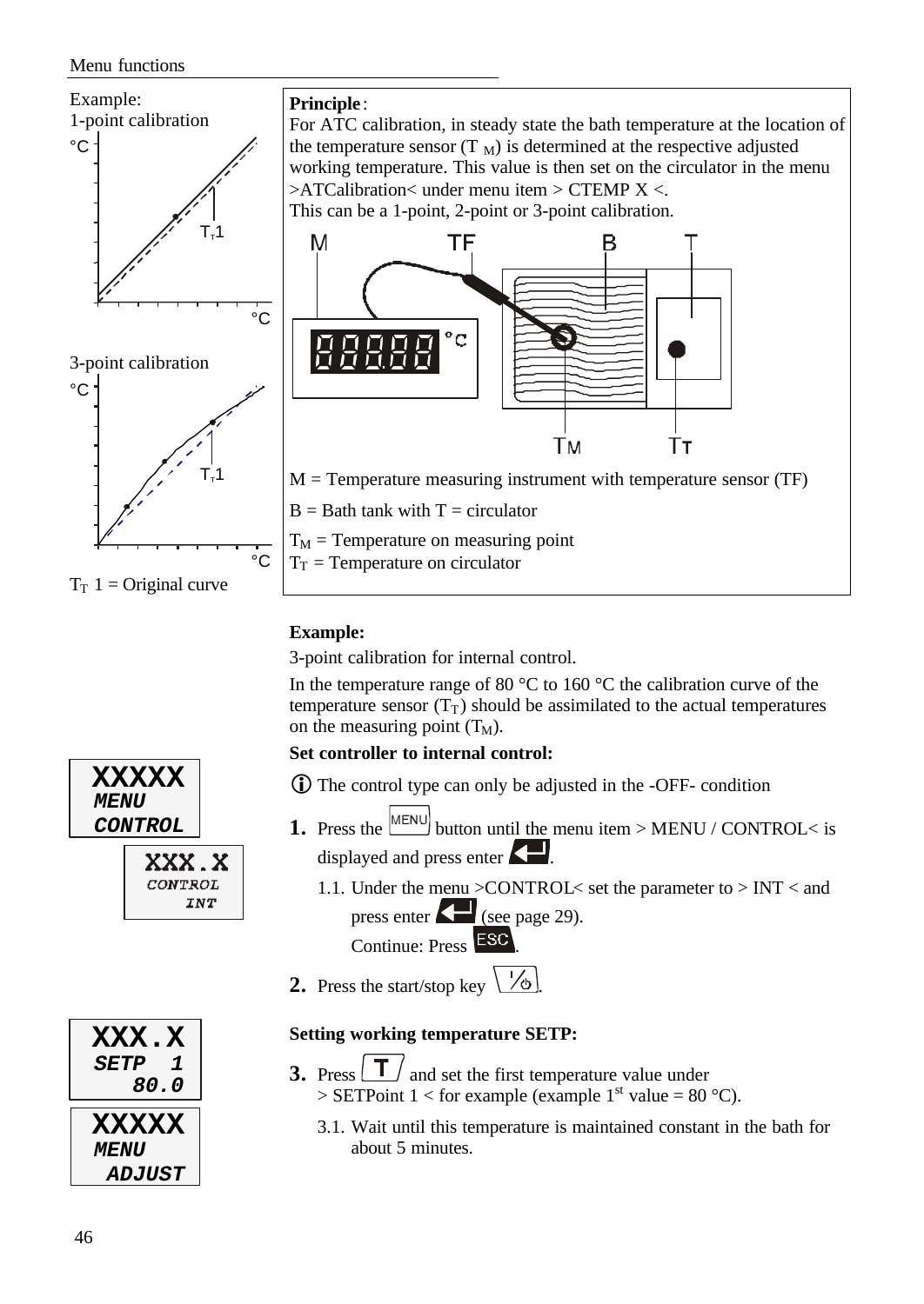Menu functions

Example:
1-point calibration

$T_T$1

3-point calibration

$T_T$1

$T_T$ 1 = Original curve

**Principle**:
For ATC calibration, in steady state the bath temperature at the location of the temperature sensor ($T_M$) is determined at the respective adjusted working temperature. This value is then set on the circulator in the menu >ATCalibration< under menu item > CTEMP X <.
This can be a 1-point, 2-point or 3-point calibration.

M = Temperature measuring instrument with temperature sensor (TF)

B = Bath tank with T = circulator

$T_M$ = Temperature on measuring point
$T_T$ = Temperature on circulator

**Example:**

3-point calibration for internal control.

In the temperature range of 80 °C to 160 °C the calibration curve of the temperature sensor ($T_T$) should be assimilated to the actual temperatures on the measuring point ($T_M$).

**Set controller to internal control:**

ⓘ The control type can only be adjusted in the -OFF- condition

```
XXXXX
MENU
CONTROL
```

```
XXX.X
CONTROL
INT
```

1. Press the MENU button until the menu item > MENU / CONTROL< is displayed and press enter.
   1.1. Under the menu >CONTROL< set the parameter to > INT < and press enter (see page 29).
   Continue: Press ESC.
2. Press the start/stop key.

**Setting working temperature SETP:**

```
XXX.X
SETP  1
80.0
```

```
XXXXX
MENU
ADJUST
```

3. Press T and set the first temperature value under > SETPoint 1 < for example (example 1st value = 80 °C).
   3.1. Wait until this temperature is maintained constant in the bath for about 5 minutes.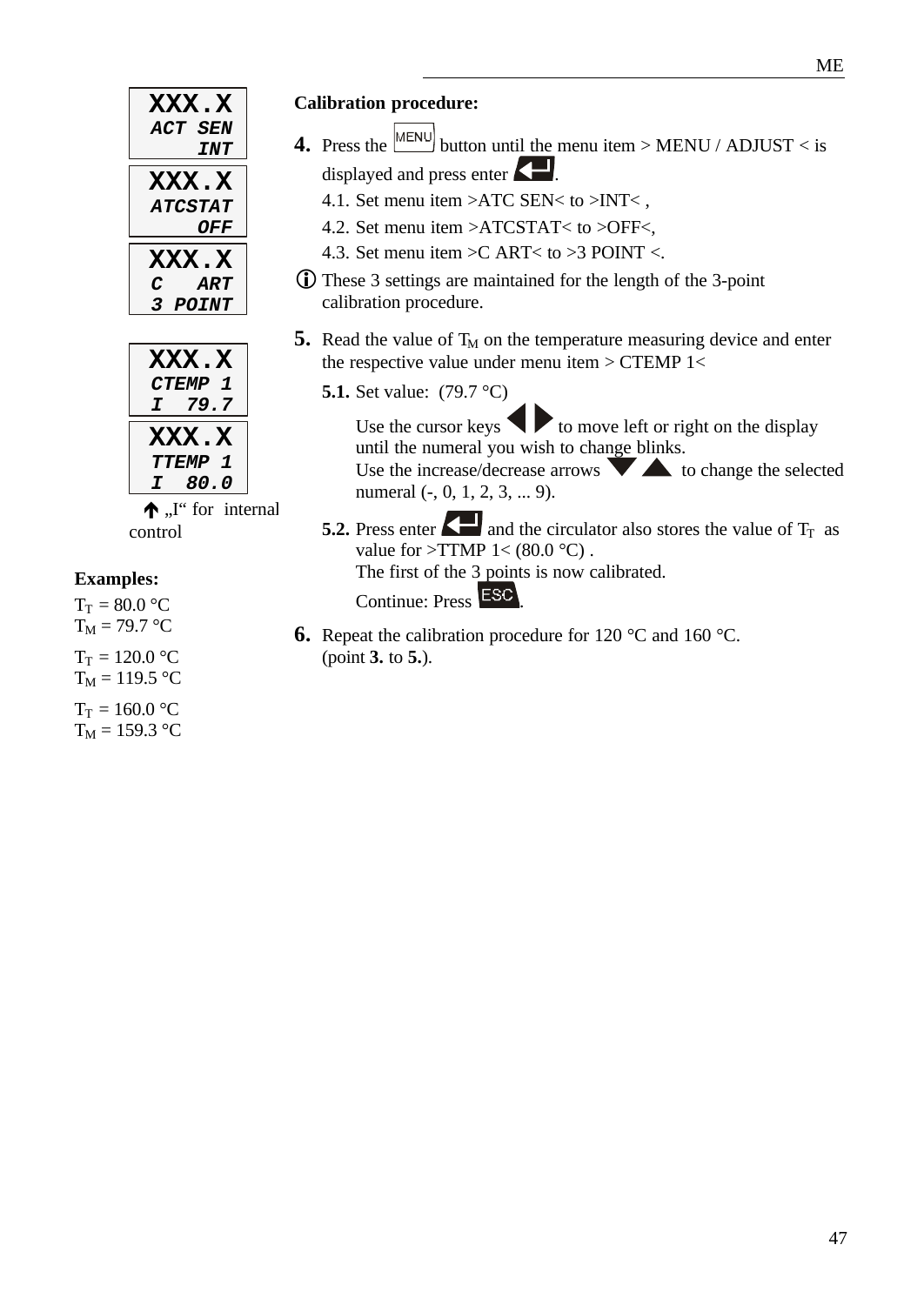```
XXX.X
ACT SEN
    INT
```

```
XXX.X
ATCSTAT
    OFF
```

```
XXX.X
C   ART
3 POINT
```

```
XXX.X
CTEMP 1
I  79.7
```

```
XXX.X
TTEMP 1
I  80.0
```

↑ „I“ for internal control

**Examples:**

$T_T$ = 80.0 °C
$T_M$ = 79.7 °C

$T_T$ = 120.0 °C
$T_M$ = 119.5 °C

$T_T$ = 160.0 °C
$T_M$ = 159.3 °C

**Calibration procedure:**

**4.** Press the MENU button until the menu item > MENU / ADJUST < is displayed and press enter.

4.1. Set menu item >ATC SEN< to >INT< ,

4.2. Set menu item >ATCSTAT< to >OFF<,

4.3. Set menu item >C ART< to >3 POINT <.

ⓘ These 3 settings are maintained for the length of the 3-point calibration procedure.

**5.** Read the value of $T_M$ on the temperature measuring device and enter the respective value under menu item > CTEMP 1<

**5.1.** Set value: (79.7 °C)

Use the cursor keys ◀ ▶ to move left or right on the display until the numeral you wish to change blinks.
Use the increase/decrease arrows ▼ ▲ to change the selected numeral (-, 0, 1, 2, 3, ... 9).

**5.2.** Press enter and the circulator also stores the value of $T_T$ as value for >TTMP 1< (80.0 °C) .
The first of the 3 points is now calibrated.

Continue: Press ESC.

**6.** Repeat the calibration procedure for 120 °C and 160 °C.
(point **3.** to **5.**).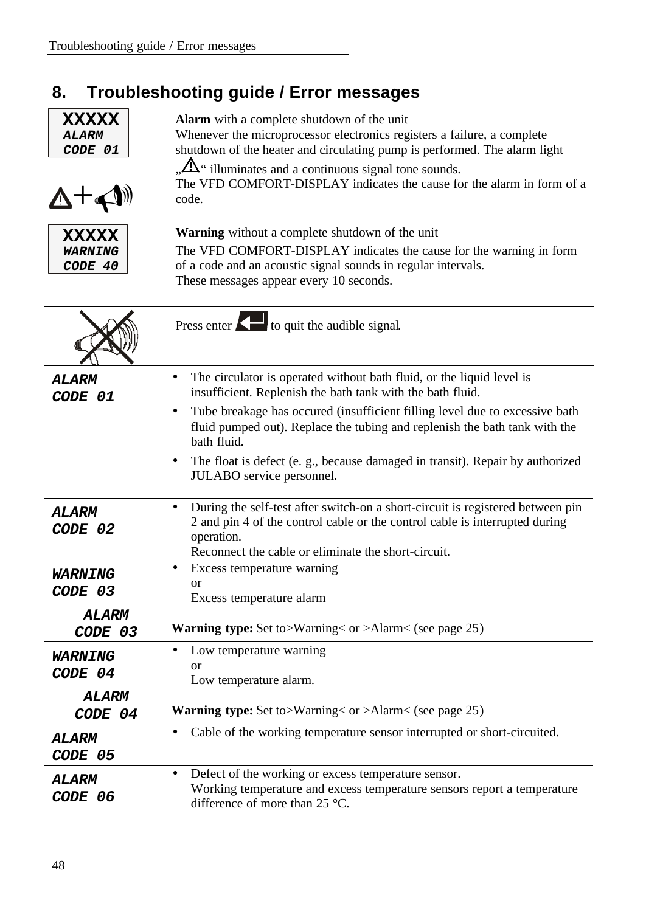# 8. Troubleshooting guide / Error messages

| | |
|---|---|
| **XXXXX** *ALARM CODE 01* | **Alarm** with a complete shutdown of the unit<br>Whenever the microprocessor electronics registers a failure, a complete shutdown of the heater and circulating pump is performed. The alarm light „⚠" illuminates and a continuous signal tone sounds.<br>The VFD COMFORT-DISPLAY indicates the cause for the alarm in form of a code. |
| **XXXXX** *WARNING CODE 40* | **Warning** without a complete shutdown of the unit<br>The VFD COMFORT-DISPLAY indicates the cause for the warning in form of a code and an acoustic signal sounds in regular intervals.<br>These messages appear every 10 seconds. |

| | |
|---|---|
| | Press enter ↵ to quit the audible signal. |
| ***ALARM CODE 01*** | • The circulator is operated without bath fluid, or the liquid level is insufficient. Replenish the bath tank with the bath fluid.<br>• Tube breakage has occured (insufficient filling level due to excessive bath fluid pumped out). Replace the tubing and replenish the bath tank with the bath fluid.<br>• The float is defect (e. g., because damaged in transit). Repair by authorized JULABO service personnel. |
| ***ALARM CODE 02*** | • During the self-test after switch-on a short-circuit is registered between pin 2 and pin 4 of the control cable or the control cable is interrupted during operation.<br>Reconnect the cable or eliminate the short-circuit. |
| ***WARNING CODE 03*** / ***ALARM CODE 03*** | • Excess temperature warning<br>or<br>Excess temperature alarm<br>**Warning type:** Set to>Warning< or >Alarm< (see page 25) |
| ***WARNING CODE 04*** / ***ALARM CODE 04*** | • Low temperature warning<br>or<br>Low temperature alarm.<br>**Warning type:** Set to>Warning< or >Alarm< (see page 25) |
| ***ALARM CODE 05*** | • Cable of the working temperature sensor interrupted or short-circuited. |
| ***ALARM CODE 06*** | • Defect of the working or excess temperature sensor.<br>Working temperature and excess temperature sensors report a temperature difference of more than 25 °C. |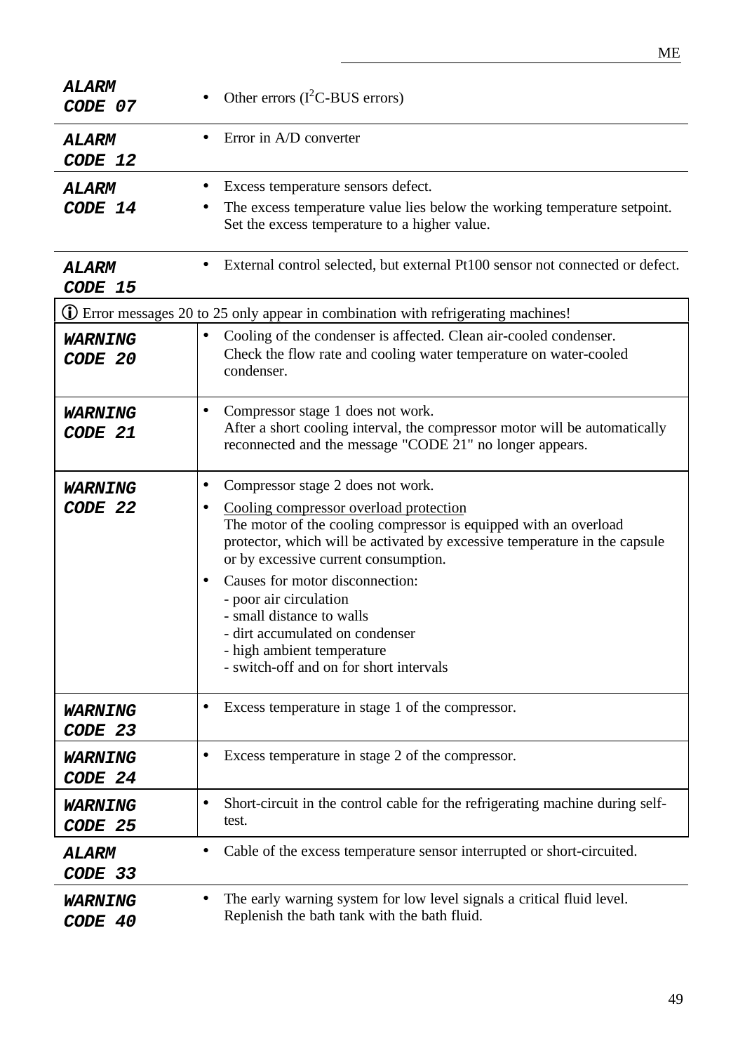| | |
|---|---|
| ***ALARM CODE 07*** | • Other errors ($I^2C$-BUS errors) |
| ***ALARM CODE 12*** | • Error in A/D converter |
| ***ALARM CODE 14*** | • Excess temperature sensors defect.<br>• The excess temperature value lies below the working temperature setpoint. Set the excess temperature to a higher value. |
| ***ALARM CODE 15*** | • External control selected, but external Pt100 sensor not connected or defect. |
| ⓘ Error messages 20 to 25 only appear in combination with refrigerating machines! | |
| ***WARNING CODE 20*** | • Cooling of the condenser is affected. Clean air-cooled condenser. Check the flow rate and cooling water temperature on water-cooled condenser. |
| ***WARNING CODE 21*** | • Compressor stage 1 does not work.<br>After a short cooling interval, the compressor motor will be automatically reconnected and the message "CODE 21" no longer appears. |
| ***WARNING CODE 22*** | • Compressor stage 2 does not work.<br>• <u>Cooling compressor overload protection</u><br>The motor of the cooling compressor is equipped with an overload protector, which will be activated by excessive temperature in the capsule or by excessive current consumption.<br>• Causes for motor disconnection:<br>- poor air circulation<br>- small distance to walls<br>- dirt accumulated on condenser<br>- high ambient temperature<br>- switch-off and on for short intervals |
| ***WARNING CODE 23*** | • Excess temperature in stage 1 of the compressor. |
| ***WARNING CODE 24*** | • Excess temperature in stage 2 of the compressor. |
| ***WARNING CODE 25*** | • Short-circuit in the control cable for the refrigerating machine during self-test. |
| ***ALARM CODE 33*** | • Cable of the excess temperature sensor interrupted or short-circuited. |
| ***WARNING CODE 40*** | • The early warning system for low level signals a critical fluid level. Replenish the bath tank with the bath fluid. |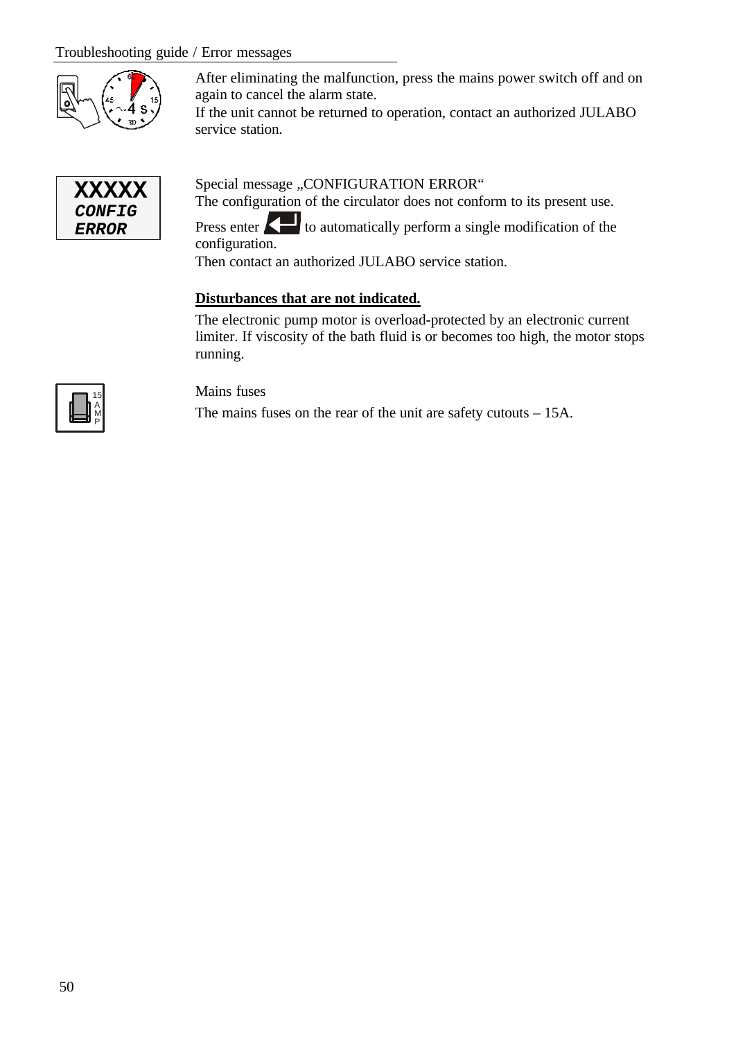After eliminating the malfunction, press the mains power switch off and on again to cancel the alarm state.
If the unit cannot be returned to operation, contact an authorized JULABO service station.

**XXXXX**
***CONFIG***
***ERROR***

Special message „CONFIGURATION ERROR“
The configuration of the circulator does not conform to its present use.
Press enter to automatically perform a single modification of the configuration.
Then contact an authorized JULABO service station.

**Disturbances that are not indicated.**

The electronic pump motor is overload-protected by an electronic current limiter. If viscosity of the bath fluid is or becomes too high, the motor stops running.

Mains fuses

The mains fuses on the rear of the unit are safety cutouts – 15A.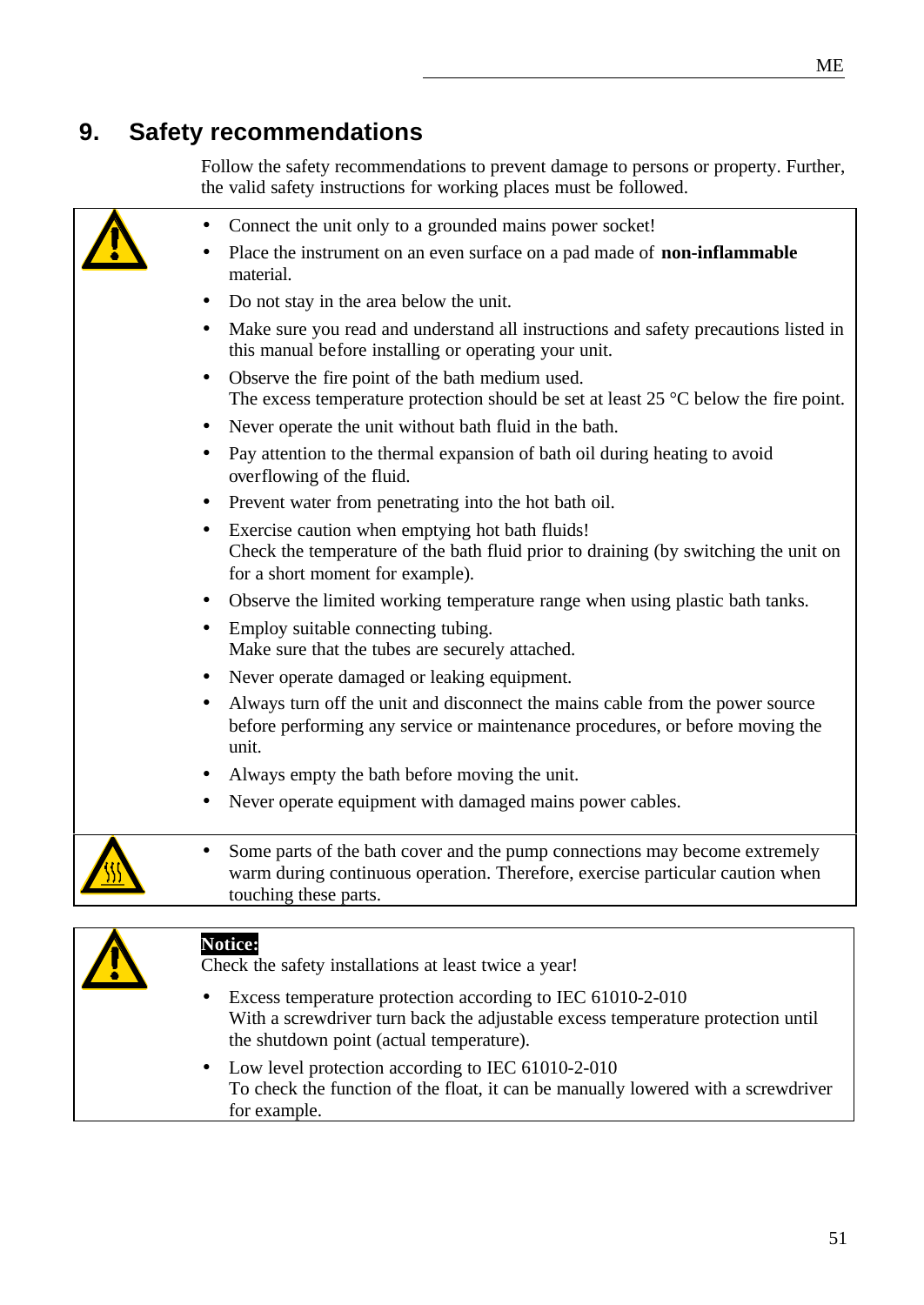# 9. Safety recommendations

Follow the safety recommendations to prevent damage to persons or property. Further, the valid safety instructions for working places must be followed.

- Connect the unit only to a grounded mains power socket!
- Place the instrument on an even surface on a pad made of **non-inflammable** material.
- Do not stay in the area below the unit.
- Make sure you read and understand all instructions and safety precautions listed in this manual before installing or operating your unit.
- Observe the fire point of the bath medium used.
  The excess temperature protection should be set at least 25 °C below the fire point.
- Never operate the unit without bath fluid in the bath.
- Pay attention to the thermal expansion of bath oil during heating to avoid overflowing of the fluid.
- Prevent water from penetrating into the hot bath oil.
- Exercise caution when emptying hot bath fluids!
  Check the temperature of the bath fluid prior to draining (by switching the unit on for a short moment for example).
- Observe the limited working temperature range when using plastic bath tanks.
- Employ suitable connecting tubing.
  Make sure that the tubes are securely attached.
- Never operate damaged or leaking equipment.
- Always turn off the unit and disconnect the mains cable from the power source before performing any service or maintenance procedures, or before moving the unit.
- Always empty the bath before moving the unit.
- Never operate equipment with damaged mains power cables.

- Some parts of the bath cover and the pump connections may become extremely warm during continuous operation. Therefore, exercise particular caution when touching these parts.

**Notice:**
Check the safety installations at least twice a year!

- Excess temperature protection according to IEC 61010-2-010
  With a screwdriver turn back the adjustable excess temperature protection until the shutdown point (actual temperature).
- Low level protection according to IEC 61010-2-010
  To check the function of the float, it can be manually lowered with a screwdriver for example.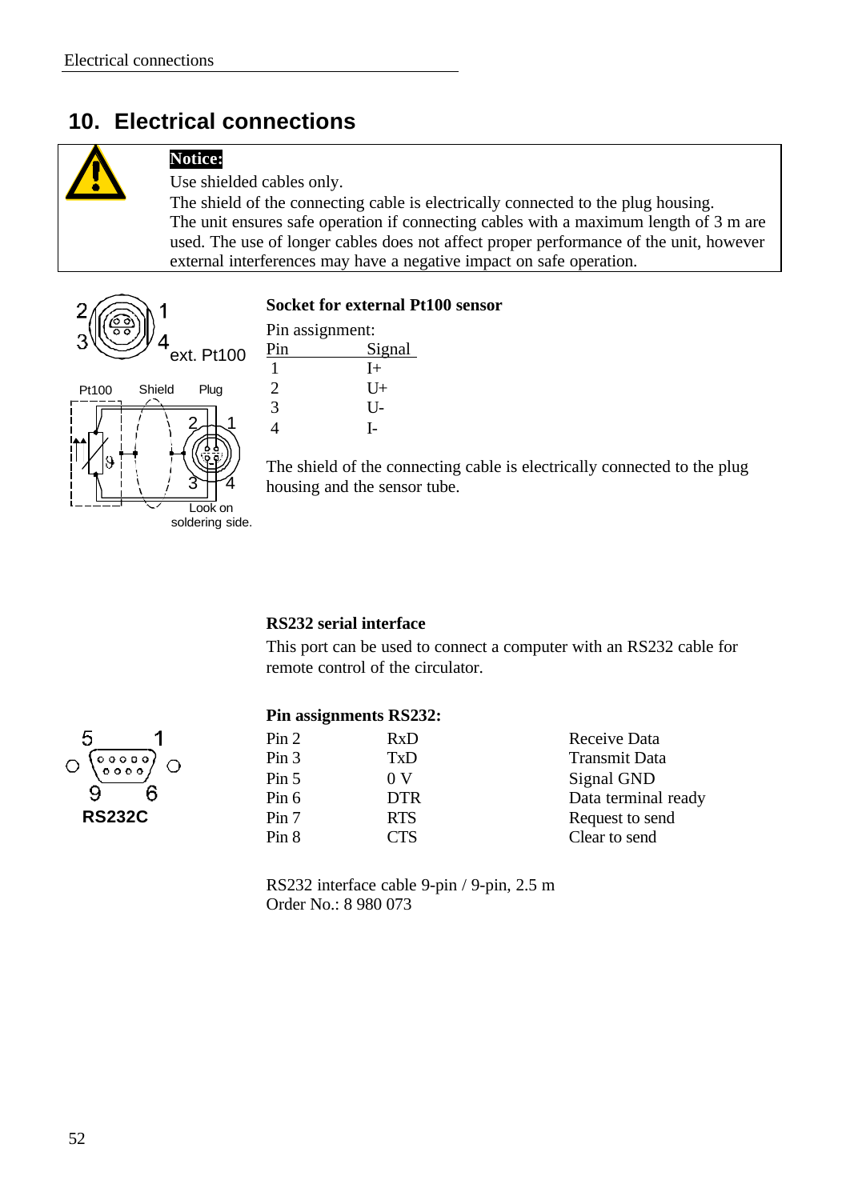# 10. Electrical connections

> **Notice:**
> Use shielded cables only.
> The shield of the connecting cable is electrically connected to the plug housing.
> The unit ensures safe operation if connecting cables with a maximum length of 3 m are used. The use of longer cables does not affect proper performance of the unit, however external interferences may have a negative impact on safe operation.

**Socket for external Pt100 sensor**

Pin assignment:

| Pin | Signal |
|---|---|
| 1 | I+ |
| 2 | U+ |
| 3 | U- |
| 4 | I- |

The shield of the connecting cable is electrically connected to the plug housing and the sensor tube.

**RS232 serial interface**

This port can be used to connect a computer with an RS232 cable for remote control of the circulator.

**Pin assignments RS232:**

| | | |
|---|---|---|
| Pin 2 | RxD | Receive Data |
| Pin 3 | TxD | Transmit Data |
| Pin 5 | 0 V | Signal GND |
| Pin 6 | DTR | Data terminal ready |
| Pin 7 | RTS | Request to send |
| Pin 8 | CTS | Clear to send |

RS232 interface cable 9-pin / 9-pin, 2.5 m
Order No.: 8 980 073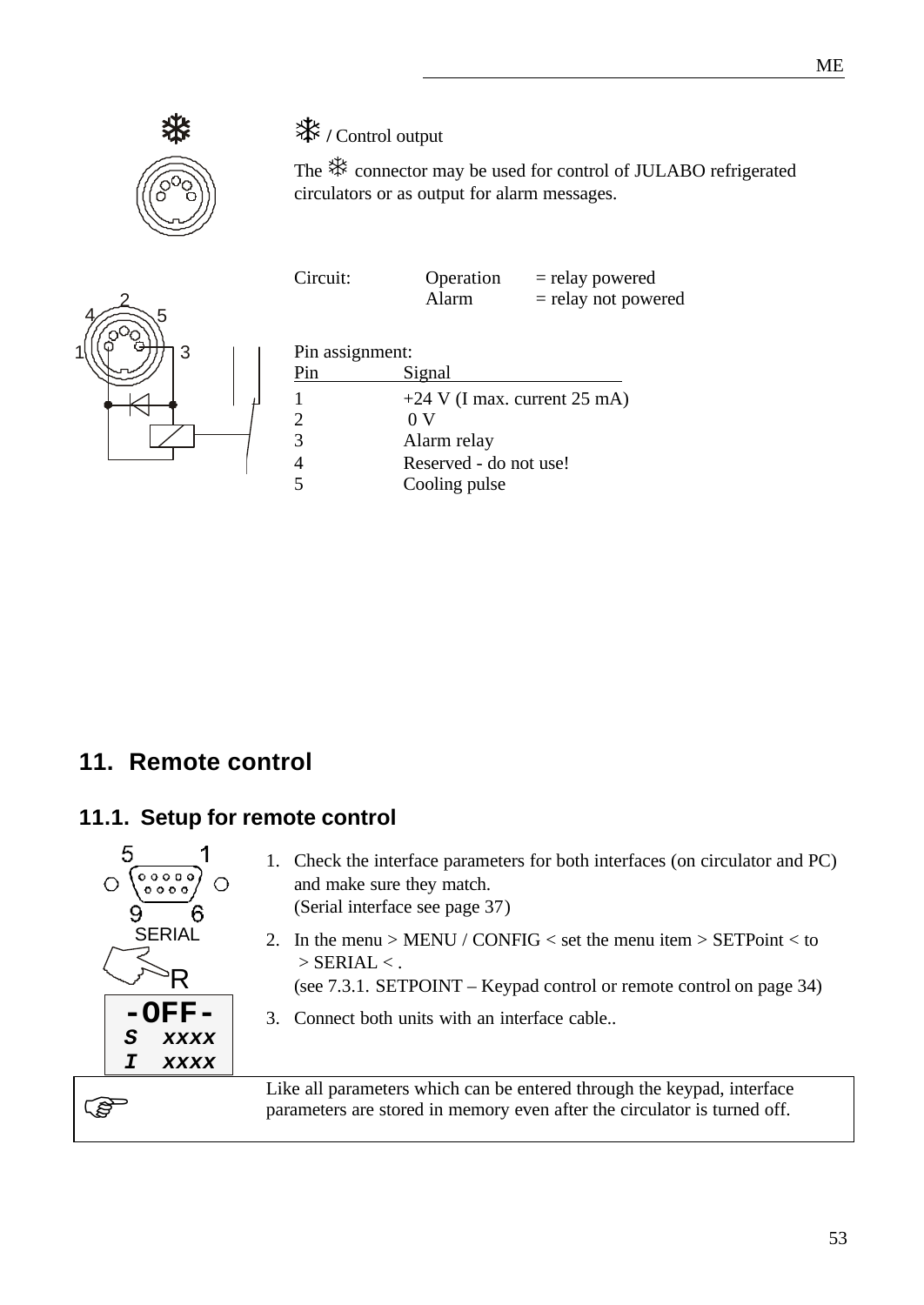❄ / Control output

The ❄ connector may be used for control of JULABO refrigerated circulators or as output for alarm messages.

| Circuit: | Operation | = relay powered |
|---|---|---|
| | Alarm | = relay not powered |

Pin assignment:

| Pin | Signal |
|---|---|
| 1 | +24 V (I max. current 25 mA) |
| 2 | 0 V |
| 3 | Alarm relay |
| 4 | Reserved - do not use! |
| 5 | Cooling pulse |

# 11. Remote control

## 11.1. Setup for remote control

1. Check the interface parameters for both interfaces (on circulator and PC) and make sure they match.
   (Serial interface see page 37)
2. In the menu > MENU / CONFIG < set the menu item > SETPoint < to > SERIAL < .
   (see 7.3.1. SETPOINT – Keypad control or remote control on page 34)
3. Connect both units with an interface cable..

Like all parameters which can be entered through the keypad, interface parameters are stored in memory even after the circulator is turned off.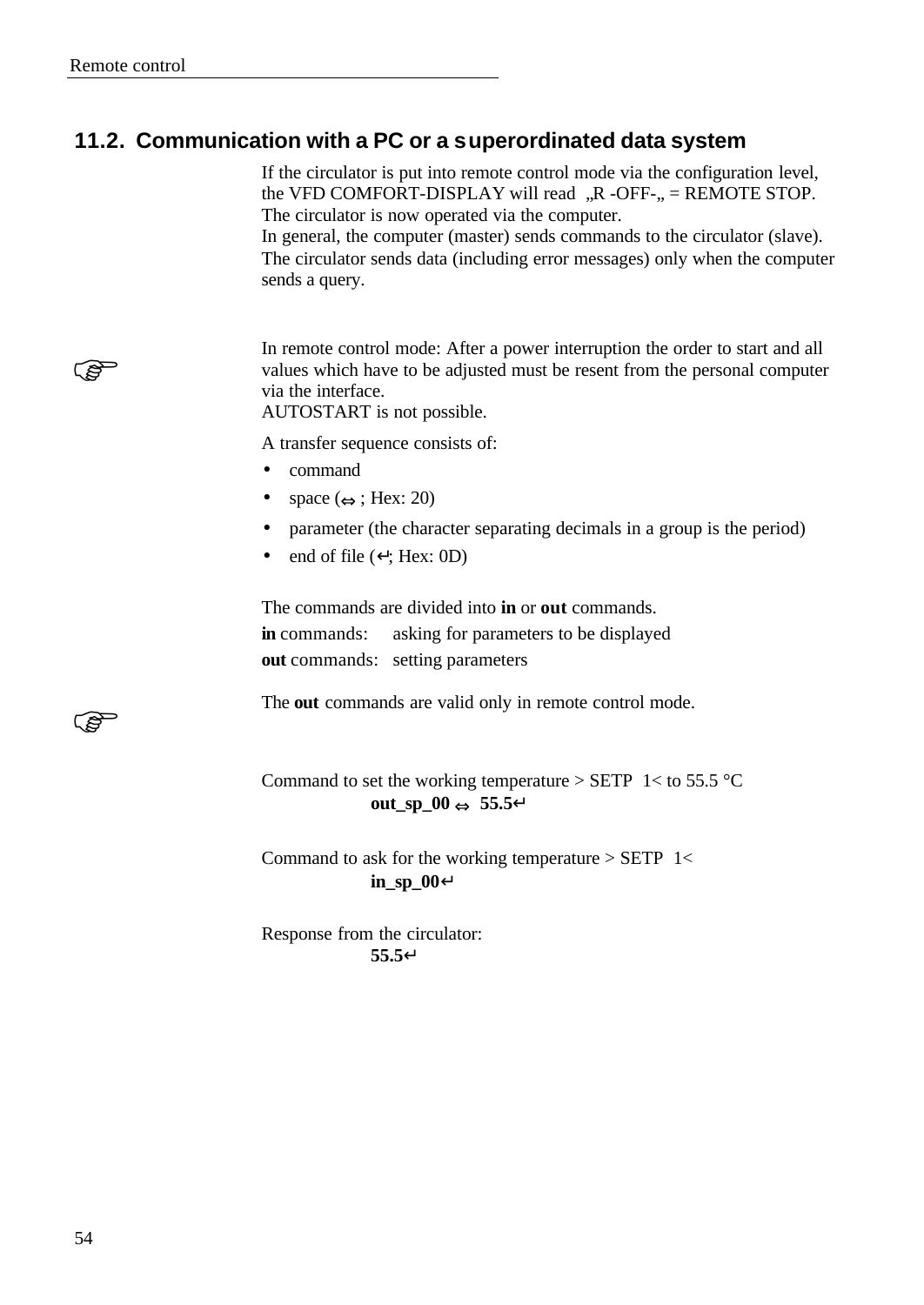## 11.2. Communication with a PC or a superordinated data system

If the circulator is put into remote control mode via the configuration level, the VFD COMFORT-DISPLAY will read „R -OFF-„ = REMOTE STOP. The circulator is now operated via the computer.
In general, the computer (master) sends commands to the circulator (slave). The circulator sends data (including error messages) only when the computer sends a query.

☞ In remote control mode: After a power interruption the order to start and all values which have to be adjusted must be resent from the personal computer via the interface.
AUTOSTART is not possible.

A transfer sequence consists of:

- command
- space (⇔ ; Hex: 20)
- parameter (the character separating decimals in a group is the period)
- end of file (↵; Hex: 0D)

The commands are divided into **in** or **out** commands.

**in** commands: asking for parameters to be displayed
**out** commands: setting parameters

☞ The **out** commands are valid only in remote control mode.

Command to set the working temperature > SETP 1< to 55.5 °C

**out_sp_00 ⇔ 55.5↵**

Command to ask for the working temperature > SETP 1<

**in_sp_00↵**

Response from the circulator:

**55.5↵**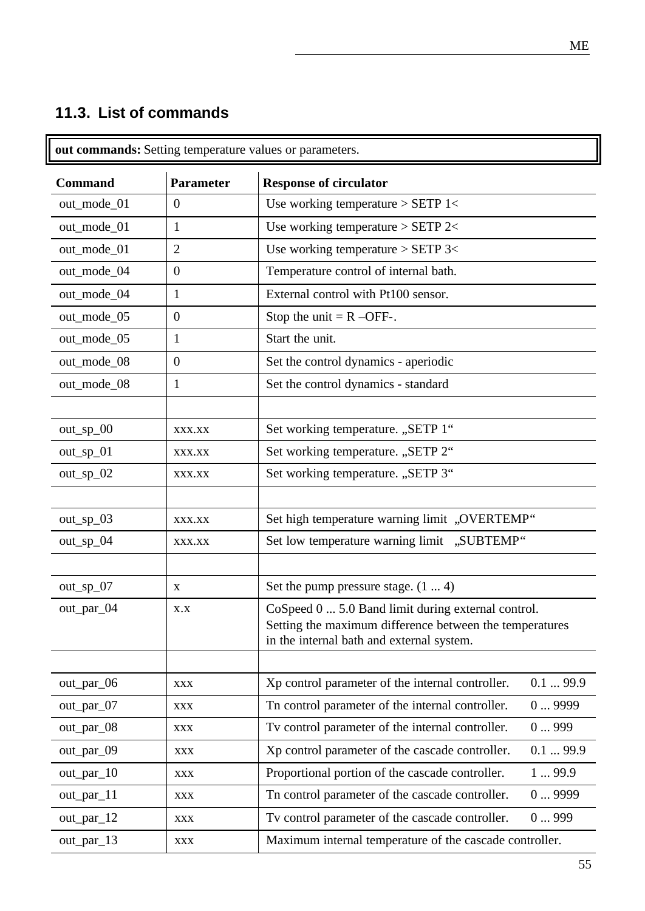## 11.3. List of commands

**out commands:** Setting temperature values or parameters.

| Command | Parameter | Response of circulator |
|---|---|---|
| out_mode_01 | 0 | Use working temperature > SETP 1< |
| out_mode_01 | 1 | Use working temperature > SETP 2< |
| out_mode_01 | 2 | Use working temperature > SETP 3< |
| out_mode_04 | 0 | Temperature control of internal bath. |
| out_mode_04 | 1 | External control with Pt100 sensor. |
| out_mode_05 | 0 | Stop the unit = R –OFF-. |
| out_mode_05 | 1 | Start the unit. |
| out_mode_08 | 0 | Set the control dynamics - aperiodic |
| out_mode_08 | 1 | Set the control dynamics - standard |
| | | |
| out_sp_00 | xxx.xx | Set working temperature. „SETP 1“ |
| out_sp_01 | xxx.xx | Set working temperature. „SETP 2“ |
| out_sp_02 | xxx.xx | Set working temperature. „SETP 3“ |
| | | |
| out_sp_03 | xxx.xx | Set high temperature warning limit „OVERTEMP“ |
| out_sp_04 | xxx.xx | Set low temperature warning limit „SUBTEMP“ |
| | | |
| out_sp_07 | x | Set the pump pressure stage. (1 ... 4) |
| out_par_04 | x.x | CoSpeed 0 ... 5.0 Band limit during external control. Setting the maximum difference between the temperatures in the internal bath and external system. |
| | | |
| out_par_06 | xxx | Xp control parameter of the internal controller. 0.1 ... 99.9 |
| out_par_07 | xxx | Tn control parameter of the internal controller. 0 ... 9999 |
| out_par_08 | xxx | Tv control parameter of the internal controller. 0 ... 999 |
| out_par_09 | xxx | Xp control parameter of the cascade controller. 0.1 ... 99.9 |
| out_par_10 | xxx | Proportional portion of the cascade controller. 1 ... 99.9 |
| out_par_11 | xxx | Tn control parameter of the cascade controller. 0 ... 9999 |
| out_par_12 | xxx | Tv control parameter of the cascade controller. 0 ... 999 |
| out_par_13 | xxx | Maximum internal temperature of the cascade controller. |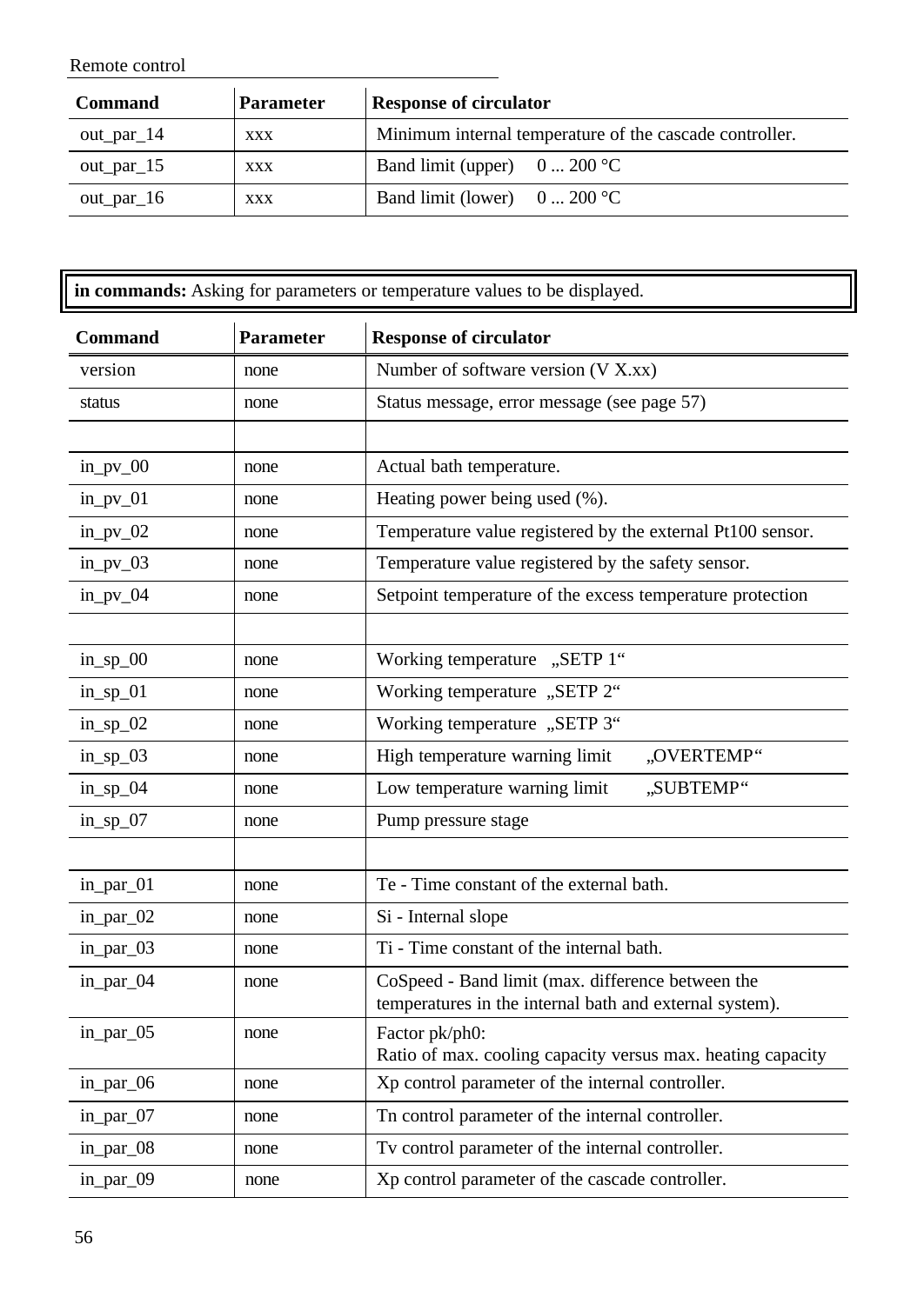| Command | Parameter | Response of circulator |
| --- | --- | --- |
| out_par_14 | xxx | Minimum internal temperature of the cascade controller. |
| out_par_15 | xxx | Band limit (upper) 0 ... 200 °C |
| out_par_16 | xxx | Band limit (lower) 0 ... 200 °C |

**in commands:** Asking for parameters or temperature values to be displayed.

| Command | Parameter | Response of circulator |
| --- | --- | --- |
| version | none | Number of software version (V X.xx) |
| status | none | Status message, error message (see page 57) |
| | | |
| in_pv_00 | none | Actual bath temperature. |
| in_pv_01 | none | Heating power being used (%). |
| in_pv_02 | none | Temperature value registered by the external Pt100 sensor. |
| in_pv_03 | none | Temperature value registered by the safety sensor. |
| in_pv_04 | none | Setpoint temperature of the excess temperature protection |
| | | |
| in_sp_00 | none | Working temperature „SETP 1“ |
| in_sp_01 | none | Working temperature „SETP 2“ |
| in_sp_02 | none | Working temperature „SETP 3“ |
| in_sp_03 | none | High temperature warning limit „OVERTEMP“ |
| in_sp_04 | none | Low temperature warning limit „SUBTEMP“ |
| in_sp_07 | none | Pump pressure stage |
| | | |
| in_par_01 | none | Te - Time constant of the external bath. |
| in_par_02 | none | Si - Internal slope |
| in_par_03 | none | Ti - Time constant of the internal bath. |
| in_par_04 | none | CoSpeed - Band limit (max. difference between the temperatures in the internal bath and external system). |
| in_par_05 | none | Factor pk/ph0: Ratio of max. cooling capacity versus max. heating capacity |
| in_par_06 | none | Xp control parameter of the internal controller. |
| in_par_07 | none | Tn control parameter of the internal controller. |
| in_par_08 | none | Tv control parameter of the internal controller. |
| in_par_09 | none | Xp control parameter of the cascade controller. |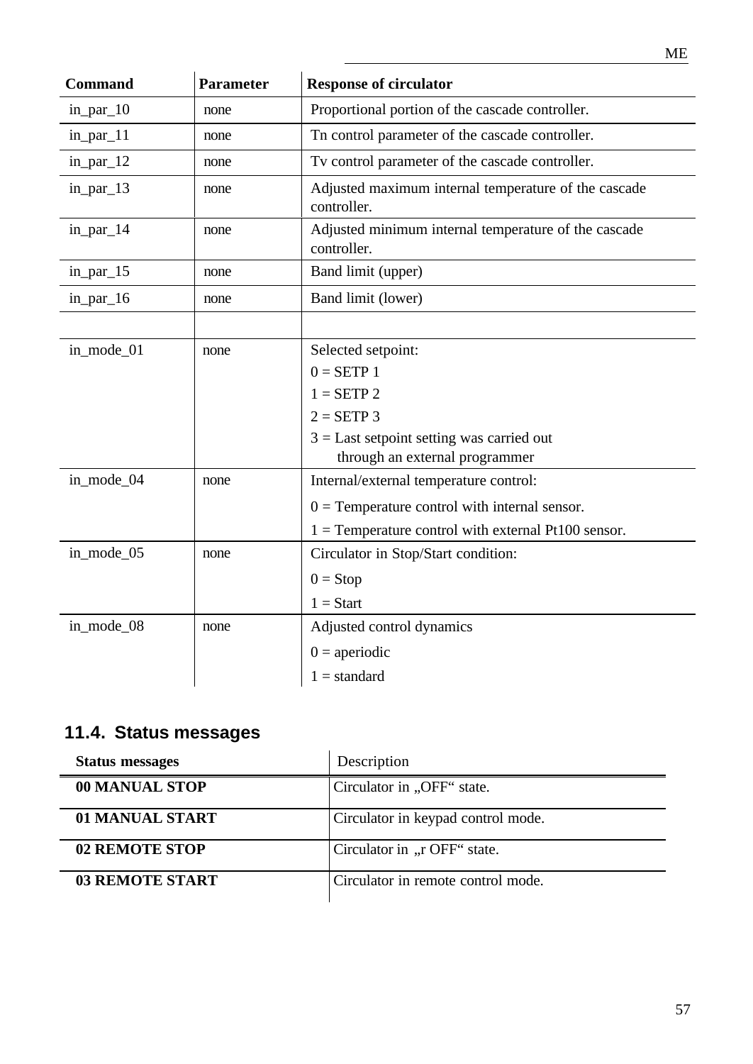| Command | Parameter | Response of circulator |
|---|---|---|
| in_par_10 | none | Proportional portion of the cascade controller. |
| in_par_11 | none | Tn control parameter of the cascade controller. |
| in_par_12 | none | Tv control parameter of the cascade controller. |
| in_par_13 | none | Adjusted maximum internal temperature of the cascade controller. |
| in_par_14 | none | Adjusted minimum internal temperature of the cascade controller. |
| in_par_15 | none | Band limit (upper) |
| in_par_16 | none | Band limit (lower) |
| | | |
| in_mode_01 | none | Selected setpoint:<br>0 = SETP 1<br>1 = SETP 2<br>2 = SETP 3<br>3 = Last setpoint setting was carried out through an external programmer |
| in_mode_04 | none | Internal/external temperature control:<br>0 = Temperature control with internal sensor.<br>1 = Temperature control with external Pt100 sensor. |
| in_mode_05 | none | Circulator in Stop/Start condition:<br>0 = Stop<br>1 = Start |
| in_mode_08 | none | Adjusted control dynamics<br>0 = aperiodic<br>1 = standard |

## 11.4. Status messages

| Status messages | Description |
|---|---|
| **00 MANUAL STOP** | Circulator in „OFF“ state. |
| **01 MANUAL START** | Circulator in keypad control mode. |
| **02 REMOTE STOP** | Circulator in „r OFF“ state. |
| **03 REMOTE START** | Circulator in remote control mode. |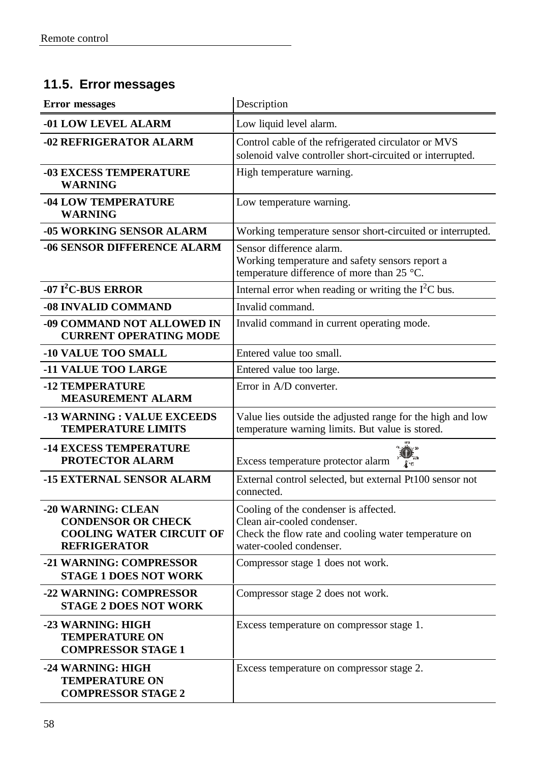## 11.5. Error messages

| Error messages | Description |
|---|---|
| **-01 LOW LEVEL ALARM** | Low liquid level alarm. |
| **-02 REFRIGERATOR ALARM** | Control cable of the refrigerated circulator or MVS solenoid valve controller short-circuited or interrupted. |
| **-03 EXCESS TEMPERATURE WARNING** | High temperature warning. |
| **-04 LOW TEMPERATURE WARNING** | Low temperature warning. |
| **-05 WORKING SENSOR ALARM** | Working temperature sensor short-circuited or interrupted. |
| **-06 SENSOR DIFFERENCE ALARM** | Sensor difference alarm. Working temperature and safety sensors report a temperature difference of more than 25 °C. |
| **-07 $I^2C$-BUS ERROR** | Internal error when reading or writing the $I^2C$ bus. |
| **-08 INVALID COMMAND** | Invalid command. |
| **-09 COMMAND NOT ALLOWED IN CURRENT OPERATING MODE** | Invalid command in current operating mode. |
| **-10 VALUE TOO SMALL** | Entered value too small. |
| **-11 VALUE TOO LARGE** | Entered value too large. |
| **-12 TEMPERATURE MEASUREMENT ALARM** | Error in A/D converter. |
| **-13 WARNING : VALUE EXCEEDS TEMPERATURE LIMITS** | Value lies outside the adjusted range for the high and low temperature warning limits. But value is stored. |
| **-14 EXCESS TEMPERATURE PROTECTOR ALARM** | Excess temperature protector alarm |
| **-15 EXTERNAL SENSOR ALARM** | External control selected, but external Pt100 sensor not connected. |
| **-20 WARNING: CLEAN CONDENSOR OR CHECK COOLING WATER CIRCUIT OF REFRIGERATOR** | Cooling of the condenser is affected. Clean air-cooled condenser. Check the flow rate and cooling water temperature on water-cooled condenser. |
| **-21 WARNING: COMPRESSOR STAGE 1 DOES NOT WORK** | Compressor stage 1 does not work. |
| **-22 WARNING: COMPRESSOR STAGE 2 DOES NOT WORK** | Compressor stage 2 does not work. |
| **-23 WARNING: HIGH TEMPERATURE ON COMPRESSOR STAGE 1** | Excess temperature on compressor stage 1. |
| **-24 WARNING: HIGH TEMPERATURE ON COMPRESSOR STAGE 2** | Excess temperature on compressor stage 2. |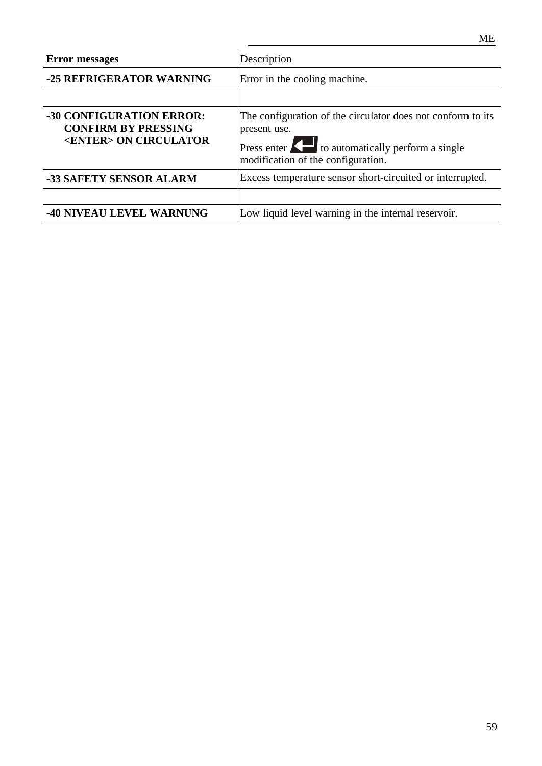| **Error messages** | Description |
|---|---|
| **-25 REFRIGERATOR WARNING** | Error in the cooling machine. |
| | |
| **-30 CONFIGURATION ERROR: CONFIRM BY PRESSING <ENTER> ON CIRCULATOR** | The configuration of the circulator does not conform to its present use. Press enter ⏎ to automatically perform a single modification of the configuration. |
| **-33 SAFETY SENSOR ALARM** | Excess temperature sensor short-circuited or interrupted. |
| | |
| **-40 NIVEAU LEVEL WARNUNG** | Low liquid level warning in the internal reservoir. |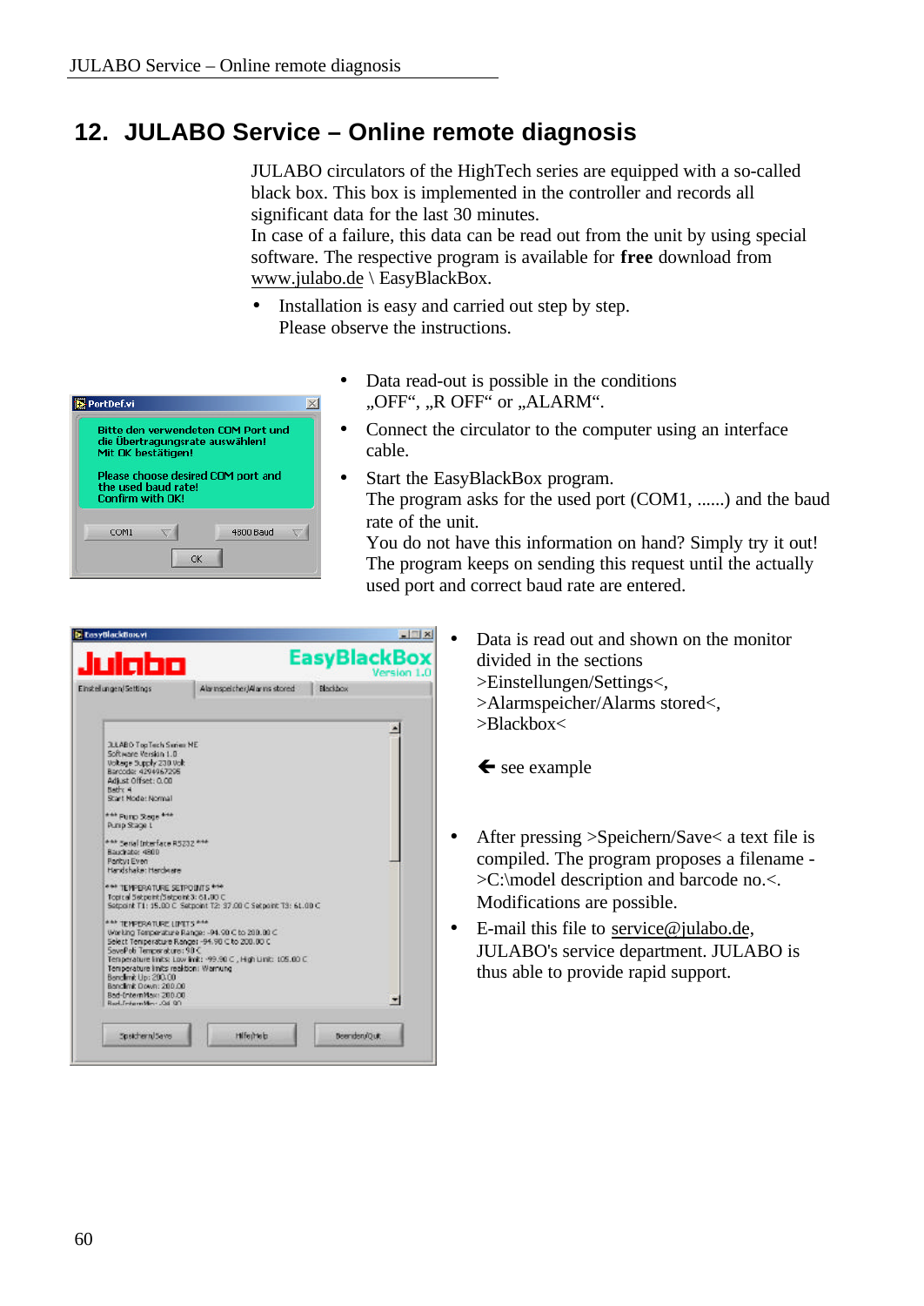# 12. JULABO Service – Online remote diagnosis

JULABO circulators of the HighTech series are equipped with a so-called black box. This box is implemented in the controller and records all significant data for the last 30 minutes.
In case of a failure, this data can be read out from the unit by using special software. The respective program is available for **free** download from www.julabo.de \ EasyBlackBox.

- Installation is easy and carried out step by step.
  Please observe the instructions.

- Data read-out is possible in the conditions „OFF“, „R OFF“ or „ALARM“.
- Connect the circulator to the computer using an interface cable.
- Start the EasyBlackBox program.
  The program asks for the used port (COM1, ......) and the baud rate of the unit.
  You do not have this information on hand? Simply try it out! The program keeps on sending this request until the actually used port and correct baud rate are entered.

- Data is read out and shown on the monitor divided in the sections
  >Einstellungen/Settings<,
  >Alarmspeicher/Alarms stored<,
  >Blackbox<

  🡐 see example

- After pressing >Speichern/Save< a text file is compiled. The program proposes a filename - >C:\model description and barcode no.<. Modifications are possible.
- E-mail this file to service@julabo.de, JULABO's service department. JULABO is thus able to provide rapid support.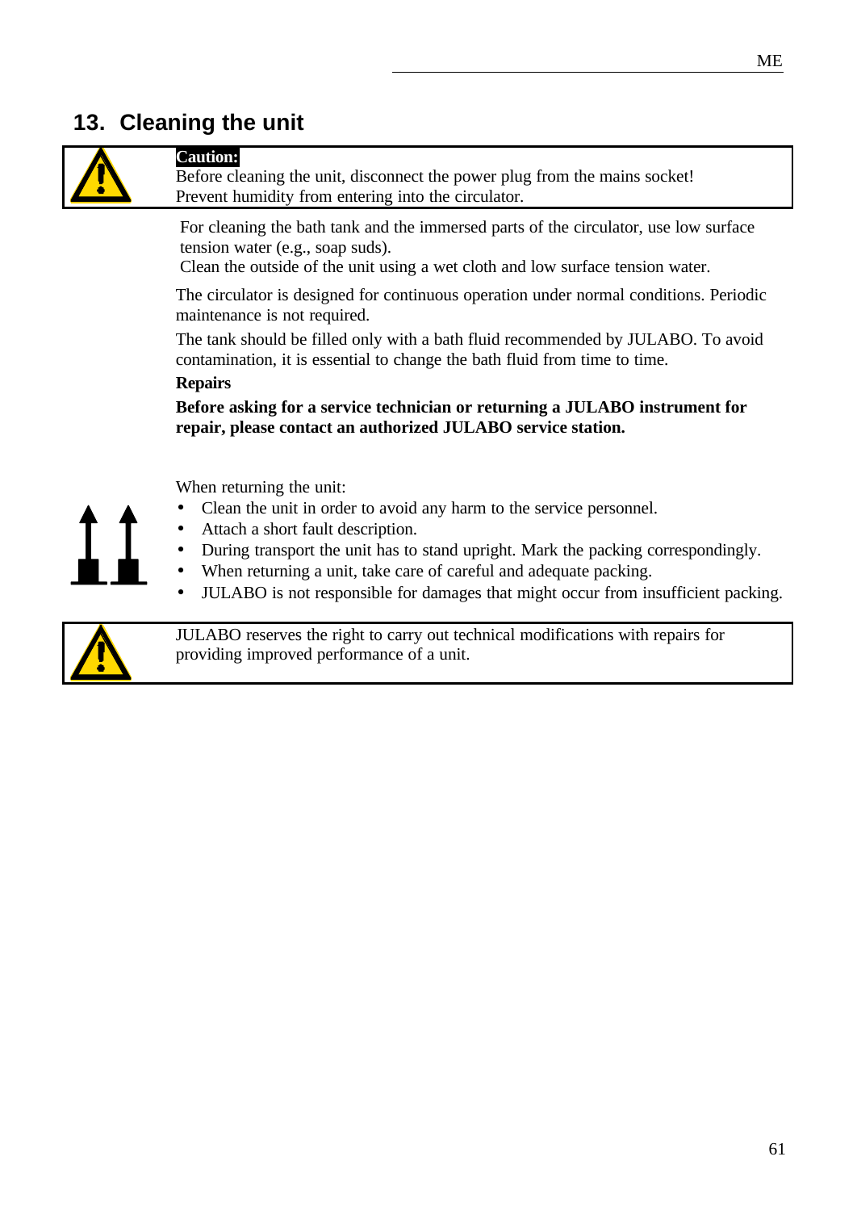## 13. Cleaning the unit

**Caution:**
Before cleaning the unit, disconnect the power plug from the mains socket!
Prevent humidity from entering into the circulator.

For cleaning the bath tank and the immersed parts of the circulator, use low surface tension water (e.g., soap suds).
Clean the outside of the unit using a wet cloth and low surface tension water.

The circulator is designed for continuous operation under normal conditions. Periodic maintenance is not required.

The tank should be filled only with a bath fluid recommended by JULABO. To avoid contamination, it is essential to change the bath fluid from time to time.

**Repairs**

**Before asking for a service technician or returning a JULABO instrument for repair, please contact an authorized JULABO service station.**

When returning the unit:

- Clean the unit in order to avoid any harm to the service personnel.
- Attach a short fault description.
- During transport the unit has to stand upright. Mark the packing correspondingly.
- When returning a unit, take care of careful and adequate packing.
- JULABO is not responsible for damages that might occur from insufficient packing.

JULABO reserves the right to carry out technical modifications with repairs for providing improved performance of a unit.